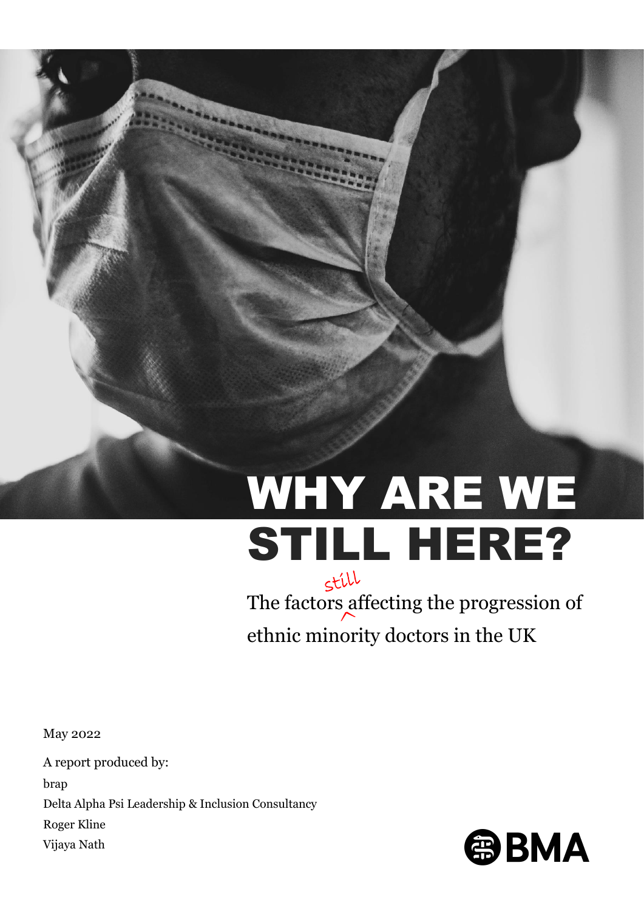# WHY ARE WE STILL HERE?

The factors still affecting the progression of ethnic minority doctors in the UK

May 2022

A report produced by:

brap

Delta Alpha Psi Leadership & Inclusion Consultancy

Roger Kline

Vijaya Nath

BMA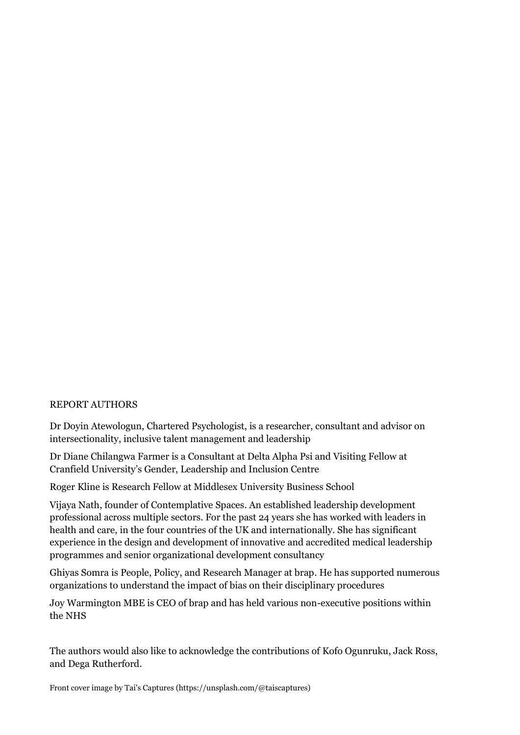REPORT AUTHORS

Dr Doyin Atewologun, Chartered Psychologist, is a researcher, consultant and advisor on intersectionality, inclusive talent management and leadership

Dr Diane Chilangwa Farmer is a Consultant at Delta Alpha Psi and Visiting Fellow at Cranfield University's Gender, Leadership and Inclusion Centre

Roger Kline is Research Fellow at Middlesex University Business School

Vijaya Nath, founder of Contemplative Spaces. An established leadership development professional across multiple sectors. For the past 24 years she has worked with leaders in health and care, in the four countries of the UK and internationally. She has significant experience in the design and development of innovative and accredited medical leadership programmes and senior organizational development consultancy

Ghiyas Somra is People, Policy, and Research Manager at brap. He has supported numerous organizations to understand the impact of bias on their disciplinary procedures

Joy Warmington MBE is CEO of brap and has held various non-executive positions within the NHS

The authors would also like to acknowledge the contributions of Kofo Ogunruku, Jack Ross, and Dega Rutherford.

Front cover image by Tai's Captures (https://unsplash.com/@taiscaptures)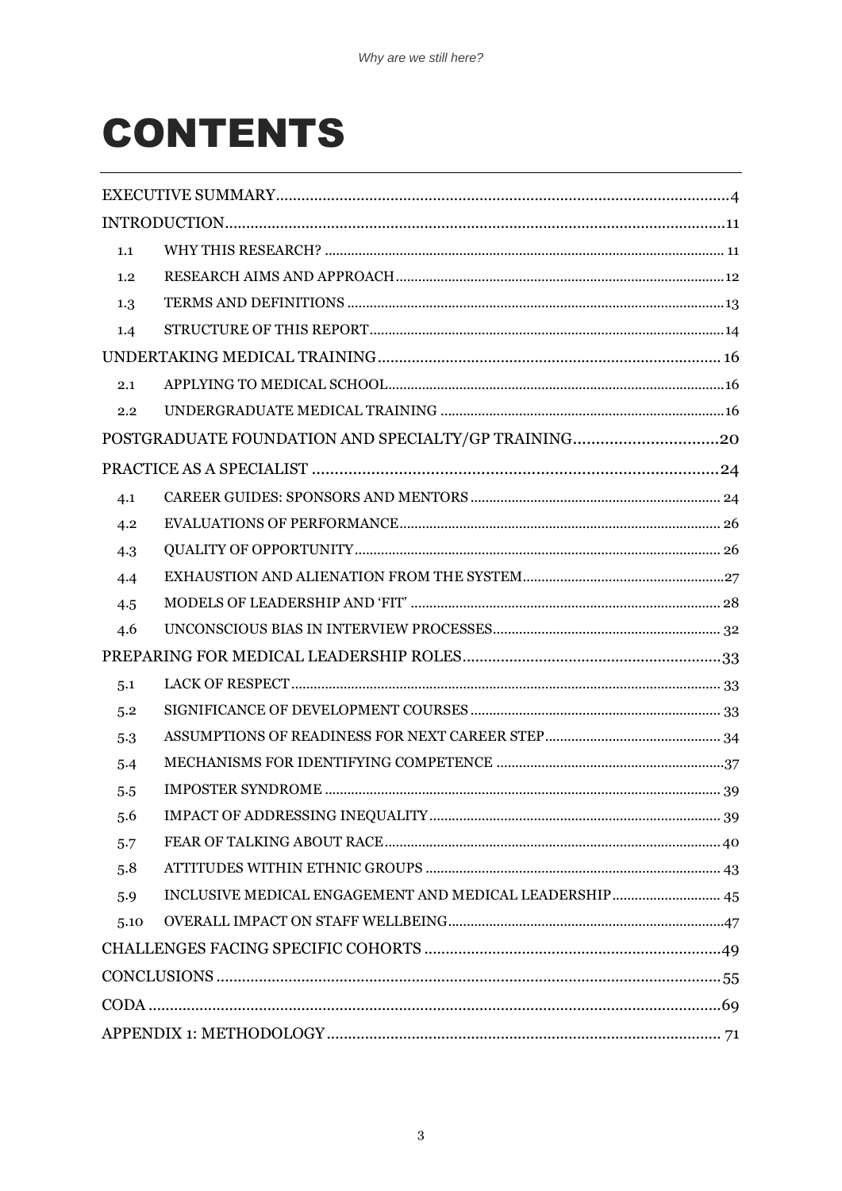# CONTENTS

| | | |
|---|---|---|
| EXECUTIVE SUMMARY | | 4 |
| INTRODUCTION | | 11 |
| 1.1 | WHY THIS RESEARCH? | 11 |
| 1.2 | RESEARCH AIMS AND APPROACH | 12 |
| 1.3 | TERMS AND DEFINITIONS | 13 |
| 1.4 | STRUCTURE OF THIS REPORT | 14 |
| UNDERTAKING MEDICAL TRAINING | | 16 |
| 2.1 | APPLYING TO MEDICAL SCHOOL | 16 |
| 2.2 | UNDERGRADUATE MEDICAL TRAINING | 16 |
| POSTGRADUATE FOUNDATION AND SPECIALTY/GP TRAINING | | 20 |
| PRACTICE AS A SPECIALIST | | 24 |
| 4.1 | CAREER GUIDES: SPONSORS AND MENTORS | 24 |
| 4.2 | EVALUATIONS OF PERFORMANCE | 26 |
| 4.3 | QUALITY OF OPPORTUNITY | 26 |
| 4.4 | EXHAUSTION AND ALIENATION FROM THE SYSTEM | 27 |
| 4.5 | MODELS OF LEADERSHIP AND 'FIT' | 28 |
| 4.6 | UNCONSCIOUS BIAS IN INTERVIEW PROCESSES | 32 |
| PREPARING FOR MEDICAL LEADERSHIP ROLES | | 33 |
| 5.1 | LACK OF RESPECT | 33 |
| 5.2 | SIGNIFICANCE OF DEVELOPMENT COURSES | 33 |
| 5.3 | ASSUMPTIONS OF READINESS FOR NEXT CAREER STEP | 34 |
| 5.4 | MECHANISMS FOR IDENTIFYING COMPETENCE | 37 |
| 5.5 | IMPOSTER SYNDROME | 39 |
| 5.6 | IMPACT OF ADDRESSING INEQUALITY | 39 |
| 5.7 | FEAR OF TALKING ABOUT RACE | 40 |
| 5.8 | ATTITUDES WITHIN ETHNIC GROUPS | 43 |
| 5.9 | INCLUSIVE MEDICAL ENGAGEMENT AND MEDICAL LEADERSHIP | 45 |
| 5.10 | OVERALL IMPACT ON STAFF WELLBEING | 47 |
| CHALLENGES FACING SPECIFIC COHORTS | | 49 |
| CONCLUSIONS | | 55 |
| CODA | | 69 |
| APPENDIX 1: METHODOLOGY | | 71 |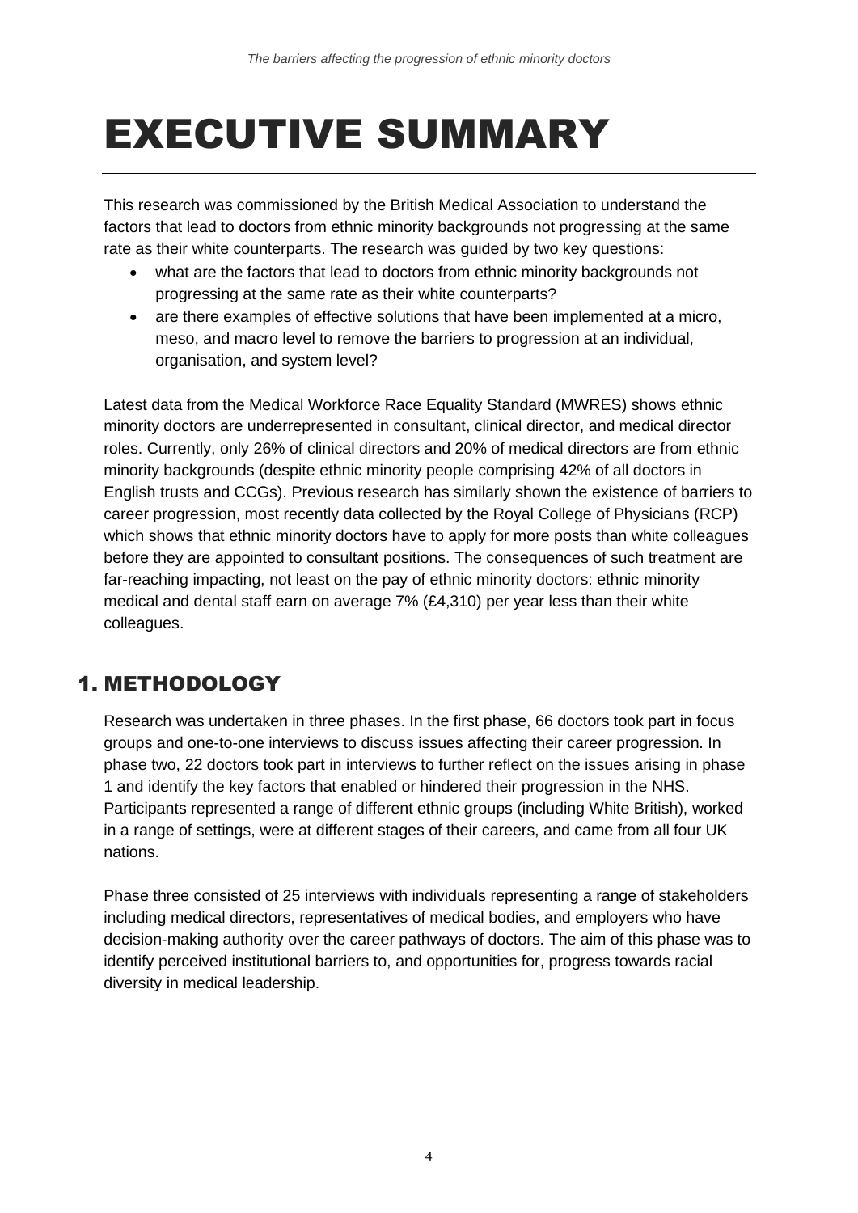# EXECUTIVE SUMMARY

This research was commissioned by the British Medical Association to understand the factors that lead to doctors from ethnic minority backgrounds not progressing at the same rate as their white counterparts. The research was guided by two key questions:

- what are the factors that lead to doctors from ethnic minority backgrounds not progressing at the same rate as their white counterparts?
- are there examples of effective solutions that have been implemented at a micro, meso, and macro level to remove the barriers to progression at an individual, organisation, and system level?

Latest data from the Medical Workforce Race Equality Standard (MWRES) shows ethnic minority doctors are underrepresented in consultant, clinical director, and medical director roles. Currently, only 26% of clinical directors and 20% of medical directors are from ethnic minority backgrounds (despite ethnic minority people comprising 42% of all doctors in English trusts and CCGs). Previous research has similarly shown the existence of barriers to career progression, most recently data collected by the Royal College of Physicians (RCP) which shows that ethnic minority doctors have to apply for more posts than white colleagues before they are appointed to consultant positions. The consequences of such treatment are far-reaching impacting, not least on the pay of ethnic minority doctors: ethnic minority medical and dental staff earn on average 7% (£4,310) per year less than their white colleagues.

## 1. METHODOLOGY

Research was undertaken in three phases. In the first phase, 66 doctors took part in focus groups and one-to-one interviews to discuss issues affecting their career progression. In phase two, 22 doctors took part in interviews to further reflect on the issues arising in phase 1 and identify the key factors that enabled or hindered their progression in the NHS. Participants represented a range of different ethnic groups (including White British), worked in a range of settings, were at different stages of their careers, and came from all four UK nations.

Phase three consisted of 25 interviews with individuals representing a range of stakeholders including medical directors, representatives of medical bodies, and employers who have decision-making authority over the career pathways of doctors. The aim of this phase was to identify perceived institutional barriers to, and opportunities for, progress towards racial diversity in medical leadership.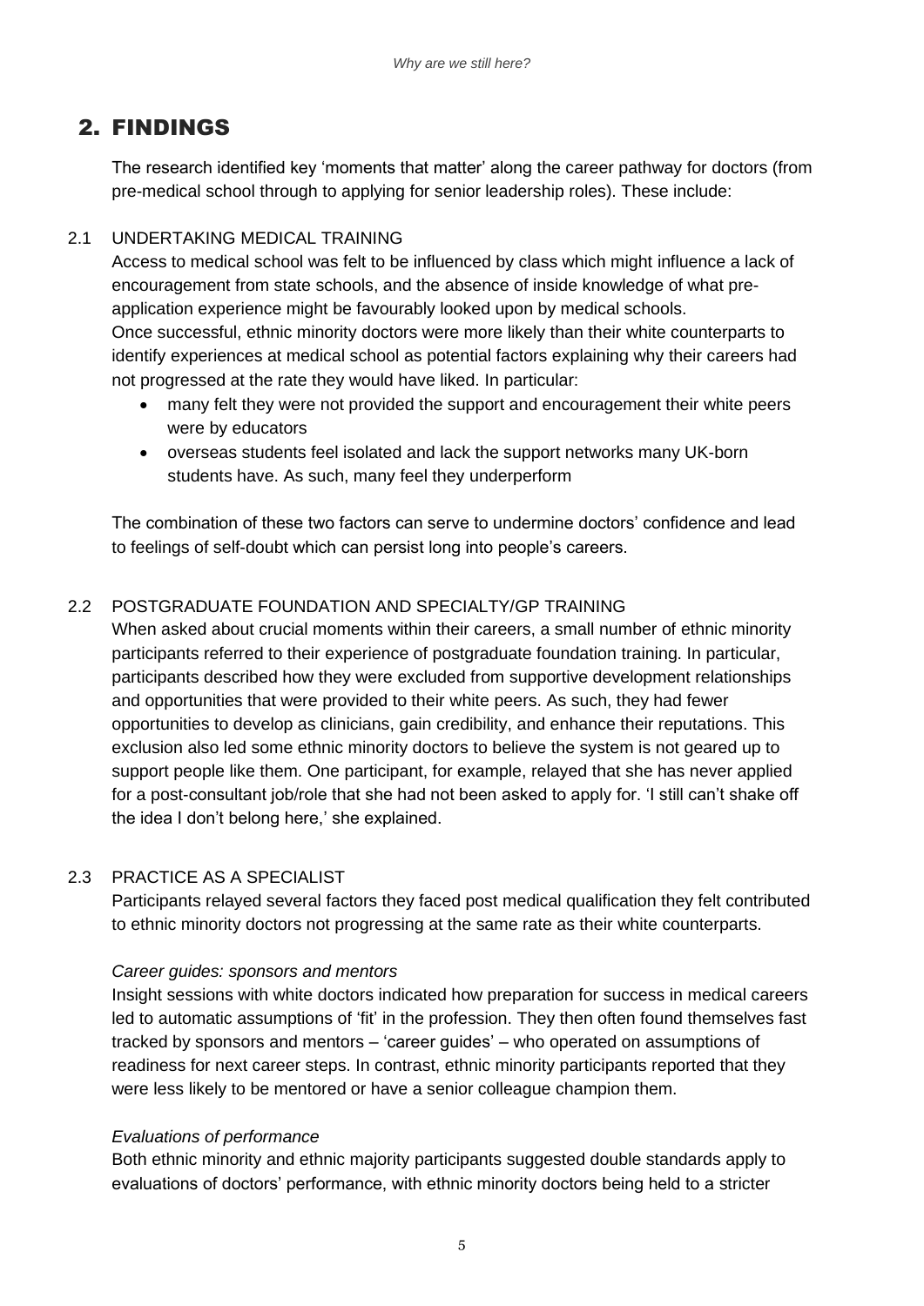# 2. FINDINGS

The research identified key 'moments that matter' along the career pathway for doctors (from pre-medical school through to applying for senior leadership roles). These include:

## 2.1 UNDERTAKING MEDICAL TRAINING

Access to medical school was felt to be influenced by class which might influence a lack of encouragement from state schools, and the absence of inside knowledge of what pre-application experience might be favourably looked upon by medical schools.
Once successful, ethnic minority doctors were more likely than their white counterparts to identify experiences at medical school as potential factors explaining why their careers had not progressed at the rate they would have liked. In particular:

- many felt they were not provided the support and encouragement their white peers were by educators
- overseas students feel isolated and lack the support networks many UK-born students have. As such, many feel they underperform

The combination of these two factors can serve to undermine doctors' confidence and lead to feelings of self-doubt which can persist long into people's careers.

## 2.2 POSTGRADUATE FOUNDATION AND SPECIALTY/GP TRAINING

When asked about crucial moments within their careers, a small number of ethnic minority participants referred to their experience of postgraduate foundation training. In particular, participants described how they were excluded from supportive development relationships and opportunities that were provided to their white peers. As such, they had fewer opportunities to develop as clinicians, gain credibility, and enhance their reputations. This exclusion also led some ethnic minority doctors to believe the system is not geared up to support people like them. One participant, for example, relayed that she has never applied for a post-consultant job/role that she had not been asked to apply for. 'I still can't shake off the idea I don't belong here,' she explained.

## 2.3 PRACTICE AS A SPECIALIST

Participants relayed several factors they faced post medical qualification they felt contributed to ethnic minority doctors not progressing at the same rate as their white counterparts.

*Career guides: sponsors and mentors*

Insight sessions with white doctors indicated how preparation for success in medical careers led to automatic assumptions of 'fit' in the profession. They then often found themselves fast tracked by sponsors and mentors – 'career guides' – who operated on assumptions of readiness for next career steps. In contrast, ethnic minority participants reported that they were less likely to be mentored or have a senior colleague champion them.

*Evaluations of performance*

Both ethnic minority and ethnic majority participants suggested double standards apply to evaluations of doctors' performance, with ethnic minority doctors being held to a stricter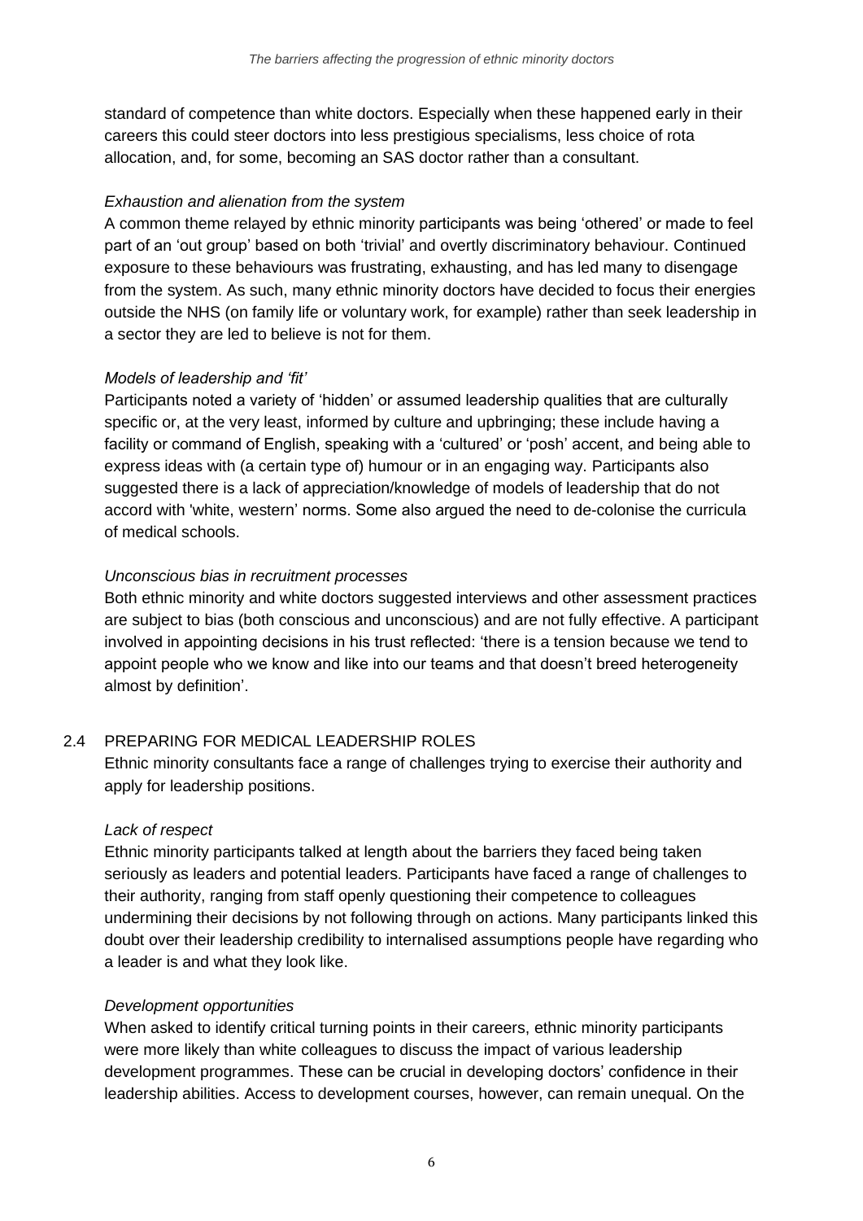standard of competence than white doctors. Especially when these happened early in their careers this could steer doctors into less prestigious specialisms, less choice of rota allocation, and, for some, becoming an SAS doctor rather than a consultant.

*Exhaustion and alienation from the system*

A common theme relayed by ethnic minority participants was being 'othered' or made to feel part of an 'out group' based on both 'trivial' and overtly discriminatory behaviour. Continued exposure to these behaviours was frustrating, exhausting, and has led many to disengage from the system. As such, many ethnic minority doctors have decided to focus their energies outside the NHS (on family life or voluntary work, for example) rather than seek leadership in a sector they are led to believe is not for them.

*Models of leadership and 'fit'*

Participants noted a variety of 'hidden' or assumed leadership qualities that are culturally specific or, at the very least, informed by culture and upbringing; these include having a facility or command of English, speaking with a 'cultured' or 'posh' accent, and being able to express ideas with (a certain type of) humour or in an engaging way. Participants also suggested there is a lack of appreciation/knowledge of models of leadership that do not accord with 'white, western' norms. Some also argued the need to de-colonise the curricula of medical schools.

*Unconscious bias in recruitment processes*

Both ethnic minority and white doctors suggested interviews and other assessment practices are subject to bias (both conscious and unconscious) and are not fully effective. A participant involved in appointing decisions in his trust reflected: 'there is a tension because we tend to appoint people who we know and like into our teams and that doesn't breed heterogeneity almost by definition'.

## 2.4 PREPARING FOR MEDICAL LEADERSHIP ROLES

Ethnic minority consultants face a range of challenges trying to exercise their authority and apply for leadership positions.

*Lack of respect*

Ethnic minority participants talked at length about the barriers they faced being taken seriously as leaders and potential leaders. Participants have faced a range of challenges to their authority, ranging from staff openly questioning their competence to colleagues undermining their decisions by not following through on actions. Many participants linked this doubt over their leadership credibility to internalised assumptions people have regarding who a leader is and what they look like.

*Development opportunities*

When asked to identify critical turning points in their careers, ethnic minority participants were more likely than white colleagues to discuss the impact of various leadership development programmes. These can be crucial in developing doctors' confidence in their leadership abilities. Access to development courses, however, can remain unequal. On the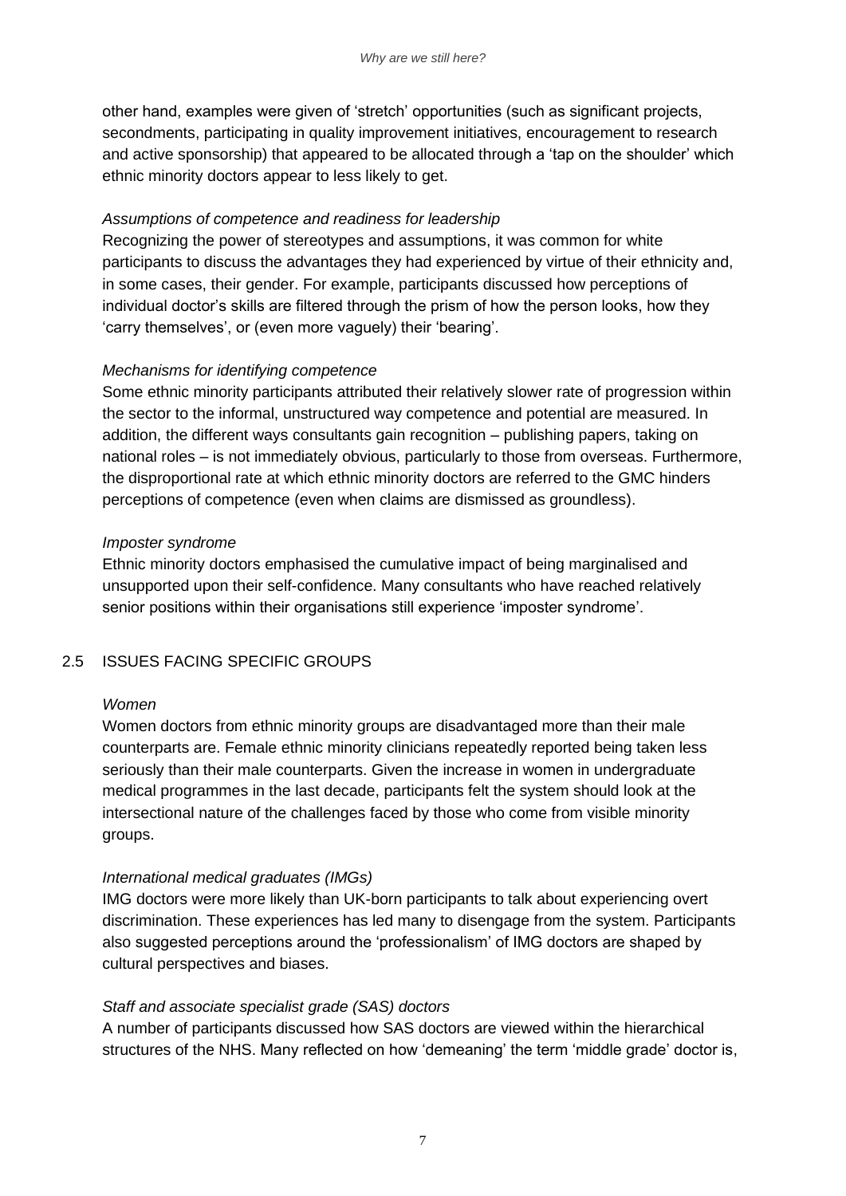other hand, examples were given of 'stretch' opportunities (such as significant projects, secondments, participating in quality improvement initiatives, encouragement to research and active sponsorship) that appeared to be allocated through a 'tap on the shoulder' which ethnic minority doctors appear to less likely to get.

*Assumptions of competence and readiness for leadership*

Recognizing the power of stereotypes and assumptions, it was common for white participants to discuss the advantages they had experienced by virtue of their ethnicity and, in some cases, their gender. For example, participants discussed how perceptions of individual doctor's skills are filtered through the prism of how the person looks, how they 'carry themselves', or (even more vaguely) their 'bearing'.

*Mechanisms for identifying competence*

Some ethnic minority participants attributed their relatively slower rate of progression within the sector to the informal, unstructured way competence and potential are measured. In addition, the different ways consultants gain recognition – publishing papers, taking on national roles – is not immediately obvious, particularly to those from overseas. Furthermore, the disproportional rate at which ethnic minority doctors are referred to the GMC hinders perceptions of competence (even when claims are dismissed as groundless).

*Imposter syndrome*

Ethnic minority doctors emphasised the cumulative impact of being marginalised and unsupported upon their self-confidence. Many consultants who have reached relatively senior positions within their organisations still experience 'imposter syndrome'.

## 2.5 ISSUES FACING SPECIFIC GROUPS

*Women*

Women doctors from ethnic minority groups are disadvantaged more than their male counterparts are. Female ethnic minority clinicians repeatedly reported being taken less seriously than their male counterparts. Given the increase in women in undergraduate medical programmes in the last decade, participants felt the system should look at the intersectional nature of the challenges faced by those who come from visible minority groups.

*International medical graduates (IMGs)*

IMG doctors were more likely than UK-born participants to talk about experiencing overt discrimination. These experiences has led many to disengage from the system. Participants also suggested perceptions around the 'professionalism' of IMG doctors are shaped by cultural perspectives and biases.

*Staff and associate specialist grade (SAS) doctors*

A number of participants discussed how SAS doctors are viewed within the hierarchical structures of the NHS. Many reflected on how 'demeaning' the term 'middle grade' doctor is,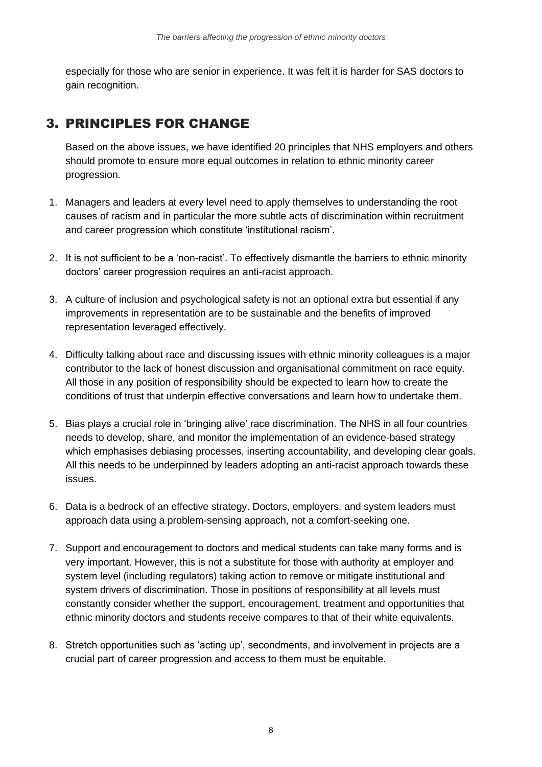especially for those who are senior in experience. It was felt it is harder for SAS doctors to gain recognition.

## 3. PRINCIPLES FOR CHANGE

Based on the above issues, we have identified 20 principles that NHS employers and others should promote to ensure more equal outcomes in relation to ethnic minority career progression.

1. Managers and leaders at every level need to apply themselves to understanding the root causes of racism and in particular the more subtle acts of discrimination within recruitment and career progression which constitute 'institutional racism'.

2. It is not sufficient to be a 'non-racist'. To effectively dismantle the barriers to ethnic minority doctors' career progression requires an anti-racist approach.

3. A culture of inclusion and psychological safety is not an optional extra but essential if any improvements in representation are to be sustainable and the benefits of improved representation leveraged effectively.

4. Difficulty talking about race and discussing issues with ethnic minority colleagues is a major contributor to the lack of honest discussion and organisational commitment on race equity. All those in any position of responsibility should be expected to learn how to create the conditions of trust that underpin effective conversations and learn how to undertake them.

5. Bias plays a crucial role in 'bringing alive' race discrimination. The NHS in all four countries needs to develop, share, and monitor the implementation of an evidence-based strategy which emphasises debiasing processes, inserting accountability, and developing clear goals. All this needs to be underpinned by leaders adopting an anti-racist approach towards these issues.

6. Data is a bedrock of an effective strategy. Doctors, employers, and system leaders must approach data using a problem-sensing approach, not a comfort-seeking one.

7. Support and encouragement to doctors and medical students can take many forms and is very important. However, this is not a substitute for those with authority at employer and system level (including regulators) taking action to remove or mitigate institutional and system drivers of discrimination. Those in positions of responsibility at all levels must constantly consider whether the support, encouragement, treatment and opportunities that ethnic minority doctors and students receive compares to that of their white equivalents.

8. Stretch opportunities such as 'acting up', secondments, and involvement in projects are a crucial part of career progression and access to them must be equitable.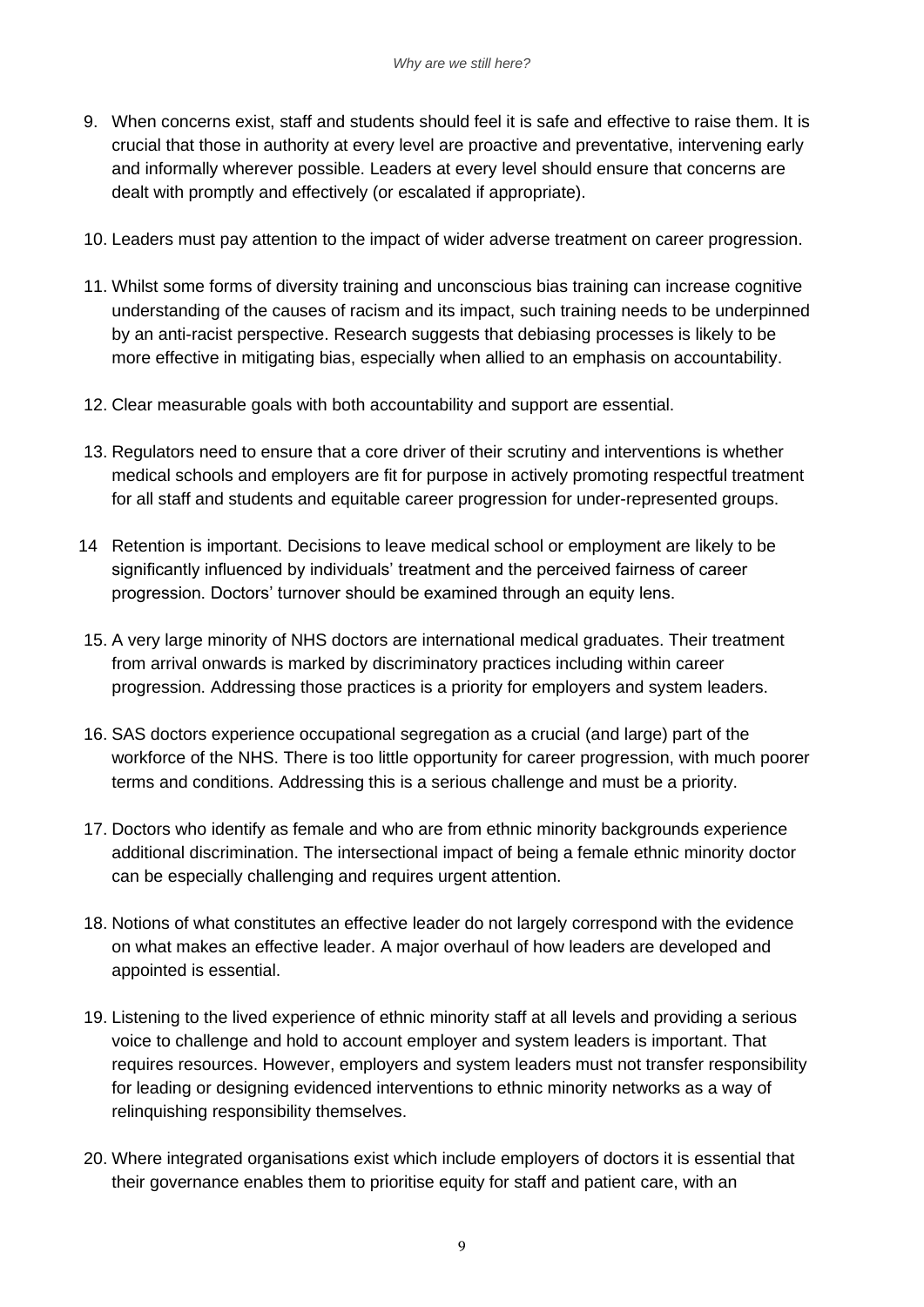9. When concerns exist, staff and students should feel it is safe and effective to raise them. It is crucial that those in authority at every level are proactive and preventative, intervening early and informally wherever possible. Leaders at every level should ensure that concerns are dealt with promptly and effectively (or escalated if appropriate).

10. Leaders must pay attention to the impact of wider adverse treatment on career progression.

11. Whilst some forms of diversity training and unconscious bias training can increase cognitive understanding of the causes of racism and its impact, such training needs to be underpinned by an anti-racist perspective. Research suggests that debiasing processes is likely to be more effective in mitigating bias, especially when allied to an emphasis on accountability.

12. Clear measurable goals with both accountability and support are essential.

13. Regulators need to ensure that a core driver of their scrutiny and interventions is whether medical schools and employers are fit for purpose in actively promoting respectful treatment for all staff and students and equitable career progression for under-represented groups.

14 Retention is important. Decisions to leave medical school or employment are likely to be significantly influenced by individuals' treatment and the perceived fairness of career progression. Doctors' turnover should be examined through an equity lens.

15. A very large minority of NHS doctors are international medical graduates. Their treatment from arrival onwards is marked by discriminatory practices including within career progression. Addressing those practices is a priority for employers and system leaders.

16. SAS doctors experience occupational segregation as a crucial (and large) part of the workforce of the NHS. There is too little opportunity for career progression, with much poorer terms and conditions. Addressing this is a serious challenge and must be a priority.

17. Doctors who identify as female and who are from ethnic minority backgrounds experience additional discrimination. The intersectional impact of being a female ethnic minority doctor can be especially challenging and requires urgent attention.

18. Notions of what constitutes an effective leader do not largely correspond with the evidence on what makes an effective leader. A major overhaul of how leaders are developed and appointed is essential.

19. Listening to the lived experience of ethnic minority staff at all levels and providing a serious voice to challenge and hold to account employer and system leaders is important. That requires resources. However, employers and system leaders must not transfer responsibility for leading or designing evidenced interventions to ethnic minority networks as a way of relinquishing responsibility themselves.

20. Where integrated organisations exist which include employers of doctors it is essential that their governance enables them to prioritise equity for staff and patient care, with an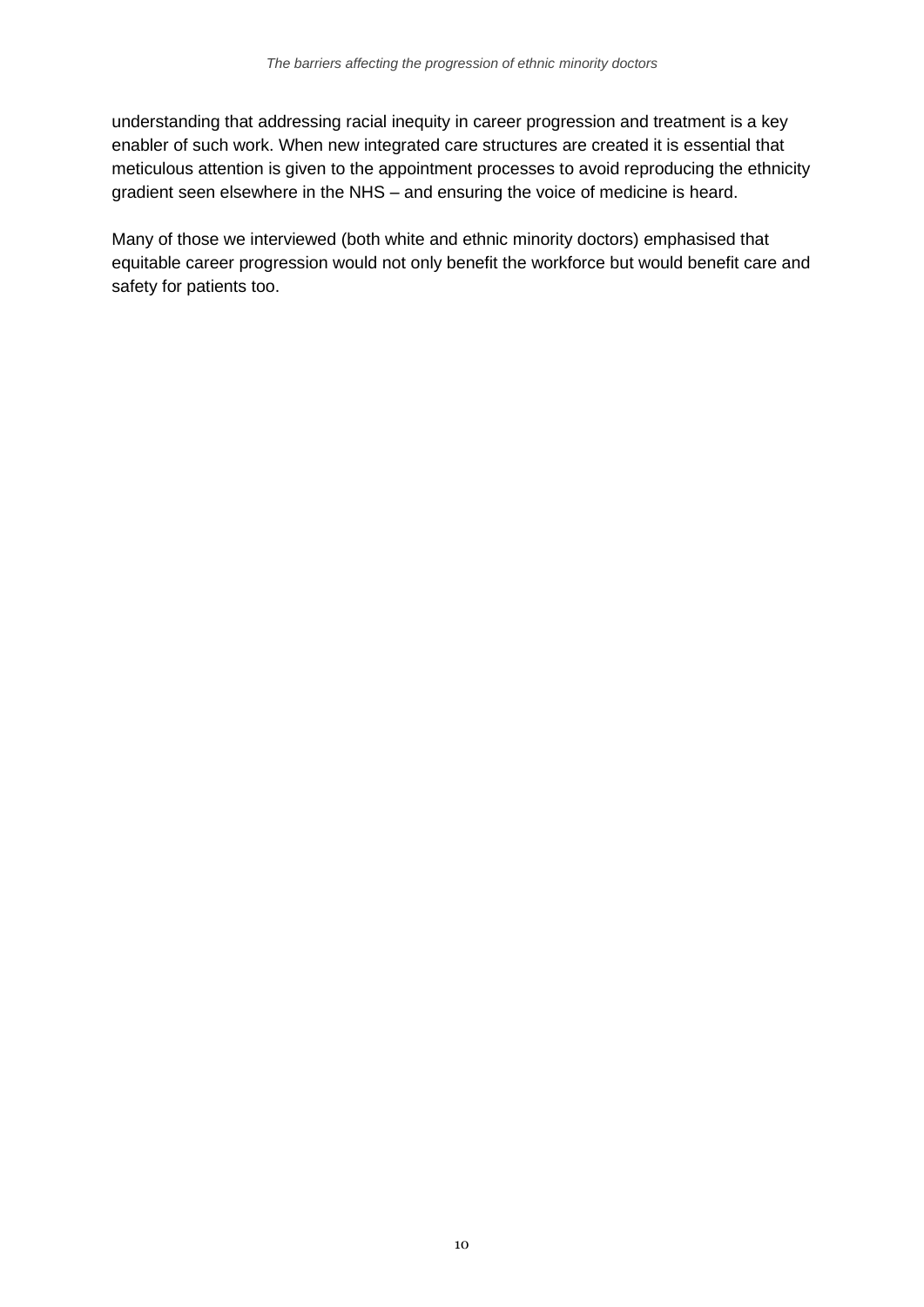understanding that addressing racial inequity in career progression and treatment is a key enabler of such work. When new integrated care structures are created it is essential that meticulous attention is given to the appointment processes to avoid reproducing the ethnicity gradient seen elsewhere in the NHS – and ensuring the voice of medicine is heard.

Many of those we interviewed (both white and ethnic minority doctors) emphasised that equitable career progression would not only benefit the workforce but would benefit care and safety for patients too.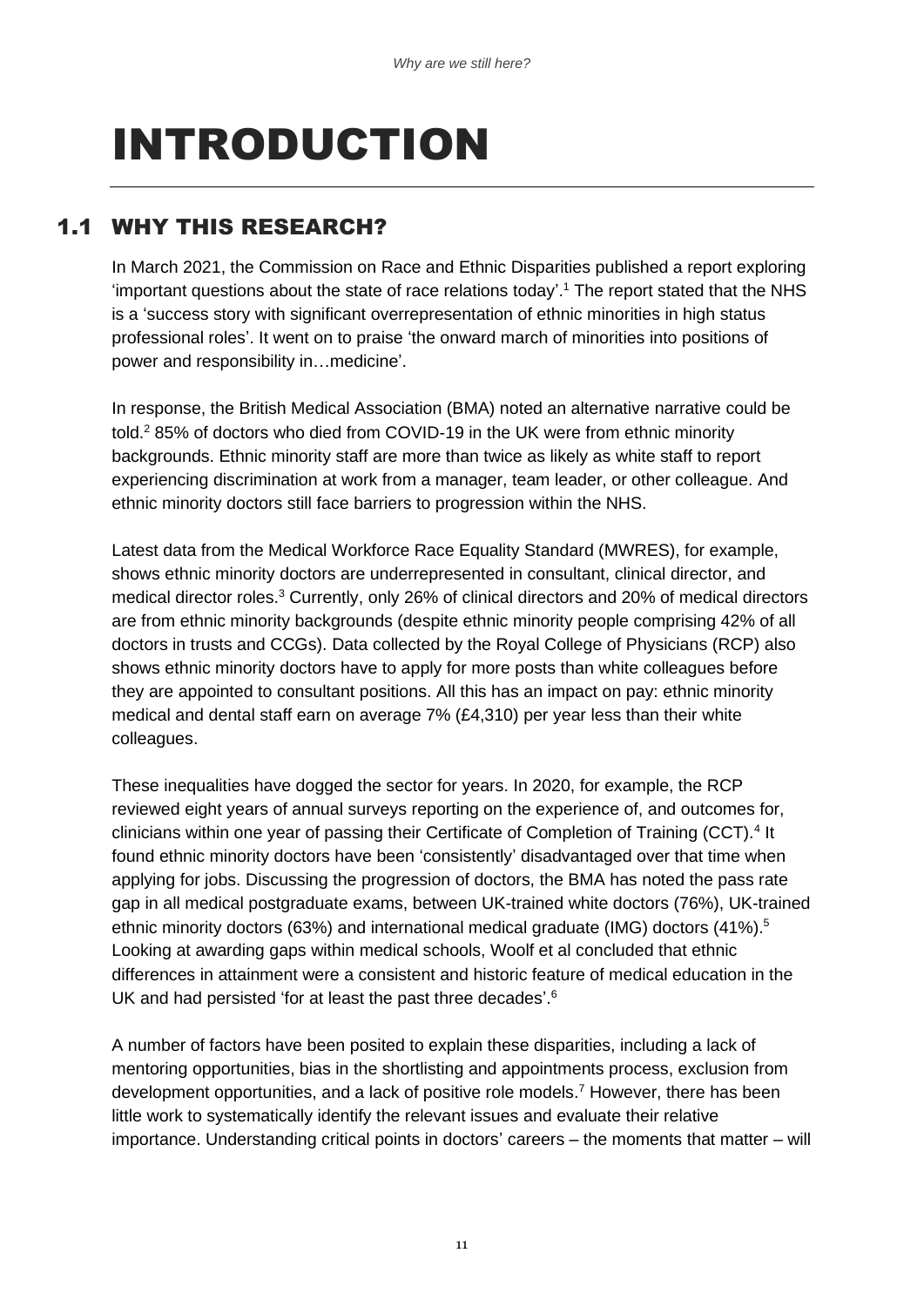# INTRODUCTION

## 1.1 WHY THIS RESEARCH?

In March 2021, the Commission on Race and Ethnic Disparities published a report exploring 'important questions about the state of race relations today'.[1] The report stated that the NHS is a 'success story with significant overrepresentation of ethnic minorities in high status professional roles'. It went on to praise 'the onward march of minorities into positions of power and responsibility in…medicine'.

In response, the British Medical Association (BMA) noted an alternative narrative could be told.[2] 85% of doctors who died from COVID-19 in the UK were from ethnic minority backgrounds. Ethnic minority staff are more than twice as likely as white staff to report experiencing discrimination at work from a manager, team leader, or other colleague. And ethnic minority doctors still face barriers to progression within the NHS.

Latest data from the Medical Workforce Race Equality Standard (MWRES), for example, shows ethnic minority doctors are underrepresented in consultant, clinical director, and medical director roles.[3] Currently, only 26% of clinical directors and 20% of medical directors are from ethnic minority backgrounds (despite ethnic minority people comprising 42% of all doctors in trusts and CCGs). Data collected by the Royal College of Physicians (RCP) also shows ethnic minority doctors have to apply for more posts than white colleagues before they are appointed to consultant positions. All this has an impact on pay: ethnic minority medical and dental staff earn on average 7% (£4,310) per year less than their white colleagues.

These inequalities have dogged the sector for years. In 2020, for example, the RCP reviewed eight years of annual surveys reporting on the experience of, and outcomes for, clinicians within one year of passing their Certificate of Completion of Training (CCT).[4] It found ethnic minority doctors have been 'consistently' disadvantaged over that time when applying for jobs. Discussing the progression of doctors, the BMA has noted the pass rate gap in all medical postgraduate exams, between UK-trained white doctors (76%), UK-trained ethnic minority doctors (63%) and international medical graduate (IMG) doctors (41%).[5] Looking at awarding gaps within medical schools, Woolf et al concluded that ethnic differences in attainment were a consistent and historic feature of medical education in the UK and had persisted 'for at least the past three decades'.[6]

A number of factors have been posited to explain these disparities, including a lack of mentoring opportunities, bias in the shortlisting and appointments process, exclusion from development opportunities, and a lack of positive role models.[7] However, there has been little work to systematically identify the relevant issues and evaluate their relative importance. Understanding critical points in doctors' careers – the moments that matter – will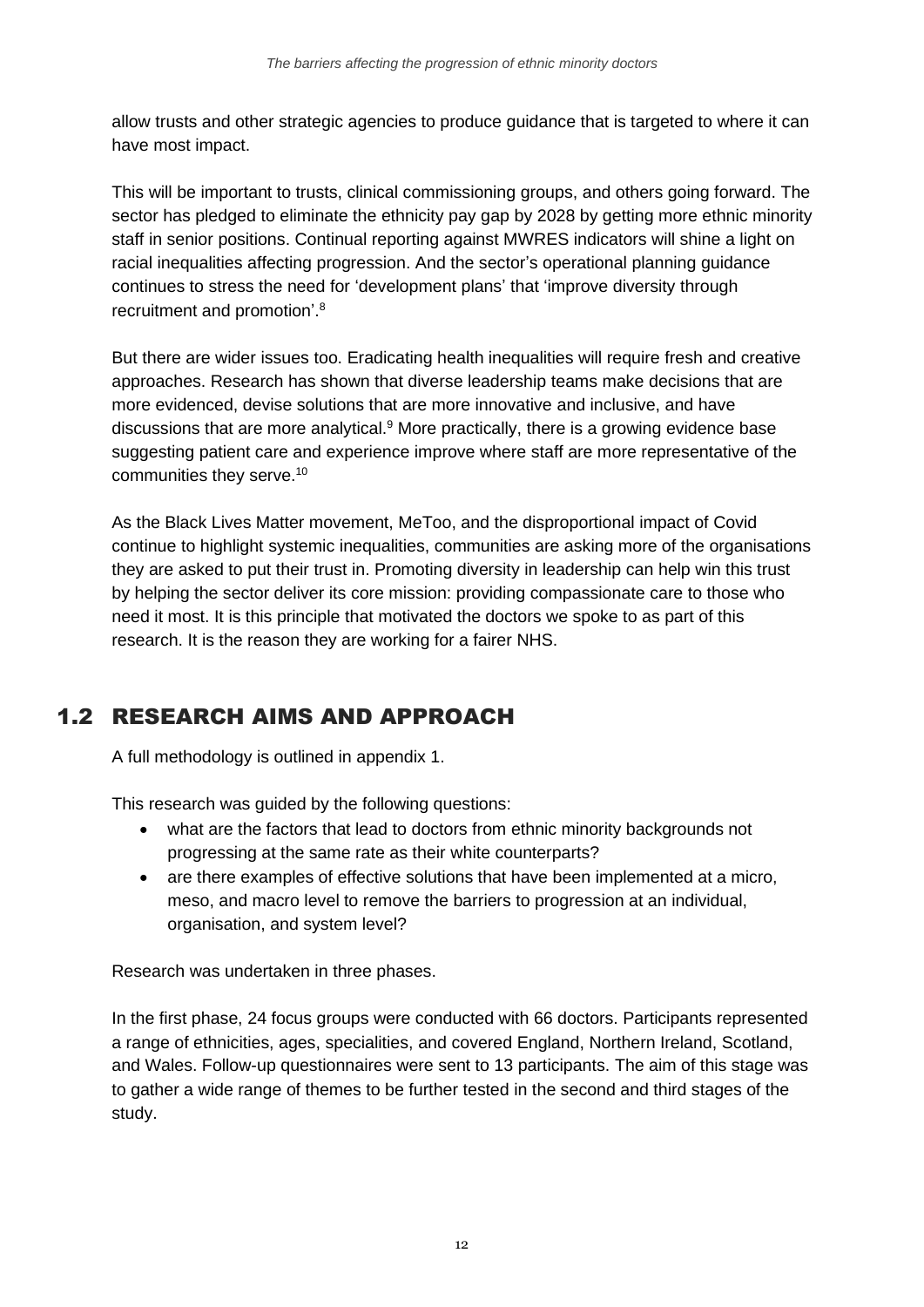allow trusts and other strategic agencies to produce guidance that is targeted to where it can have most impact.

This will be important to trusts, clinical commissioning groups, and others going forward. The sector has pledged to eliminate the ethnicity pay gap by 2028 by getting more ethnic minority staff in senior positions. Continual reporting against MWRES indicators will shine a light on racial inequalities affecting progression. And the sector's operational planning guidance continues to stress the need for 'development plans' that 'improve diversity through recruitment and promotion'.[8]

But there are wider issues too. Eradicating health inequalities will require fresh and creative approaches. Research has shown that diverse leadership teams make decisions that are more evidenced, devise solutions that are more innovative and inclusive, and have discussions that are more analytical.[9] More practically, there is a growing evidence base suggesting patient care and experience improve where staff are more representative of the communities they serve.[10]

As the Black Lives Matter movement, MeToo, and the disproportional impact of Covid continue to highlight systemic inequalities, communities are asking more of the organisations they are asked to put their trust in. Promoting diversity in leadership can help win this trust by helping the sector deliver its core mission: providing compassionate care to those who need it most. It is this principle that motivated the doctors we spoke to as part of this research. It is the reason they are working for a fairer NHS.

## 1.2 RESEARCH AIMS AND APPROACH

A full methodology is outlined in appendix 1.

This research was guided by the following questions:

- what are the factors that lead to doctors from ethnic minority backgrounds not progressing at the same rate as their white counterparts?
- are there examples of effective solutions that have been implemented at a micro, meso, and macro level to remove the barriers to progression at an individual, organisation, and system level?

Research was undertaken in three phases.

In the first phase, 24 focus groups were conducted with 66 doctors. Participants represented a range of ethnicities, ages, specialities, and covered England, Northern Ireland, Scotland, and Wales. Follow-up questionnaires were sent to 13 participants. The aim of this stage was to gather a wide range of themes to be further tested in the second and third stages of the study.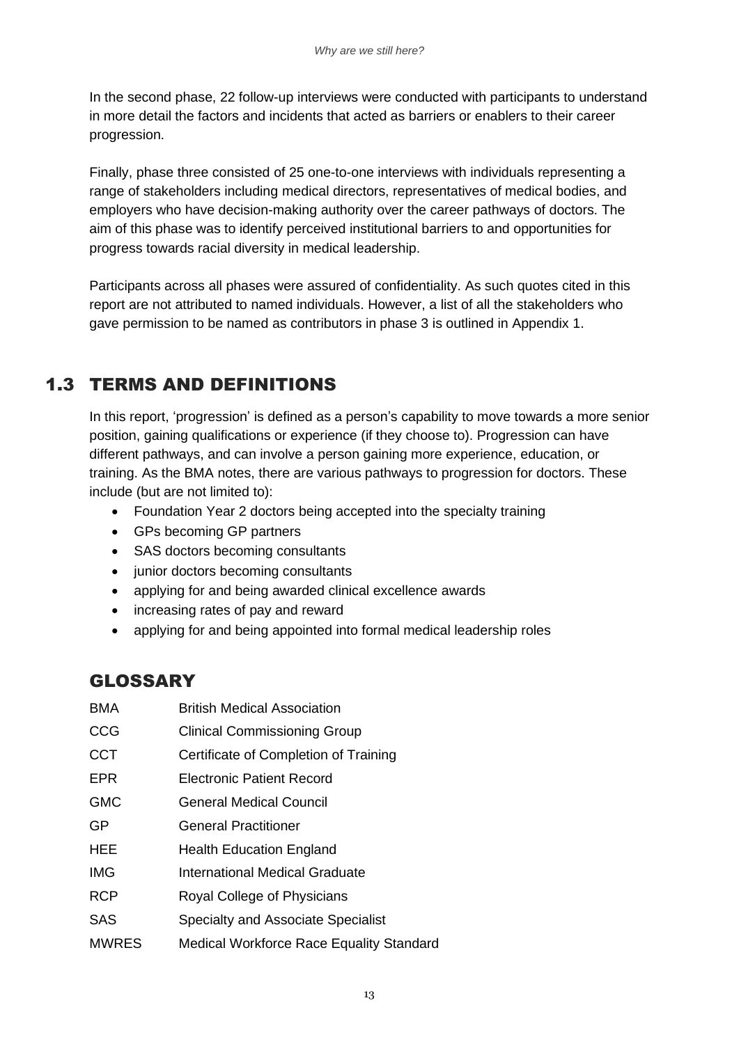In the second phase, 22 follow-up interviews were conducted with participants to understand in more detail the factors and incidents that acted as barriers or enablers to their career progression.

Finally, phase three consisted of 25 one-to-one interviews with individuals representing a range of stakeholders including medical directors, representatives of medical bodies, and employers who have decision-making authority over the career pathways of doctors. The aim of this phase was to identify perceived institutional barriers to and opportunities for progress towards racial diversity in medical leadership.

Participants across all phases were assured of confidentiality. As such quotes cited in this report are not attributed to named individuals. However, a list of all the stakeholders who gave permission to be named as contributors in phase 3 is outlined in Appendix 1.

## 1.3 TERMS AND DEFINITIONS

In this report, 'progression' is defined as a person's capability to move towards a more senior position, gaining qualifications or experience (if they choose to). Progression can have different pathways, and can involve a person gaining more experience, education, or training. As the BMA notes, there are various pathways to progression for doctors. These include (but are not limited to):

- Foundation Year 2 doctors being accepted into the specialty training
- GPs becoming GP partners
- SAS doctors becoming consultants
- junior doctors becoming consultants
- applying for and being awarded clinical excellence awards
- increasing rates of pay and reward
- applying for and being appointed into formal medical leadership roles

## GLOSSARY

| | |
|---|---|
| BMA | British Medical Association |
| CCG | Clinical Commissioning Group |
| CCT | Certificate of Completion of Training |
| EPR | Electronic Patient Record |
| GMC | General Medical Council |
| GP | General Practitioner |
| HEE | Health Education England |
| IMG | International Medical Graduate |
| RCP | Royal College of Physicians |
| SAS | Specialty and Associate Specialist |
| MWRES | Medical Workforce Race Equality Standard |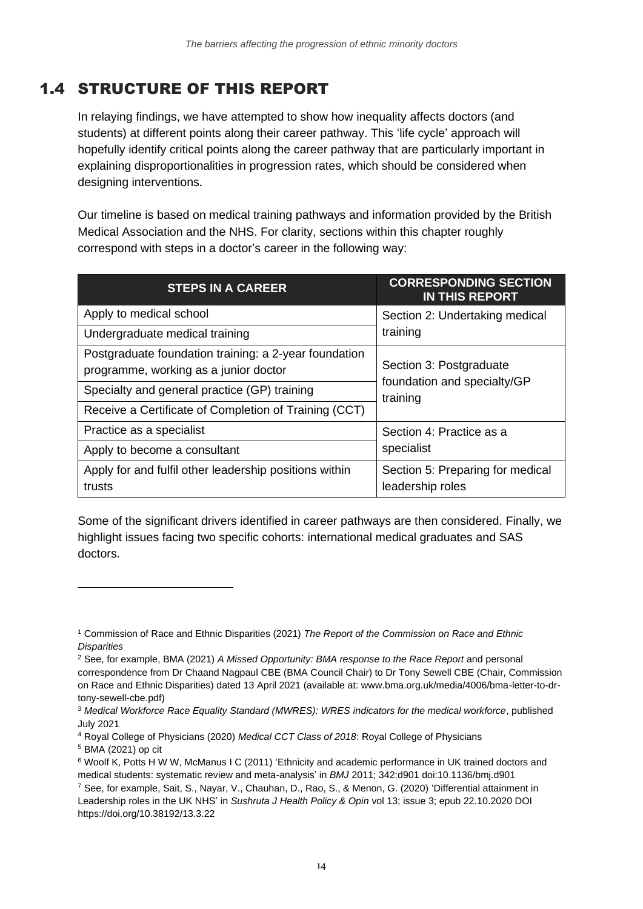## 1.4 STRUCTURE OF THIS REPORT

In relaying findings, we have attempted to show how inequality affects doctors (and students) at different points along their career pathway. This 'life cycle' approach will hopefully identify critical points along the career pathway that are particularly important in explaining disproportionalities in progression rates, which should be considered when designing interventions.

Our timeline is based on medical training pathways and information provided by the British Medical Association and the NHS. For clarity, sections within this chapter roughly correspond with steps in a doctor's career in the following way:

| STEPS IN A CAREER | CORRESPONDING SECTION IN THIS REPORT |
|---|---|
| Apply to medical school | Section 2: Undertaking medical training |
| Undergraduate medical training | |
| Postgraduate foundation training: a 2-year foundation programme, working as a junior doctor | Section 3: Postgraduate foundation and specialty/GP training |
| Specialty and general practice (GP) training | |
| Receive a Certificate of Completion of Training (CCT) | |
| Practice as a specialist | Section 4: Practice as a specialist |
| Apply to become a consultant | |
| Apply for and fulfil other leadership positions within trusts | Section 5: Preparing for medical leadership roles |

Some of the significant drivers identified in career pathways are then considered. Finally, we highlight issues facing two specific cohorts: international medical graduates and SAS doctors.

---

[1] Commission of Race and Ethnic Disparities (2021) *The Report of the Commission on Race and Ethnic Disparities*

[2] See, for example, BMA (2021) *A Missed Opportunity: BMA response to the Race Report* and personal correspondence from Dr Chaand Nagpaul CBE (BMA Council Chair) to Dr Tony Sewell CBE (Chair, Commission on Race and Ethnic Disparities) dated 13 April 2021 (available at: www.bma.org.uk/media/4006/bma-letter-to-dr-tony-sewell-cbe.pdf)

[3] *Medical Workforce Race Equality Standard (MWRES): WRES indicators for the medical workforce*, published July 2021

[4] Royal College of Physicians (2020) *Medical CCT Class of 2018*: Royal College of Physicians

[5] BMA (2021) op cit

[6] Woolf K, Potts H W W, McManus I C (2011) 'Ethnicity and academic performance in UK trained doctors and medical students: systematic review and meta-analysis' in *BMJ* 2011; 342:d901 doi:10.1136/bmj.d901

[7] See, for example, Sait, S., Nayar, V., Chauhan, D., Rao, S., & Menon, G. (2020) 'Differential attainment in Leadership roles in the UK NHS' in *Sushruta J Health Policy & Opin* vol 13; issue 3; epub 22.10.2020 DOI https://doi.org/10.38192/13.3.22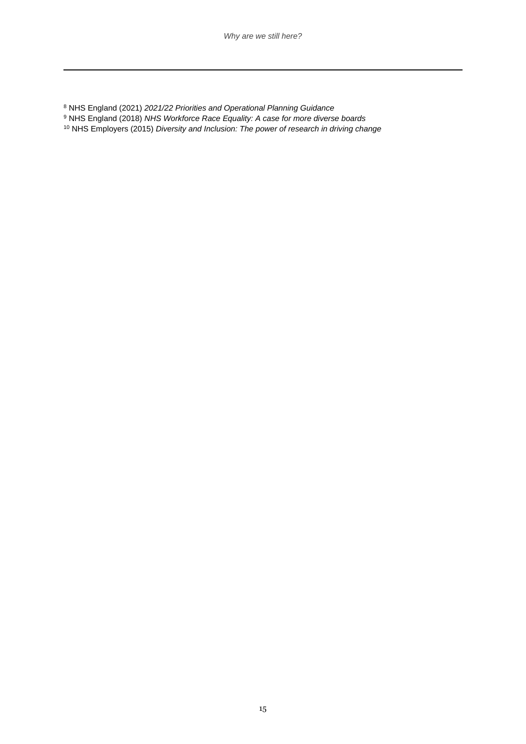[8] NHS England (2021) *2021/22 Priorities and Operational Planning Guidance*
[9] NHS England (2018) *NHS Workforce Race Equality: A case for more diverse boards*
[10] NHS Employers (2015) *Diversity and Inclusion: The power of research in driving change*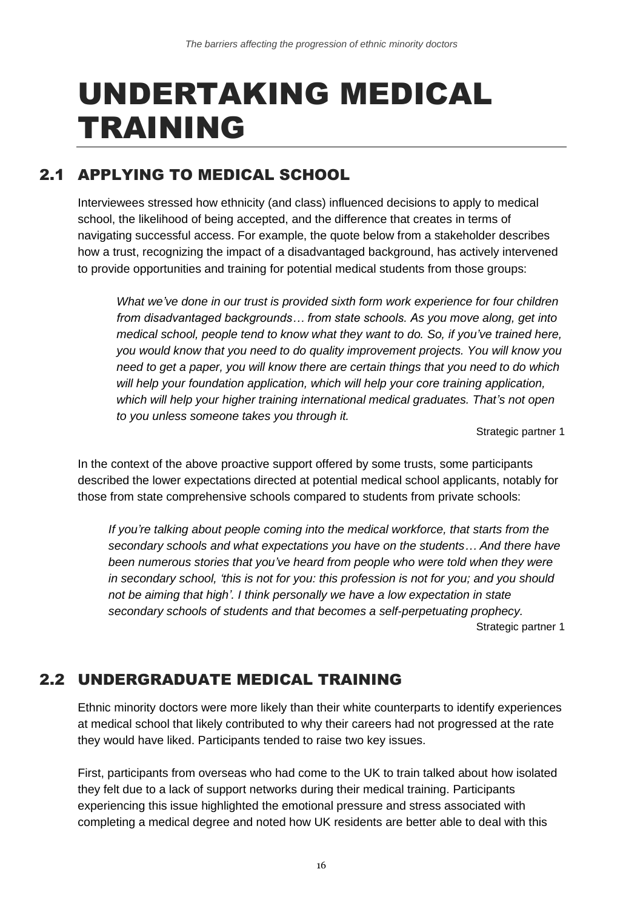# UNDERTAKING MEDICAL TRAINING

## 2.1 APPLYING TO MEDICAL SCHOOL

Interviewees stressed how ethnicity (and class) influenced decisions to apply to medical school, the likelihood of being accepted, and the difference that creates in terms of navigating successful access. For example, the quote below from a stakeholder describes how a trust, recognizing the impact of a disadvantaged background, has actively intervened to provide opportunities and training for potential medical students from those groups:

> *What we've done in our trust is provided sixth form work experience for four children from disadvantaged backgrounds… from state schools. As you move along, get into medical school, people tend to know what they want to do. So, if you've trained here, you would know that you need to do quality improvement projects. You will know you need to get a paper, you will know there are certain things that you need to do which will help your foundation application, which will help your core training application, which will help your higher training international medical graduates. That's not open to you unless someone takes you through it.*
>
> Strategic partner 1

In the context of the above proactive support offered by some trusts, some participants described the lower expectations directed at potential medical school applicants, notably for those from state comprehensive schools compared to students from private schools:

> *If you're talking about people coming into the medical workforce, that starts from the secondary schools and what expectations you have on the students… And there have been numerous stories that you've heard from people who were told when they were in secondary school, 'this is not for you: this profession is not for you; and you should not be aiming that high'. I think personally we have a low expectation in state secondary schools of students and that becomes a self-perpetuating prophecy.*
>
> Strategic partner 1

## 2.2 UNDERGRADUATE MEDICAL TRAINING

Ethnic minority doctors were more likely than their white counterparts to identify experiences at medical school that likely contributed to why their careers had not progressed at the rate they would have liked. Participants tended to raise two key issues.

First, participants from overseas who had come to the UK to train talked about how isolated they felt due to a lack of support networks during their medical training. Participants experiencing this issue highlighted the emotional pressure and stress associated with completing a medical degree and noted how UK residents are better able to deal with this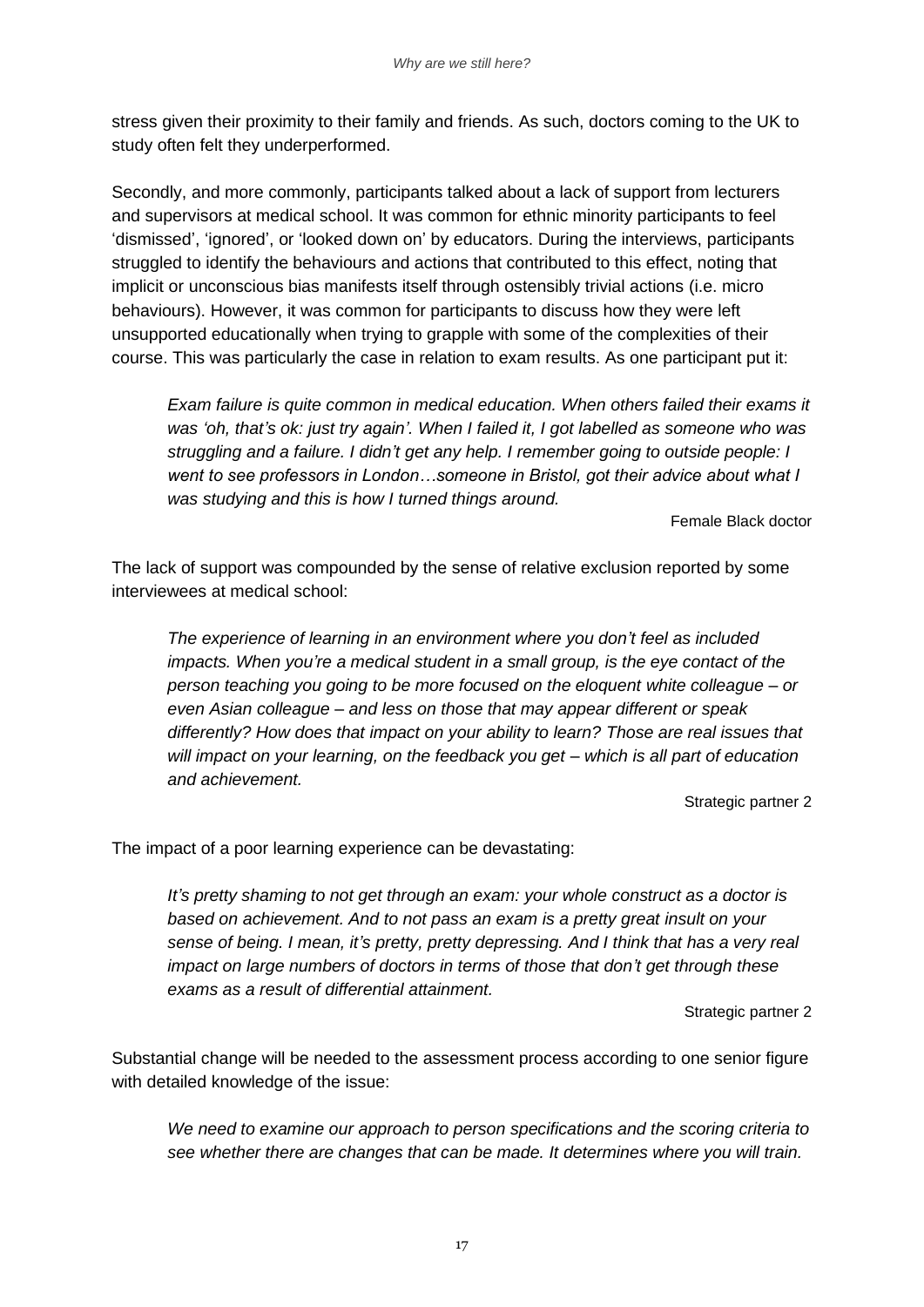stress given their proximity to their family and friends. As such, doctors coming to the UK to study often felt they underperformed.

Secondly, and more commonly, participants talked about a lack of support from lecturers and supervisors at medical school. It was common for ethnic minority participants to feel 'dismissed', 'ignored', or 'looked down on' by educators. During the interviews, participants struggled to identify the behaviours and actions that contributed to this effect, noting that implicit or unconscious bias manifests itself through ostensibly trivial actions (i.e. micro behaviours). However, it was common for participants to discuss how they were left unsupported educationally when trying to grapple with some of the complexities of their course. This was particularly the case in relation to exam results. As one participant put it:

> *Exam failure is quite common in medical education. When others failed their exams it was 'oh, that's ok: just try again'. When I failed it, I got labelled as someone who was struggling and a failure. I didn't get any help. I remember going to outside people: I went to see professors in London…someone in Bristol, got their advice about what I was studying and this is how I turned things around.*
>
> Female Black doctor

The lack of support was compounded by the sense of relative exclusion reported by some interviewees at medical school:

> *The experience of learning in an environment where you don't feel as included impacts. When you're a medical student in a small group, is the eye contact of the person teaching you going to be more focused on the eloquent white colleague – or even Asian colleague – and less on those that may appear different or speak differently? How does that impact on your ability to learn? Those are real issues that will impact on your learning, on the feedback you get – which is all part of education and achievement.*
>
> Strategic partner 2

The impact of a poor learning experience can be devastating:

> *It's pretty shaming to not get through an exam: your whole construct as a doctor is based on achievement. And to not pass an exam is a pretty great insult on your sense of being. I mean, it's pretty, pretty depressing. And I think that has a very real impact on large numbers of doctors in terms of those that don't get through these exams as a result of differential attainment.*
>
> Strategic partner 2

Substantial change will be needed to the assessment process according to one senior figure with detailed knowledge of the issue:

> *We need to examine our approach to person specifications and the scoring criteria to see whether there are changes that can be made. It determines where you will train.*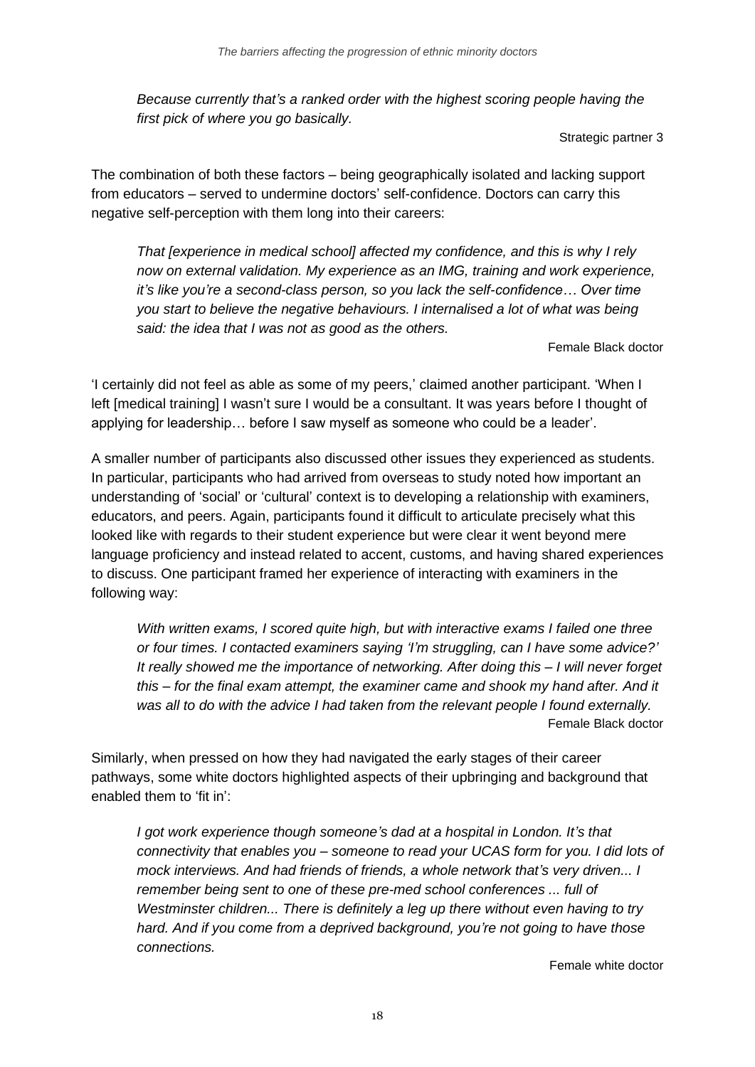*Because currently that's a ranked order with the highest scoring people having the first pick of where you go basically.*

Strategic partner 3

The combination of both these factors – being geographically isolated and lacking support from educators – served to undermine doctors' self-confidence. Doctors can carry this negative self-perception with them long into their careers:

> *That [experience in medical school] affected my confidence, and this is why I rely now on external validation. My experience as an IMG, training and work experience, it's like you're a second-class person, so you lack the self-confidence… Over time you start to believe the negative behaviours. I internalised a lot of what was being said: the idea that I was not as good as the others.*
>
> Female Black doctor

'I certainly did not feel as able as some of my peers,' claimed another participant. 'When I left [medical training] I wasn't sure I would be a consultant. It was years before I thought of applying for leadership… before I saw myself as someone who could be a leader'.

A smaller number of participants also discussed other issues they experienced as students. In particular, participants who had arrived from overseas to study noted how important an understanding of 'social' or 'cultural' context is to developing a relationship with examiners, educators, and peers. Again, participants found it difficult to articulate precisely what this looked like with regards to their student experience but were clear it went beyond mere language proficiency and instead related to accent, customs, and having shared experiences to discuss. One participant framed her experience of interacting with examiners in the following way:

> *With written exams, I scored quite high, but with interactive exams I failed one three or four times. I contacted examiners saying 'I'm struggling, can I have some advice?' It really showed me the importance of networking. After doing this – I will never forget this – for the final exam attempt, the examiner came and shook my hand after. And it was all to do with the advice I had taken from the relevant people I found externally.*
>
> Female Black doctor

Similarly, when pressed on how they had navigated the early stages of their career pathways, some white doctors highlighted aspects of their upbringing and background that enabled them to 'fit in':

> *I got work experience though someone's dad at a hospital in London. It's that connectivity that enables you – someone to read your UCAS form for you. I did lots of mock interviews. And had friends of friends, a whole network that's very driven... I remember being sent to one of these pre-med school conferences ... full of Westminster children... There is definitely a leg up there without even having to try hard. And if you come from a deprived background, you're not going to have those connections.*
>
> Female white doctor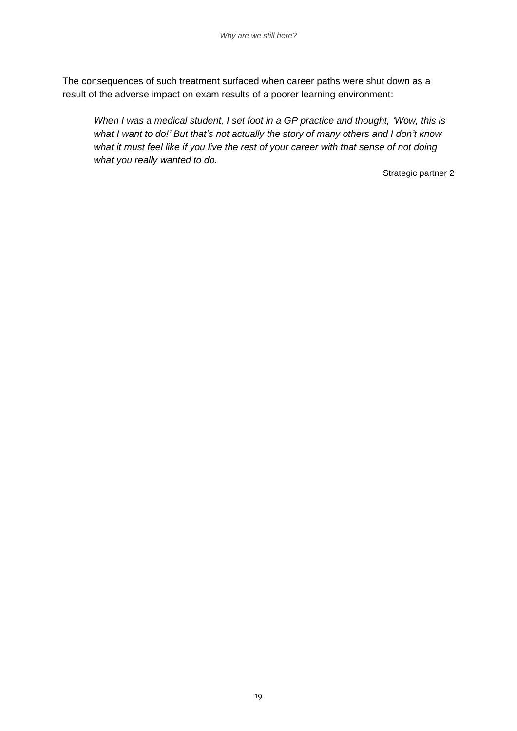The consequences of such treatment surfaced when career paths were shut down as a result of the adverse impact on exam results of a poorer learning environment:

> *When I was a medical student, I set foot in a GP practice and thought, 'Wow, this is what I want to do!' But that's not actually the story of many others and I don't know what it must feel like if you live the rest of your career with that sense of not doing what you really wanted to do.*
>
> Strategic partner 2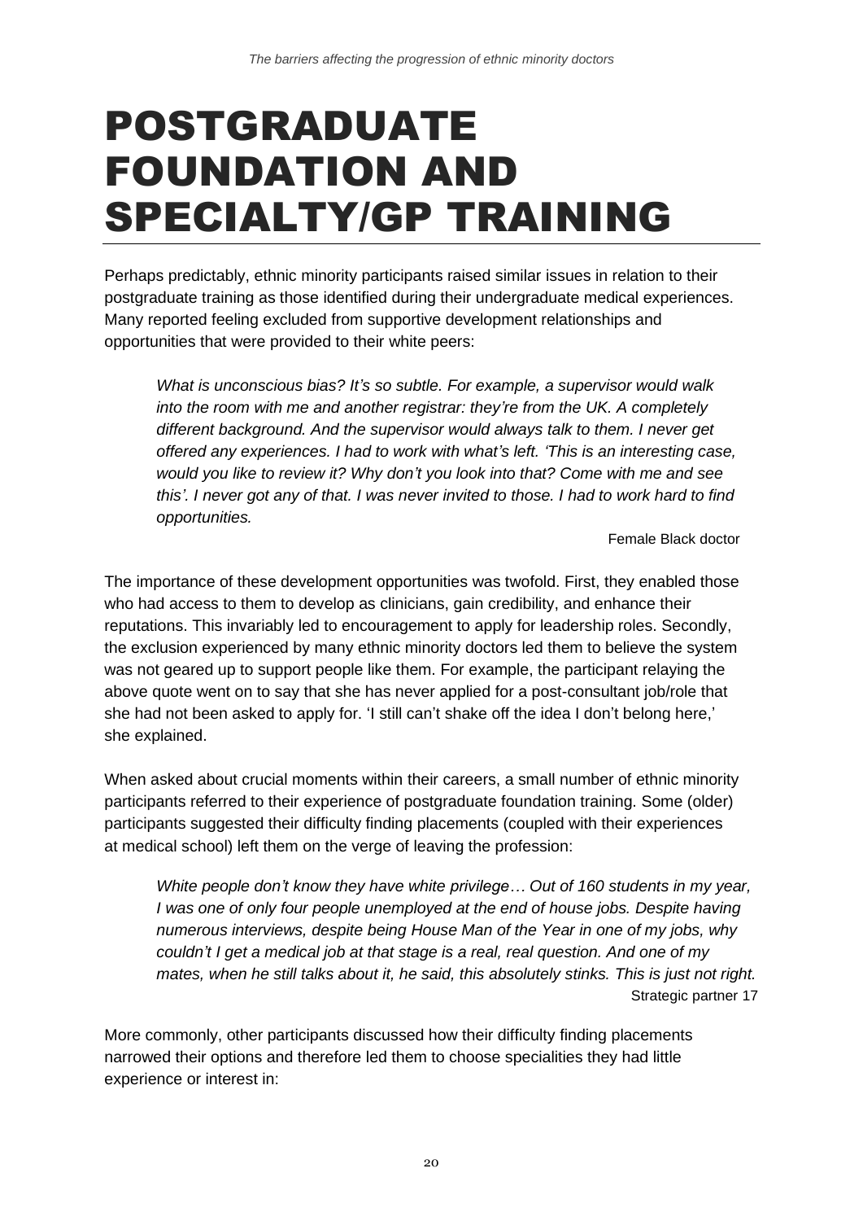# POSTGRADUATE FOUNDATION AND SPECIALTY/GP TRAINING

Perhaps predictably, ethnic minority participants raised similar issues in relation to their postgraduate training as those identified during their undergraduate medical experiences. Many reported feeling excluded from supportive development relationships and opportunities that were provided to their white peers:

> *What is unconscious bias? It's so subtle. For example, a supervisor would walk into the room with me and another registrar: they're from the UK. A completely different background. And the supervisor would always talk to them. I never get offered any experiences. I had to work with what's left. 'This is an interesting case, would you like to review it? Why don't you look into that? Come with me and see this'. I never got any of that. I was never invited to those. I had to work hard to find opportunities.*
>
> Female Black doctor

The importance of these development opportunities was twofold. First, they enabled those who had access to them to develop as clinicians, gain credibility, and enhance their reputations. This invariably led to encouragement to apply for leadership roles. Secondly, the exclusion experienced by many ethnic minority doctors led them to believe the system was not geared up to support people like them. For example, the participant relaying the above quote went on to say that she has never applied for a post-consultant job/role that she had not been asked to apply for. 'I still can't shake off the idea I don't belong here,' she explained.

When asked about crucial moments within their careers, a small number of ethnic minority participants referred to their experience of postgraduate foundation training. Some (older) participants suggested their difficulty finding placements (coupled with their experiences at medical school) left them on the verge of leaving the profession:

> *White people don't know they have white privilege… Out of 160 students in my year, I was one of only four people unemployed at the end of house jobs. Despite having numerous interviews, despite being House Man of the Year in one of my jobs, why couldn't I get a medical job at that stage is a real, real question. And one of my mates, when he still talks about it, he said, this absolutely stinks. This is just not right.*
>
> Strategic partner 17

More commonly, other participants discussed how their difficulty finding placements narrowed their options and therefore led them to choose specialities they had little experience or interest in: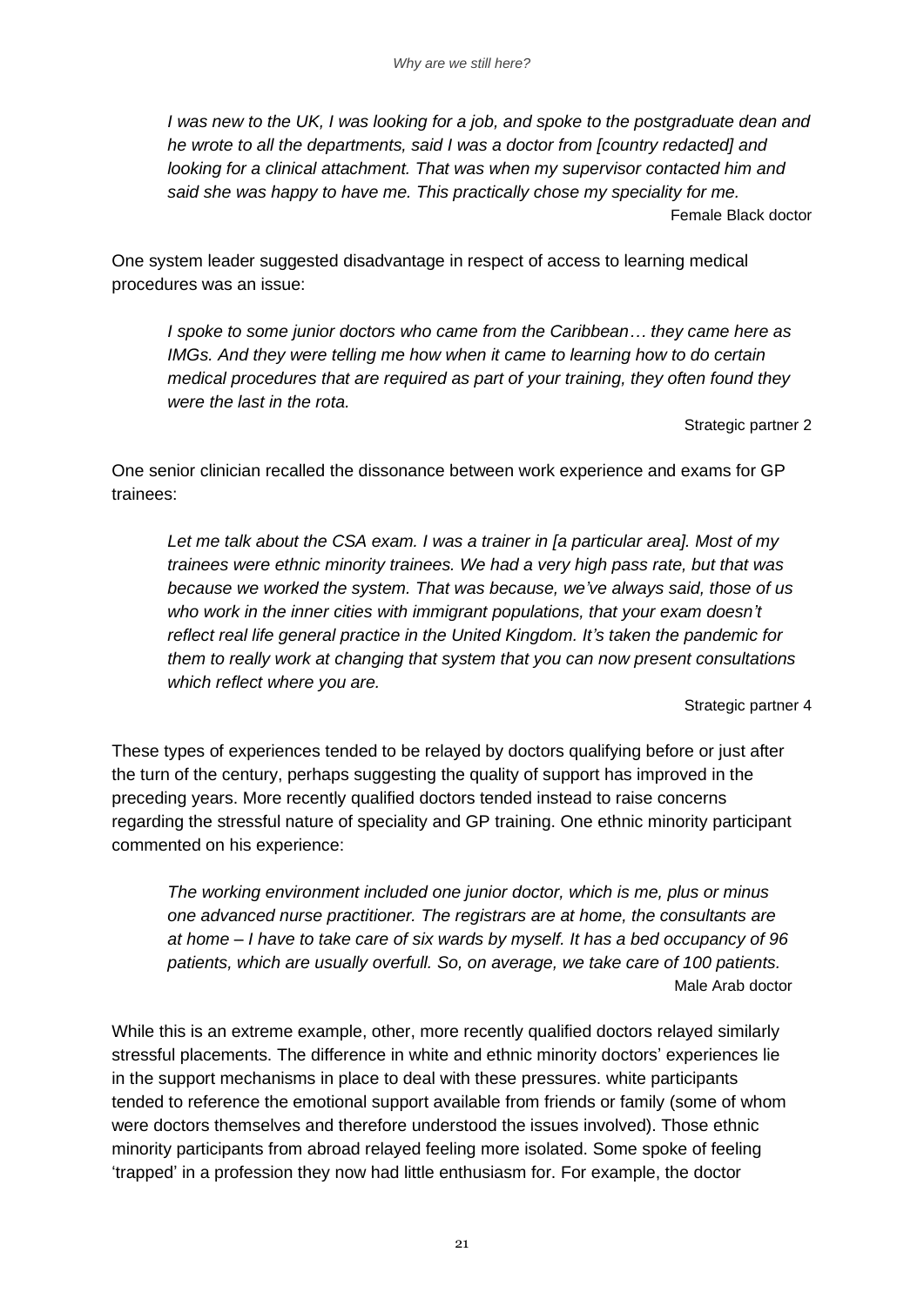> *I was new to the UK, I was looking for a job, and spoke to the postgraduate dean and he wrote to all the departments, said I was a doctor from [country redacted] and looking for a clinical attachment. That was when my supervisor contacted him and said she was happy to have me. This practically chose my speciality for me.*
>
> Female Black doctor

One system leader suggested disadvantage in respect of access to learning medical procedures was an issue:

> *I spoke to some junior doctors who came from the Caribbean… they came here as IMGs. And they were telling me how when it came to learning how to do certain medical procedures that are required as part of your training, they often found they were the last in the rota.*
>
> Strategic partner 2

One senior clinician recalled the dissonance between work experience and exams for GP trainees:

> *Let me talk about the CSA exam. I was a trainer in [a particular area]. Most of my trainees were ethnic minority trainees. We had a very high pass rate, but that was because we worked the system. That was because, we've always said, those of us who work in the inner cities with immigrant populations, that your exam doesn't reflect real life general practice in the United Kingdom. It's taken the pandemic for them to really work at changing that system that you can now present consultations which reflect where you are.*
>
> Strategic partner 4

These types of experiences tended to be relayed by doctors qualifying before or just after the turn of the century, perhaps suggesting the quality of support has improved in the preceding years. More recently qualified doctors tended instead to raise concerns regarding the stressful nature of speciality and GP training. One ethnic minority participant commented on his experience:

> *The working environment included one junior doctor, which is me, plus or minus one advanced nurse practitioner. The registrars are at home, the consultants are at home – I have to take care of six wards by myself. It has a bed occupancy of 96 patients, which are usually overfull. So, on average, we take care of 100 patients.*
>
> Male Arab doctor

While this is an extreme example, other, more recently qualified doctors relayed similarly stressful placements. The difference in white and ethnic minority doctors' experiences lie in the support mechanisms in place to deal with these pressures. white participants tended to reference the emotional support available from friends or family (some of whom were doctors themselves and therefore understood the issues involved). Those ethnic minority participants from abroad relayed feeling more isolated. Some spoke of feeling 'trapped' in a profession they now had little enthusiasm for. For example, the doctor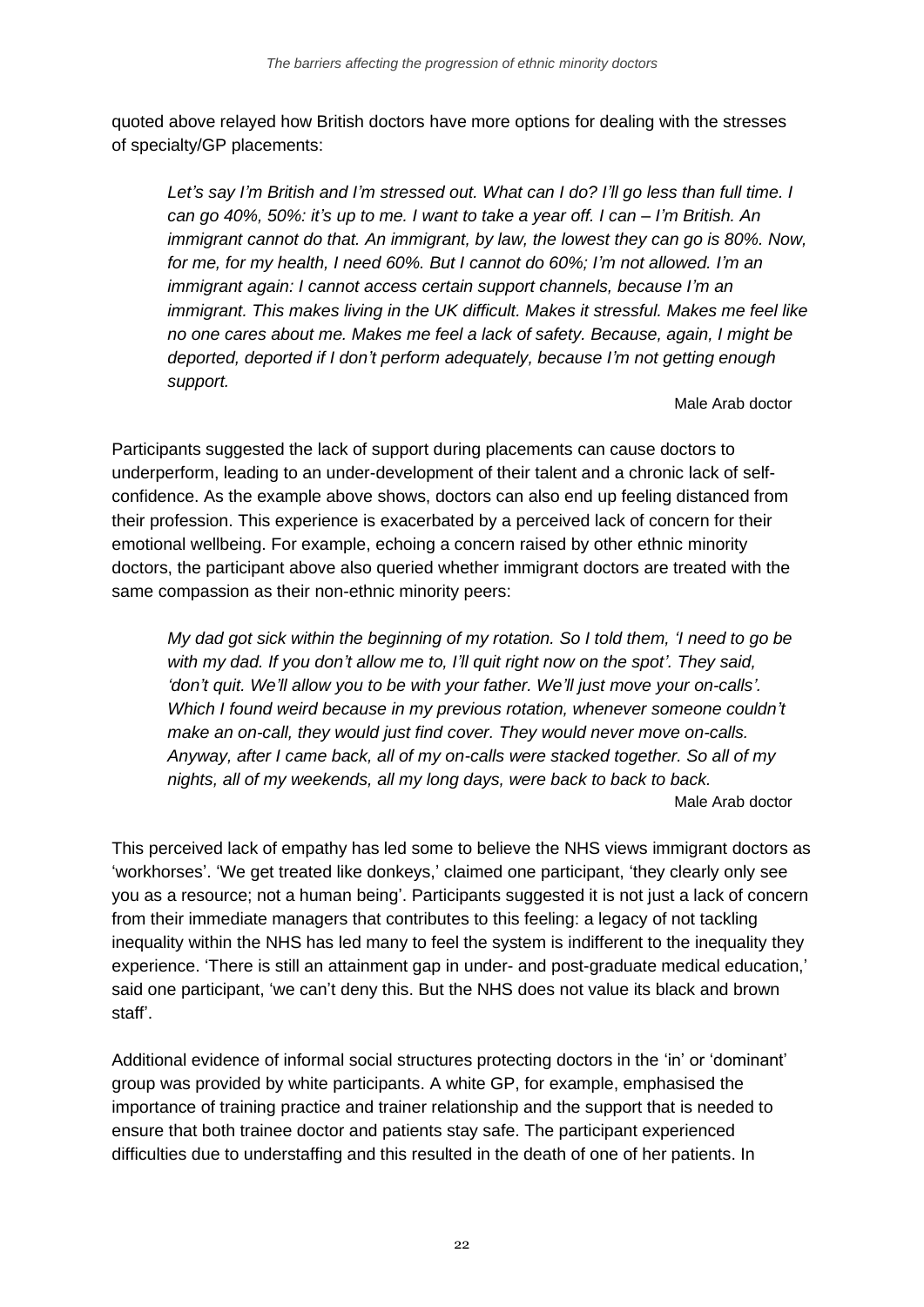quoted above relayed how British doctors have more options for dealing with the stresses of specialty/GP placements:

> *Let's say I'm British and I'm stressed out. What can I do? I'll go less than full time. I can go 40%, 50%: it's up to me. I want to take a year off. I can – I'm British. An immigrant cannot do that. An immigrant, by law, the lowest they can go is 80%. Now, for me, for my health, I need 60%. But I cannot do 60%; I'm not allowed. I'm an immigrant again: I cannot access certain support channels, because I'm an immigrant. This makes living in the UK difficult. Makes it stressful. Makes me feel like no one cares about me. Makes me feel a lack of safety. Because, again, I might be deported, deported if I don't perform adequately, because I'm not getting enough support.*
>
> Male Arab doctor

Participants suggested the lack of support during placements can cause doctors to underperform, leading to an under-development of their talent and a chronic lack of self-confidence. As the example above shows, doctors can also end up feeling distanced from their profession. This experience is exacerbated by a perceived lack of concern for their emotional wellbeing. For example, echoing a concern raised by other ethnic minority doctors, the participant above also queried whether immigrant doctors are treated with the same compassion as their non-ethnic minority peers:

> *My dad got sick within the beginning of my rotation. So I told them, 'I need to go be with my dad. If you don't allow me to, I'll quit right now on the spot'. They said, 'don't quit. We'll allow you to be with your father. We'll just move your on-calls'. Which I found weird because in my previous rotation, whenever someone couldn't make an on-call, they would just find cover. They would never move on-calls. Anyway, after I came back, all of my on-calls were stacked together. So all of my nights, all of my weekends, all my long days, were back to back to back.*
>
> Male Arab doctor

This perceived lack of empathy has led some to believe the NHS views immigrant doctors as 'workhorses'. 'We get treated like donkeys,' claimed one participant, 'they clearly only see you as a resource; not a human being'. Participants suggested it is not just a lack of concern from their immediate managers that contributes to this feeling: a legacy of not tackling inequality within the NHS has led many to feel the system is indifferent to the inequality they experience. 'There is still an attainment gap in under- and post-graduate medical education,' said one participant, 'we can't deny this. But the NHS does not value its black and brown staff'.

Additional evidence of informal social structures protecting doctors in the 'in' or 'dominant' group was provided by white participants. A white GP, for example, emphasised the importance of training practice and trainer relationship and the support that is needed to ensure that both trainee doctor and patients stay safe. The participant experienced difficulties due to understaffing and this resulted in the death of one of her patients. In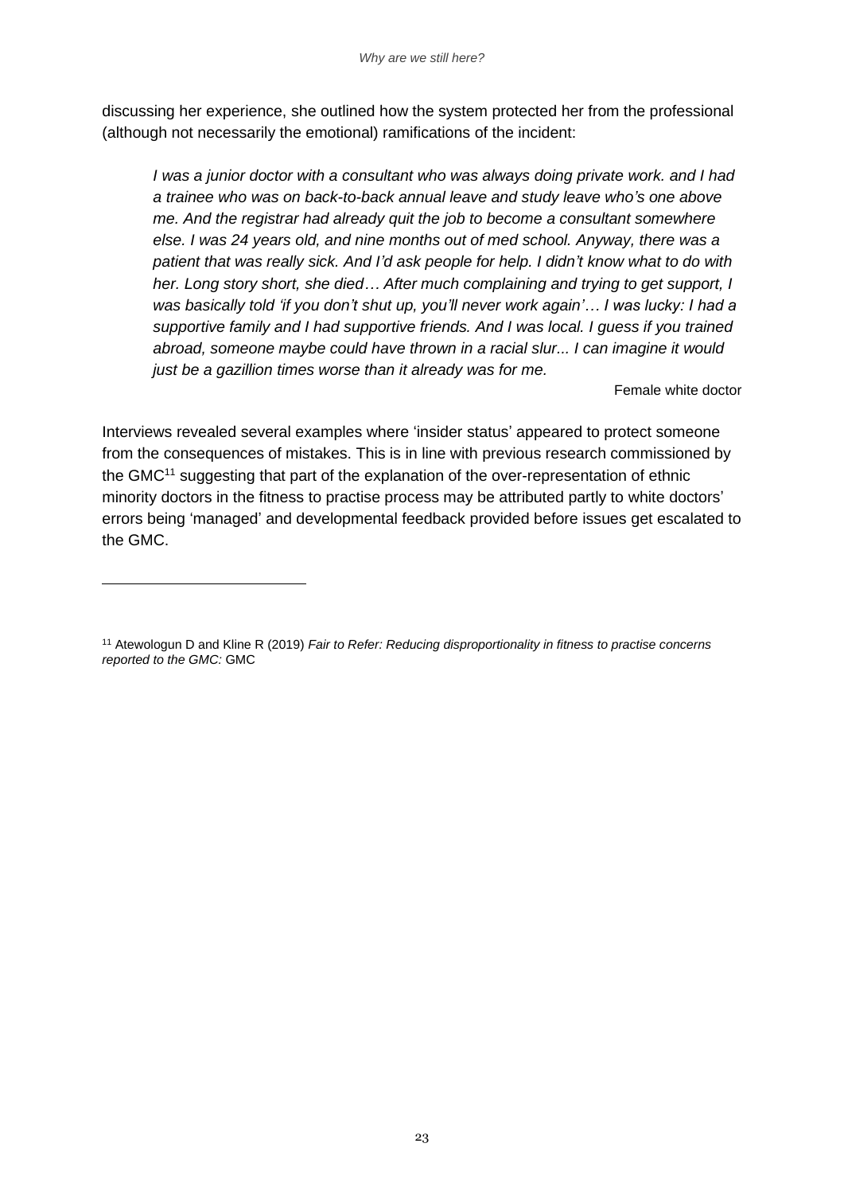discussing her experience, she outlined how the system protected her from the professional (although not necessarily the emotional) ramifications of the incident:

> *I was a junior doctor with a consultant who was always doing private work. and I had a trainee who was on back-to-back annual leave and study leave who's one above me. And the registrar had already quit the job to become a consultant somewhere else. I was 24 years old, and nine months out of med school. Anyway, there was a patient that was really sick. And I'd ask people for help. I didn't know what to do with her. Long story short, she died… After much complaining and trying to get support, I was basically told 'if you don't shut up, you'll never work again'… I was lucky: I had a supportive family and I had supportive friends. And I was local. I guess if you trained abroad, someone maybe could have thrown in a racial slur... I can imagine it would just be a gazillion times worse than it already was for me.*
>
> Female white doctor

Interviews revealed several examples where 'insider status' appeared to protect someone from the consequences of mistakes. This is in line with previous research commissioned by the GMC[11] suggesting that part of the explanation of the over-representation of ethnic minority doctors in the fitness to practise process may be attributed partly to white doctors' errors being 'managed' and developmental feedback provided before issues get escalated to the GMC.

---

[11] Atewologun D and Kline R (2019) *Fair to Refer: Reducing disproportionality in fitness to practise concerns reported to the GMC:* GMC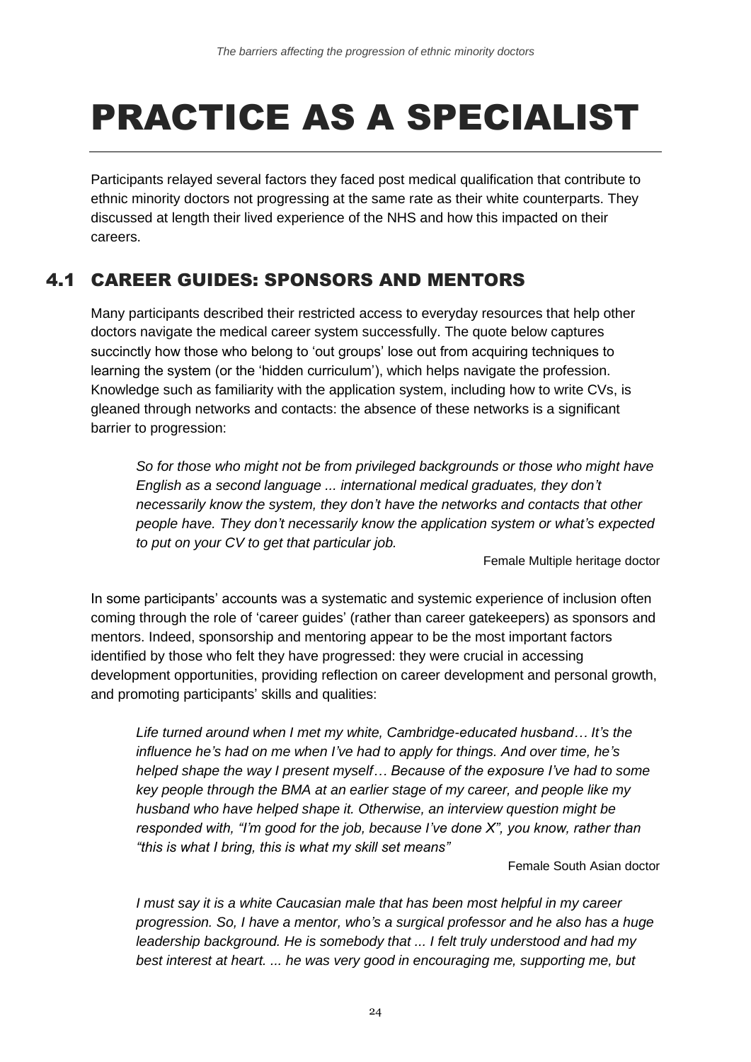# PRACTICE AS A SPECIALIST

Participants relayed several factors they faced post medical qualification that contribute to ethnic minority doctors not progressing at the same rate as their white counterparts. They discussed at length their lived experience of the NHS and how this impacted on their careers.

## 4.1 CAREER GUIDES: SPONSORS AND MENTORS

Many participants described their restricted access to everyday resources that help other doctors navigate the medical career system successfully. The quote below captures succinctly how those who belong to 'out groups' lose out from acquiring techniques to learning the system (or the 'hidden curriculum'), which helps navigate the profession. Knowledge such as familiarity with the application system, including how to write CVs, is gleaned through networks and contacts: the absence of these networks is a significant barrier to progression:

> *So for those who might not be from privileged backgrounds or those who might have English as a second language ... international medical graduates, they don't necessarily know the system, they don't have the networks and contacts that other people have. They don't necessarily know the application system or what's expected to put on your CV to get that particular job.*
>
> Female Multiple heritage doctor

In some participants' accounts was a systematic and systemic experience of inclusion often coming through the role of 'career guides' (rather than career gatekeepers) as sponsors and mentors. Indeed, sponsorship and mentoring appear to be the most important factors identified by those who felt they have progressed: they were crucial in accessing development opportunities, providing reflection on career development and personal growth, and promoting participants' skills and qualities:

> *Life turned around when I met my white, Cambridge-educated husband… It's the influence he's had on me when I've had to apply for things. And over time, he's helped shape the way I present myself… Because of the exposure I've had to some key people through the BMA at an earlier stage of my career, and people like my husband who have helped shape it. Otherwise, an interview question might be responded with, "I'm good for the job, because I've done X", you know, rather than "this is what I bring, this is what my skill set means"*
>
> Female South Asian doctor

> *I must say it is a white Caucasian male that has been most helpful in my career progression. So, I have a mentor, who's a surgical professor and he also has a huge leadership background. He is somebody that ... I felt truly understood and had my best interest at heart. ... he was very good in encouraging me, supporting me, but*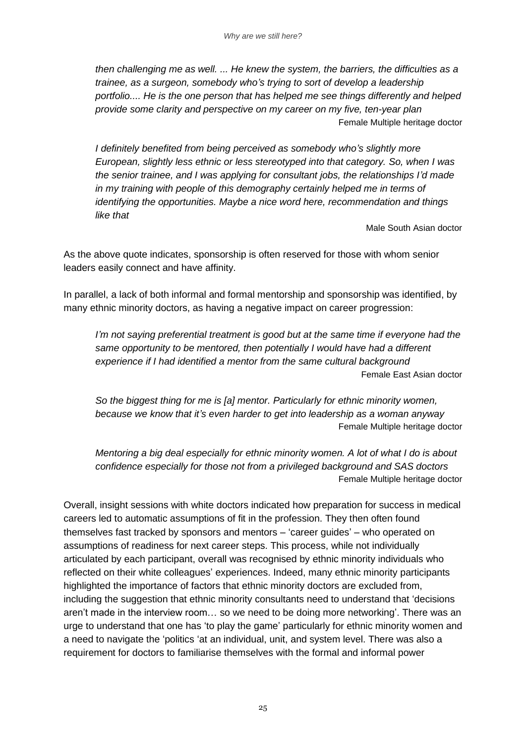*then challenging me as well. ... He knew the system, the barriers, the difficulties as a trainee, as a surgeon, somebody who's trying to sort of develop a leadership portfolio.... He is the one person that has helped me see things differently and helped provide some clarity and perspective on my career on my five, ten-year plan*

Female Multiple heritage doctor

*I definitely benefited from being perceived as somebody who's slightly more European, slightly less ethnic or less stereotyped into that category. So, when I was the senior trainee, and I was applying for consultant jobs, the relationships I'd made in my training with people of this demography certainly helped me in terms of identifying the opportunities. Maybe a nice word here, recommendation and things like that*

Male South Asian doctor

As the above quote indicates, sponsorship is often reserved for those with whom senior leaders easily connect and have affinity.

In parallel, a lack of both informal and formal mentorship and sponsorship was identified, by many ethnic minority doctors, as having a negative impact on career progression:

*I'm not saying preferential treatment is good but at the same time if everyone had the same opportunity to be mentored, then potentially I would have had a different experience if I had identified a mentor from the same cultural background*

Female East Asian doctor

*So the biggest thing for me is [a] mentor. Particularly for ethnic minority women, because we know that it's even harder to get into leadership as a woman anyway*

Female Multiple heritage doctor

*Mentoring a big deal especially for ethnic minority women. A lot of what I do is about confidence especially for those not from a privileged background and SAS doctors*

Female Multiple heritage doctor

Overall, insight sessions with white doctors indicated how preparation for success in medical careers led to automatic assumptions of fit in the profession. They then often found themselves fast tracked by sponsors and mentors – 'career guides' – who operated on assumptions of readiness for next career steps. This process, while not individually articulated by each participant, overall was recognised by ethnic minority individuals who reflected on their white colleagues' experiences. Indeed, many ethnic minority participants highlighted the importance of factors that ethnic minority doctors are excluded from, including the suggestion that ethnic minority consultants need to understand that 'decisions aren't made in the interview room… so we need to be doing more networking'. There was an urge to understand that one has 'to play the game' particularly for ethnic minority women and a need to navigate the 'politics 'at an individual, unit, and system level. There was also a requirement for doctors to familiarise themselves with the formal and informal power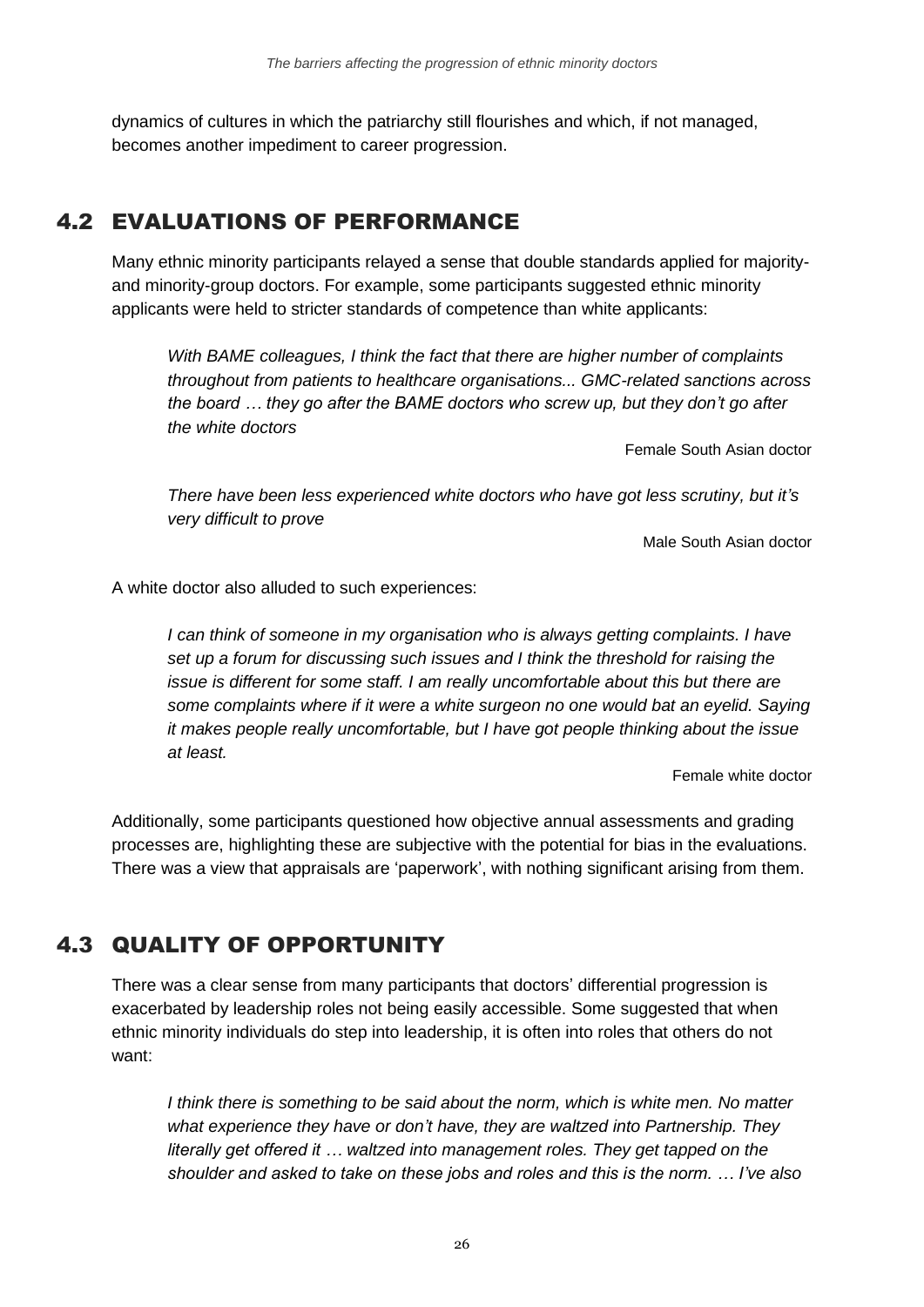dynamics of cultures in which the patriarchy still flourishes and which, if not managed, becomes another impediment to career progression.

## 4.2 EVALUATIONS OF PERFORMANCE

Many ethnic minority participants relayed a sense that double standards applied for majority- and minority-group doctors. For example, some participants suggested ethnic minority applicants were held to stricter standards of competence than white applicants:

> *With BAME colleagues, I think the fact that there are higher number of complaints throughout from patients to healthcare organisations... GMC-related sanctions across the board … they go after the BAME doctors who screw up, but they don't go after the white doctors*
>
> Female South Asian doctor

> *There have been less experienced white doctors who have got less scrutiny, but it's very difficult to prove*
>
> Male South Asian doctor

A white doctor also alluded to such experiences:

> *I can think of someone in my organisation who is always getting complaints. I have set up a forum for discussing such issues and I think the threshold for raising the issue is different for some staff. I am really uncomfortable about this but there are some complaints where if it were a white surgeon no one would bat an eyelid. Saying it makes people really uncomfortable, but I have got people thinking about the issue at least.*
>
> Female white doctor

Additionally, some participants questioned how objective annual assessments and grading processes are, highlighting these are subjective with the potential for bias in the evaluations. There was a view that appraisals are 'paperwork', with nothing significant arising from them.

## 4.3 QUALITY OF OPPORTUNITY

There was a clear sense from many participants that doctors' differential progression is exacerbated by leadership roles not being easily accessible. Some suggested that when ethnic minority individuals do step into leadership, it is often into roles that others do not want:

> *I think there is something to be said about the norm, which is white men. No matter what experience they have or don't have, they are waltzed into Partnership. They literally get offered it … waltzed into management roles. They get tapped on the shoulder and asked to take on these jobs and roles and this is the norm. … I've also*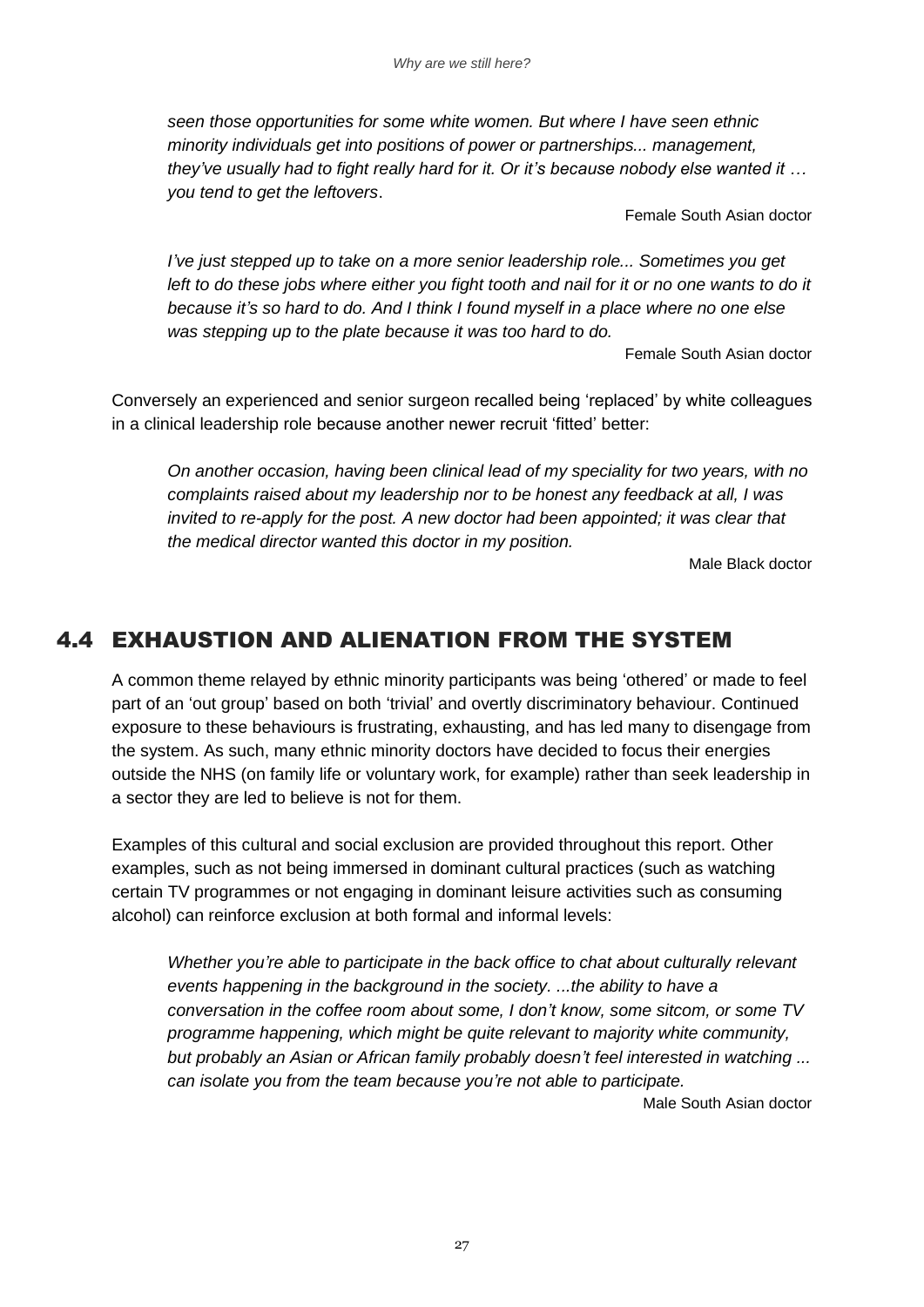*seen those opportunities for some white women. But where I have seen ethnic minority individuals get into positions of power or partnerships... management, they've usually had to fight really hard for it. Or it's because nobody else wanted it … you tend to get the leftovers*.

Female South Asian doctor

*I've just stepped up to take on a more senior leadership role... Sometimes you get left to do these jobs where either you fight tooth and nail for it or no one wants to do it because it's so hard to do. And I think I found myself in a place where no one else was stepping up to the plate because it was too hard to do.*

Female South Asian doctor

Conversely an experienced and senior surgeon recalled being 'replaced' by white colleagues in a clinical leadership role because another newer recruit 'fitted' better:

*On another occasion, having been clinical lead of my speciality for two years, with no complaints raised about my leadership nor to be honest any feedback at all, I was invited to re-apply for the post. A new doctor had been appointed; it was clear that the medical director wanted this doctor in my position.*

Male Black doctor

## 4.4 EXHAUSTION AND ALIENATION FROM THE SYSTEM

A common theme relayed by ethnic minority participants was being 'othered' or made to feel part of an 'out group' based on both 'trivial' and overtly discriminatory behaviour. Continued exposure to these behaviours is frustrating, exhausting, and has led many to disengage from the system. As such, many ethnic minority doctors have decided to focus their energies outside the NHS (on family life or voluntary work, for example) rather than seek leadership in a sector they are led to believe is not for them.

Examples of this cultural and social exclusion are provided throughout this report. Other examples, such as not being immersed in dominant cultural practices (such as watching certain TV programmes or not engaging in dominant leisure activities such as consuming alcohol) can reinforce exclusion at both formal and informal levels:

*Whether you're able to participate in the back office to chat about culturally relevant events happening in the background in the society. ...the ability to have a conversation in the coffee room about some, I don't know, some sitcom, or some TV programme happening, which might be quite relevant to majority white community, but probably an Asian or African family probably doesn't feel interested in watching ... can isolate you from the team because you're not able to participate.*

Male South Asian doctor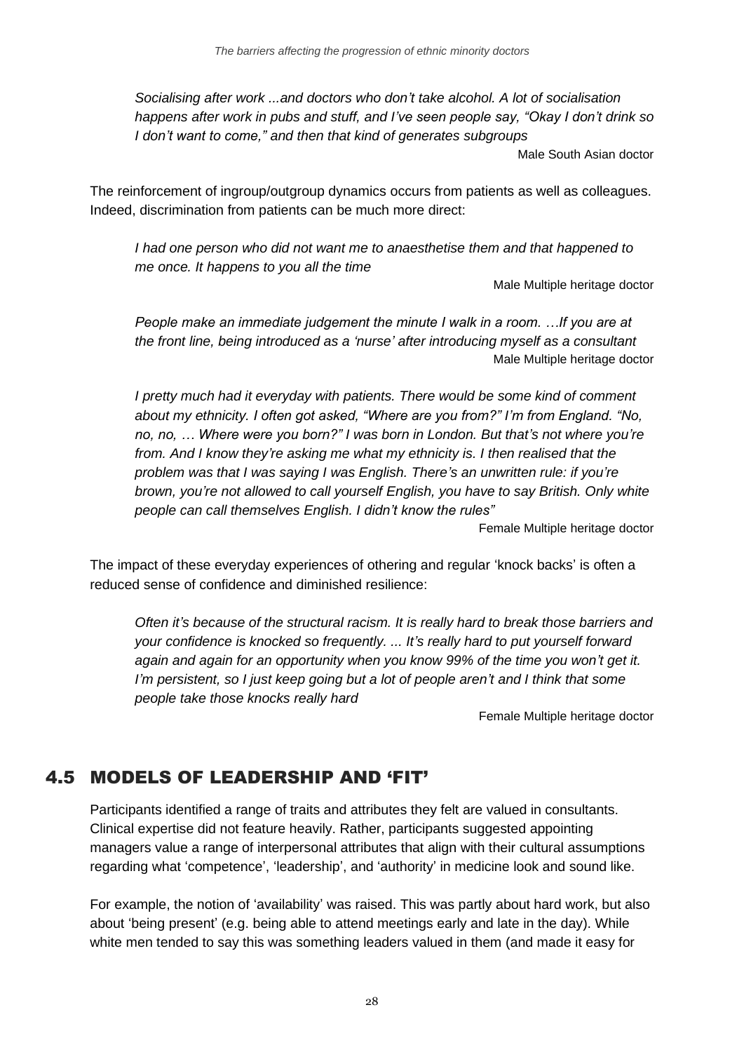*Socialising after work ...and doctors who don't take alcohol. A lot of socialisation happens after work in pubs and stuff, and I've seen people say, "Okay I don't drink so I don't want to come," and then that kind of generates subgroups*

Male South Asian doctor

The reinforcement of ingroup/outgroup dynamics occurs from patients as well as colleagues. Indeed, discrimination from patients can be much more direct:

*I had one person who did not want me to anaesthetise them and that happened to me once. It happens to you all the time*

Male Multiple heritage doctor

*People make an immediate judgement the minute I walk in a room. …If you are at the front line, being introduced as a 'nurse' after introducing myself as a consultant*

Male Multiple heritage doctor

*I pretty much had it everyday with patients. There would be some kind of comment about my ethnicity. I often got asked, "Where are you from?" I'm from England. "No, no, no, … Where were you born?" I was born in London. But that's not where you're from. And I know they're asking me what my ethnicity is. I then realised that the problem was that I was saying I was English. There's an unwritten rule: if you're brown, you're not allowed to call yourself English, you have to say British. Only white people can call themselves English. I didn't know the rules"*

Female Multiple heritage doctor

The impact of these everyday experiences of othering and regular 'knock backs' is often a reduced sense of confidence and diminished resilience:

*Often it's because of the structural racism. It is really hard to break those barriers and your confidence is knocked so frequently. ... It's really hard to put yourself forward again and again for an opportunity when you know 99% of the time you won't get it. I'm persistent, so I just keep going but a lot of people aren't and I think that some people take those knocks really hard*

Female Multiple heritage doctor

## 4.5 MODELS OF LEADERSHIP AND 'FIT'

Participants identified a range of traits and attributes they felt are valued in consultants. Clinical expertise did not feature heavily. Rather, participants suggested appointing managers value a range of interpersonal attributes that align with their cultural assumptions regarding what 'competence', 'leadership', and 'authority' in medicine look and sound like.

For example, the notion of 'availability' was raised. This was partly about hard work, but also about 'being present' (e.g. being able to attend meetings early and late in the day). While white men tended to say this was something leaders valued in them (and made it easy for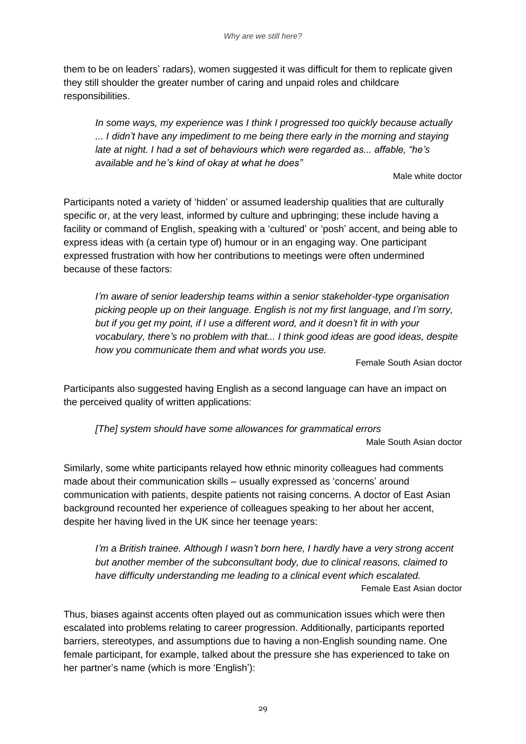them to be on leaders' radars), women suggested it was difficult for them to replicate given they still shoulder the greater number of caring and unpaid roles and childcare responsibilities.

> *In some ways, my experience was I think I progressed too quickly because actually ... I didn't have any impediment to me being there early in the morning and staying late at night. I had a set of behaviours which were regarded as... affable, "he's available and he's kind of okay at what he does"*
>
> Male white doctor

Participants noted a variety of 'hidden' or assumed leadership qualities that are culturally specific or, at the very least, informed by culture and upbringing; these include having a facility or command of English, speaking with a 'cultured' or 'posh' accent, and being able to express ideas with (a certain type of) humour or in an engaging way. One participant expressed frustration with how her contributions to meetings were often undermined because of these factors:

> *I'm aware of senior leadership teams within a senior stakeholder-type organisation picking people up on their language. English is not my first language, and I'm sorry, but if you get my point, if I use a different word, and it doesn't fit in with your vocabulary, there's no problem with that... I think good ideas are good ideas, despite how you communicate them and what words you use.*
>
> Female South Asian doctor

Participants also suggested having English as a second language can have an impact on the perceived quality of written applications:

> *[The] system should have some allowances for grammatical errors*
>
> Male South Asian doctor

Similarly, some white participants relayed how ethnic minority colleagues had comments made about their communication skills – usually expressed as 'concerns' around communication with patients, despite patients not raising concerns. A doctor of East Asian background recounted her experience of colleagues speaking to her about her accent, despite her having lived in the UK since her teenage years:

> *I'm a British trainee. Although I wasn't born here, I hardly have a very strong accent but another member of the subconsultant body, due to clinical reasons, claimed to have difficulty understanding me leading to a clinical event which escalated.*
>
> Female East Asian doctor

Thus, biases against accents often played out as communication issues which were then escalated into problems relating to career progression. Additionally, participants reported barriers, stereotypes, and assumptions due to having a non-English sounding name. One female participant, for example, talked about the pressure she has experienced to take on her partner's name (which is more 'English'):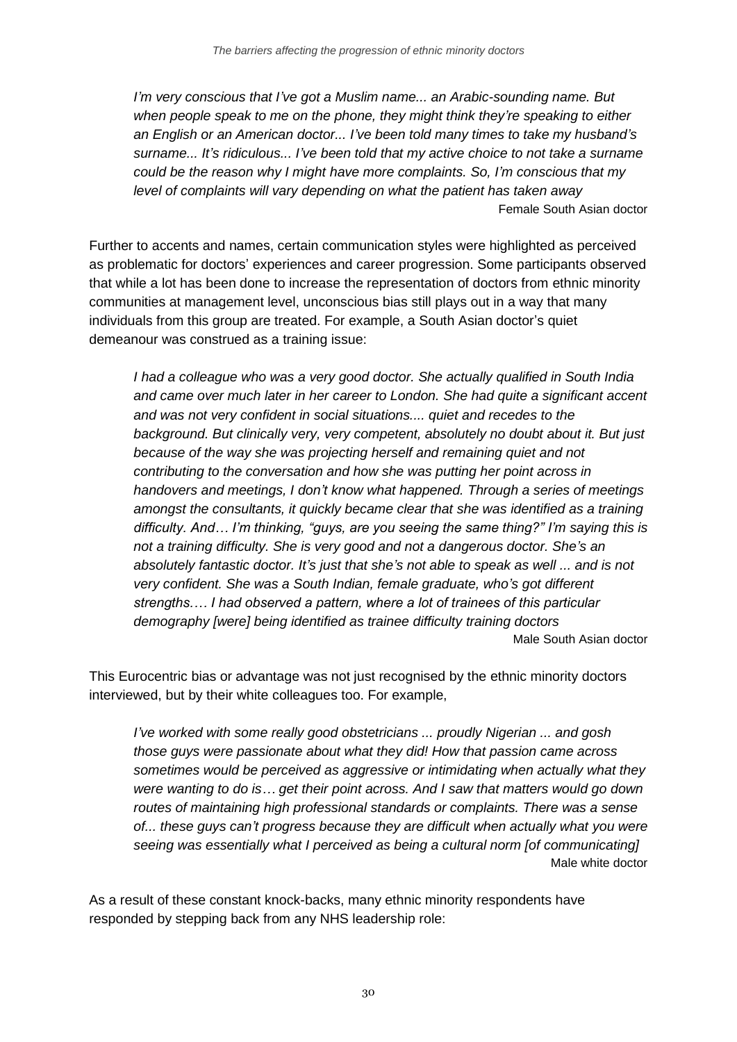*I'm very conscious that I've got a Muslim name... an Arabic-sounding name. But when people speak to me on the phone, they might think they're speaking to either an English or an American doctor... I've been told many times to take my husband's surname... It's ridiculous... I've been told that my active choice to not take a surname could be the reason why I might have more complaints. So, I'm conscious that my level of complaints will vary depending on what the patient has taken away*

Female South Asian doctor

Further to accents and names, certain communication styles were highlighted as perceived as problematic for doctors' experiences and career progression. Some participants observed that while a lot has been done to increase the representation of doctors from ethnic minority communities at management level, unconscious bias still plays out in a way that many individuals from this group are treated. For example, a South Asian doctor's quiet demeanour was construed as a training issue:

*I had a colleague who was a very good doctor. She actually qualified in South India and came over much later in her career to London. She had quite a significant accent and was not very confident in social situations.... quiet and recedes to the background. But clinically very, very competent, absolutely no doubt about it. But just because of the way she was projecting herself and remaining quiet and not contributing to the conversation and how she was putting her point across in handovers and meetings, I don't know what happened. Through a series of meetings amongst the consultants, it quickly became clear that she was identified as a training difficulty. And… I'm thinking, "guys, are you seeing the same thing?" I'm saying this is not a training difficulty. She is very good and not a dangerous doctor. She's an absolutely fantastic doctor. It's just that she's not able to speak as well ... and is not very confident. She was a South Indian, female graduate, who's got different strengths…. I had observed a pattern, where a lot of trainees of this particular demography [were] being identified as trainee difficulty training doctors*

Male South Asian doctor

This Eurocentric bias or advantage was not just recognised by the ethnic minority doctors interviewed, but by their white colleagues too. For example,

*I've worked with some really good obstetricians ... proudly Nigerian ... and gosh those guys were passionate about what they did! How that passion came across sometimes would be perceived as aggressive or intimidating when actually what they were wanting to do is… get their point across. And I saw that matters would go down routes of maintaining high professional standards or complaints. There was a sense of... these guys can't progress because they are difficult when actually what you were seeing was essentially what I perceived as being a cultural norm [of communicating]*

Male white doctor

As a result of these constant knock-backs, many ethnic minority respondents have responded by stepping back from any NHS leadership role: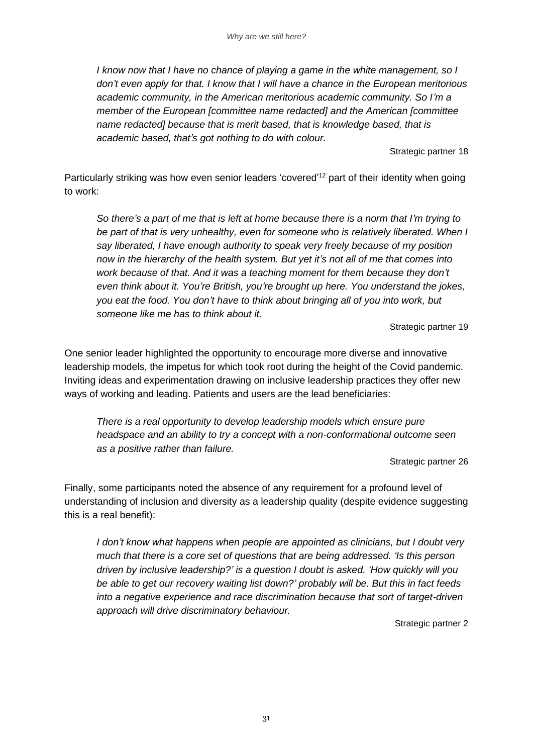*I know now that I have no chance of playing a game in the white management, so I don't even apply for that. I know that I will have a chance in the European meritorious academic community, in the American meritorious academic community. So I'm a member of the European [committee name redacted] and the American [committee name redacted] because that is merit based, that is knowledge based, that is academic based, that's got nothing to do with colour.*

Strategic partner 18

Particularly striking was how even senior leaders 'covered'[12] part of their identity when going to work:

*So there's a part of me that is left at home because there is a norm that I'm trying to be part of that is very unhealthy, even for someone who is relatively liberated. When I say liberated, I have enough authority to speak very freely because of my position now in the hierarchy of the health system. But yet it's not all of me that comes into work because of that. And it was a teaching moment for them because they don't even think about it. You're British, you're brought up here. You understand the jokes, you eat the food. You don't have to think about bringing all of you into work, but someone like me has to think about it.*

Strategic partner 19

One senior leader highlighted the opportunity to encourage more diverse and innovative leadership models, the impetus for which took root during the height of the Covid pandemic. Inviting ideas and experimentation drawing on inclusive leadership practices they offer new ways of working and leading. Patients and users are the lead beneficiaries:

*There is a real opportunity to develop leadership models which ensure pure headspace and an ability to try a concept with a non-conformational outcome seen as a positive rather than failure.*

Strategic partner 26

Finally, some participants noted the absence of any requirement for a profound level of understanding of inclusion and diversity as a leadership quality (despite evidence suggesting this is a real benefit):

*I don't know what happens when people are appointed as clinicians, but I doubt very much that there is a core set of questions that are being addressed. 'Is this person driven by inclusive leadership?' is a question I doubt is asked. 'How quickly will you be able to get our recovery waiting list down?' probably will be. But this in fact feeds into a negative experience and race discrimination because that sort of target-driven approach will drive discriminatory behaviour.*

Strategic partner 2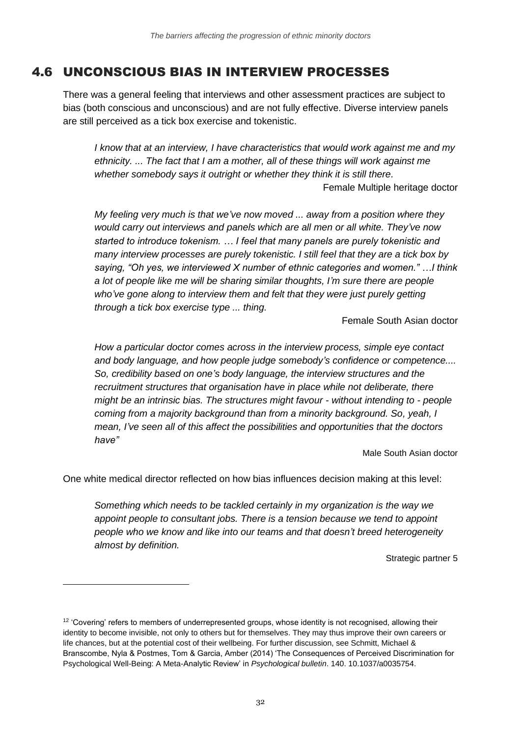## 4.6 UNCONSCIOUS BIAS IN INTERVIEW PROCESSES

There was a general feeling that interviews and other assessment practices are subject to bias (both conscious and unconscious) and are not fully effective. Diverse interview panels are still perceived as a tick box exercise and tokenistic.

> *I know that at an interview, I have characteristics that would work against me and my ethnicity. ... The fact that I am a mother, all of these things will work against me whether somebody says it outright or whether they think it is still there.*
>
> Female Multiple heritage doctor

> *My feeling very much is that we've now moved ... away from a position where they would carry out interviews and panels which are all men or all white. They've now started to introduce tokenism. … I feel that many panels are purely tokenistic and many interview processes are purely tokenistic. I still feel that they are a tick box by saying, "Oh yes, we interviewed X number of ethnic categories and women." …I think a lot of people like me will be sharing similar thoughts, I'm sure there are people who've gone along to interview them and felt that they were just purely getting through a tick box exercise type ... thing.*
>
> Female South Asian doctor

> *How a particular doctor comes across in the interview process, simple eye contact and body language, and how people judge somebody's confidence or competence.... So, credibility based on one's body language, the interview structures and the recruitment structures that organisation have in place while not deliberate, there might be an intrinsic bias. The structures might favour - without intending to - people coming from a majority background than from a minority background. So, yeah, I mean, I've seen all of this affect the possibilities and opportunities that the doctors have"*
>
> Male South Asian doctor

One white medical director reflected on how bias influences decision making at this level:

> *Something which needs to be tackled certainly in my organization is the way we appoint people to consultant jobs. There is a tension because we tend to appoint people who we know and like into our teams and that doesn't breed heterogeneity almost by definition.*
>
> Strategic partner 5

---

[12] 'Covering' refers to members of underrepresented groups, whose identity is not recognised, allowing their identity to become invisible, not only to others but for themselves. They may thus improve their own careers or life chances, but at the potential cost of their wellbeing. For further discussion, see Schmitt, Michael & Branscombe, Nyla & Postmes, Tom & Garcia, Amber (2014) 'The Consequences of Perceived Discrimination for Psychological Well-Being: A Meta-Analytic Review' in *Psychological bulletin*. 140. 10.1037/a0035754.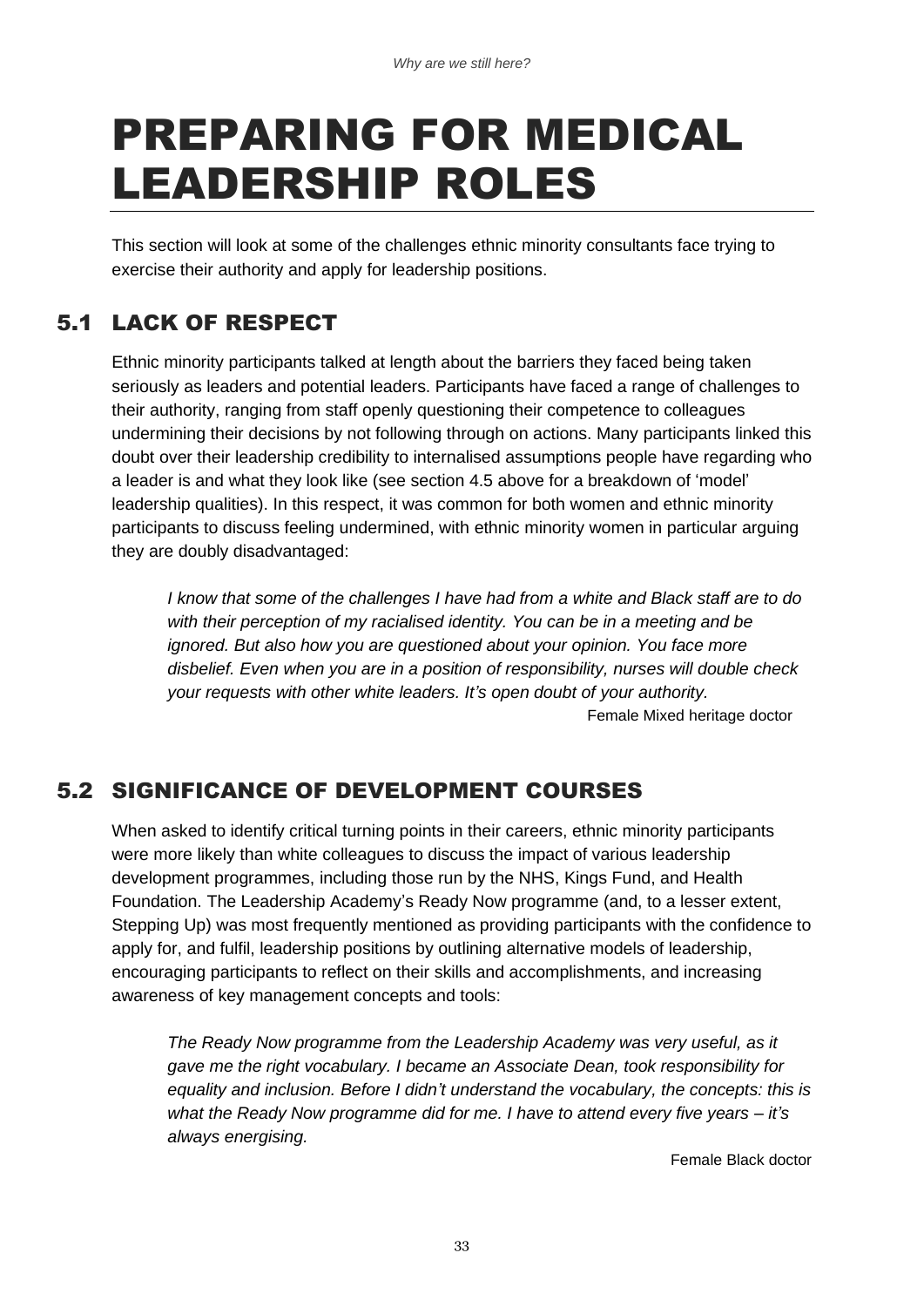# PREPARING FOR MEDICAL LEADERSHIP ROLES

This section will look at some of the challenges ethnic minority consultants face trying to exercise their authority and apply for leadership positions.

## 5.1 LACK OF RESPECT

Ethnic minority participants talked at length about the barriers they faced being taken seriously as leaders and potential leaders. Participants have faced a range of challenges to their authority, ranging from staff openly questioning their competence to colleagues undermining their decisions by not following through on actions. Many participants linked this doubt over their leadership credibility to internalised assumptions people have regarding who a leader is and what they look like (see section 4.5 above for a breakdown of 'model' leadership qualities). In this respect, it was common for both women and ethnic minority participants to discuss feeling undermined, with ethnic minority women in particular arguing they are doubly disadvantaged:

> *I know that some of the challenges I have had from a white and Black staff are to do with their perception of my racialised identity. You can be in a meeting and be ignored. But also how you are questioned about your opinion. You face more disbelief. Even when you are in a position of responsibility, nurses will double check your requests with other white leaders. It's open doubt of your authority.*
>
> Female Mixed heritage doctor

## 5.2 SIGNIFICANCE OF DEVELOPMENT COURSES

When asked to identify critical turning points in their careers, ethnic minority participants were more likely than white colleagues to discuss the impact of various leadership development programmes, including those run by the NHS, Kings Fund, and Health Foundation. The Leadership Academy's Ready Now programme (and, to a lesser extent, Stepping Up) was most frequently mentioned as providing participants with the confidence to apply for, and fulfil, leadership positions by outlining alternative models of leadership, encouraging participants to reflect on their skills and accomplishments, and increasing awareness of key management concepts and tools:

> *The Ready Now programme from the Leadership Academy was very useful, as it gave me the right vocabulary. I became an Associate Dean, took responsibility for equality and inclusion. Before I didn't understand the vocabulary, the concepts: this is what the Ready Now programme did for me. I have to attend every five years – it's always energising.*
>
> Female Black doctor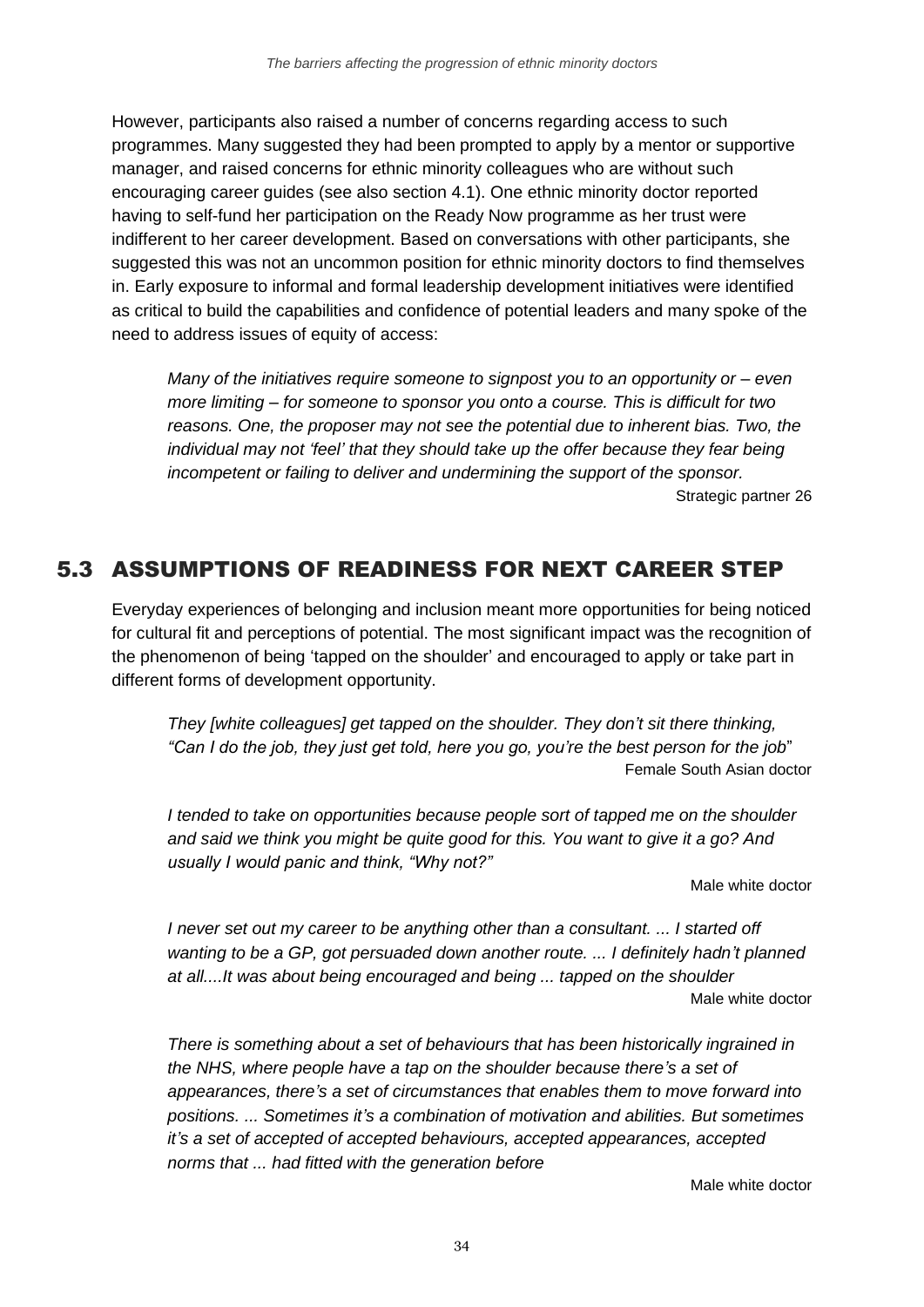However, participants also raised a number of concerns regarding access to such programmes. Many suggested they had been prompted to apply by a mentor or supportive manager, and raised concerns for ethnic minority colleagues who are without such encouraging career guides (see also section 4.1). One ethnic minority doctor reported having to self-fund her participation on the Ready Now programme as her trust were indifferent to her career development. Based on conversations with other participants, she suggested this was not an uncommon position for ethnic minority doctors to find themselves in. Early exposure to informal and formal leadership development initiatives were identified as critical to build the capabilities and confidence of potential leaders and many spoke of the need to address issues of equity of access:

> *Many of the initiatives require someone to signpost you to an opportunity or – even more limiting – for someone to sponsor you onto a course. This is difficult for two reasons. One, the proposer may not see the potential due to inherent bias. Two, the individual may not 'feel' that they should take up the offer because they fear being incompetent or failing to deliver and undermining the support of the sponsor.*
>
> Strategic partner 26

## 5.3 ASSUMPTIONS OF READINESS FOR NEXT CAREER STEP

Everyday experiences of belonging and inclusion meant more opportunities for being noticed for cultural fit and perceptions of potential. The most significant impact was the recognition of the phenomenon of being 'tapped on the shoulder' and encouraged to apply or take part in different forms of development opportunity.

> *They [white colleagues] get tapped on the shoulder. They don't sit there thinking, "Can I do the job, they just get told, here you go, you're the best person for the job*"
>
> Female South Asian doctor

> *I tended to take on opportunities because people sort of tapped me on the shoulder and said we think you might be quite good for this. You want to give it a go? And usually I would panic and think, "Why not?"*
>
> Male white doctor

> *I never set out my career to be anything other than a consultant. ... I started off wanting to be a GP, got persuaded down another route. ... I definitely hadn't planned at all....It was about being encouraged and being ... tapped on the shoulder*
>
> Male white doctor

> *There is something about a set of behaviours that has been historically ingrained in the NHS, where people have a tap on the shoulder because there's a set of appearances, there's a set of circumstances that enables them to move forward into positions. ... Sometimes it's a combination of motivation and abilities. But sometimes it's a set of accepted of accepted behaviours, accepted appearances, accepted norms that ... had fitted with the generation before*
>
> Male white doctor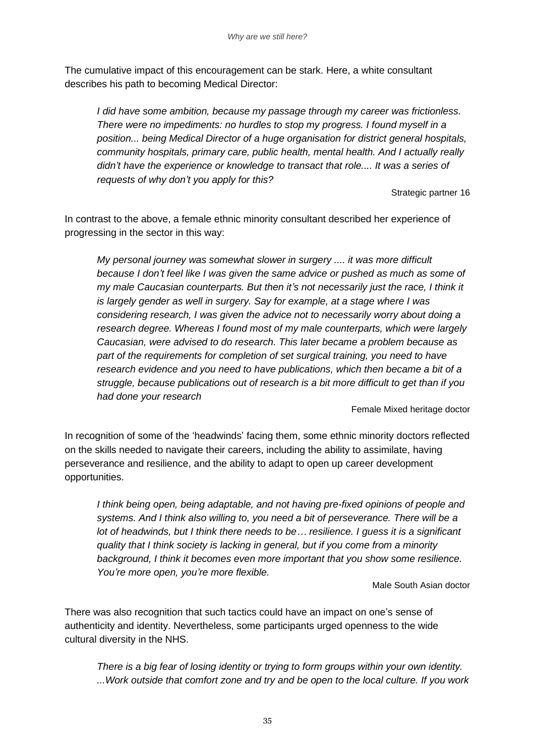The cumulative impact of this encouragement can be stark. Here, a white consultant describes his path to becoming Medical Director:

> *I did have some ambition, because my passage through my career was frictionless. There were no impediments: no hurdles to stop my progress. I found myself in a position... being Medical Director of a huge organisation for district general hospitals, community hospitals, primary care, public health, mental health. And I actually really didn't have the experience or knowledge to transact that role.... It was a series of requests of why don't you apply for this?*
>
> Strategic partner 16

In contrast to the above, a female ethnic minority consultant described her experience of progressing in the sector in this way:

> *My personal journey was somewhat slower in surgery .... it was more difficult because I don't feel like I was given the same advice or pushed as much as some of my male Caucasian counterparts. But then it's not necessarily just the race, I think it is largely gender as well in surgery. Say for example, at a stage where I was considering research, I was given the advice not to necessarily worry about doing a research degree. Whereas I found most of my male counterparts, which were largely Caucasian, were advised to do research. This later became a problem because as part of the requirements for completion of set surgical training, you need to have research evidence and you need to have publications, which then became a bit of a struggle, because publications out of research is a bit more difficult to get than if you had done your research*
>
> Female Mixed heritage doctor

In recognition of some of the 'headwinds' facing them, some ethnic minority doctors reflected on the skills needed to navigate their careers, including the ability to assimilate, having perseverance and resilience, and the ability to adapt to open up career development opportunities.

> *I think being open, being adaptable, and not having pre-fixed opinions of people and systems. And I think also willing to, you need a bit of perseverance. There will be a lot of headwinds, but I think there needs to be… resilience. I guess it is a significant quality that I think society is lacking in general, but if you come from a minority background, I think it becomes even more important that you show some resilience. You're more open, you're more flexible.*
>
> Male South Asian doctor

There was also recognition that such tactics could have an impact on one's sense of authenticity and identity. Nevertheless, some participants urged openness to the wide cultural diversity in the NHS.

> *There is a big fear of losing identity or trying to form groups within your own identity. ...Work outside that comfort zone and try and be open to the local culture. If you work*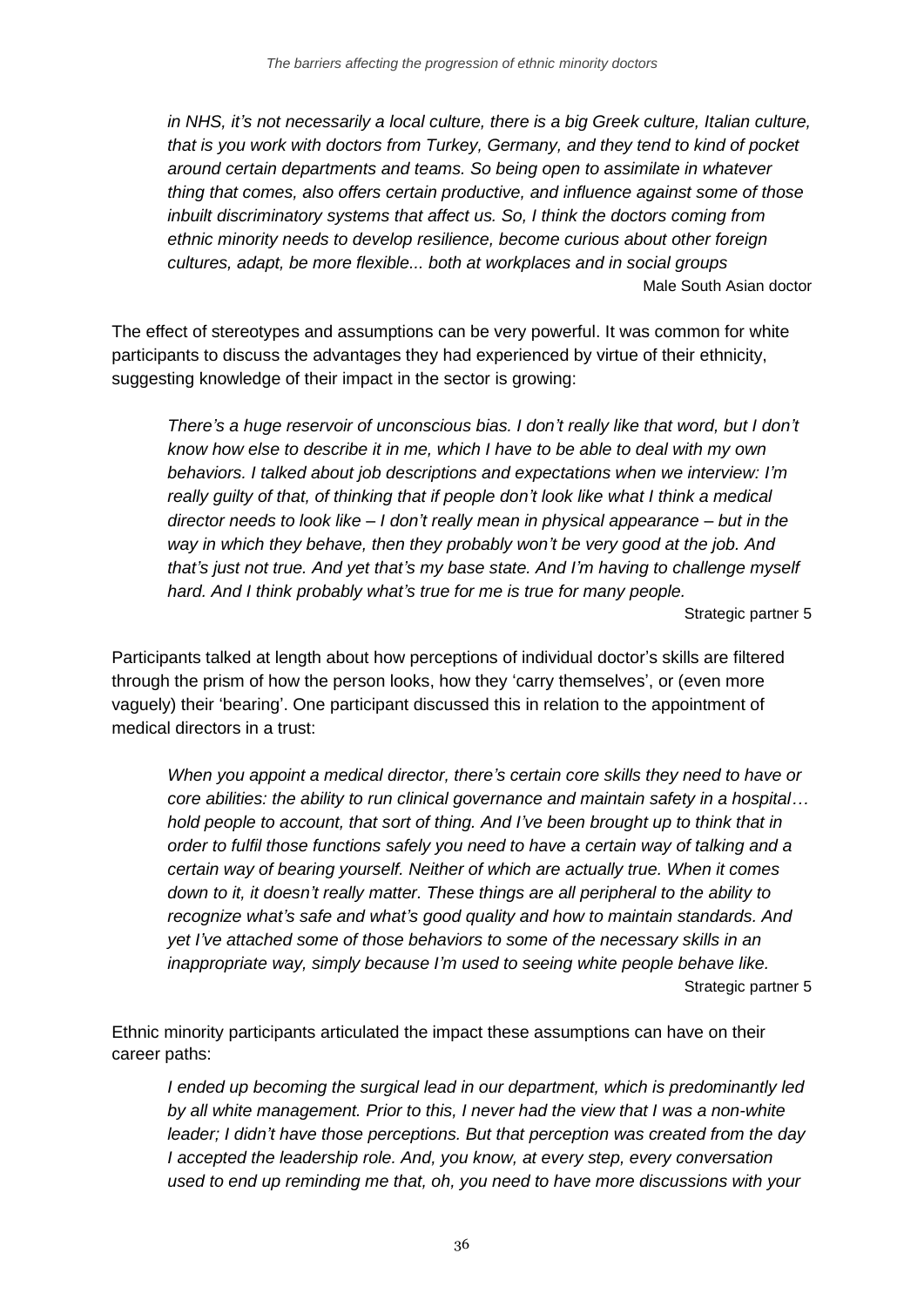*in NHS, it's not necessarily a local culture, there is a big Greek culture, Italian culture, that is you work with doctors from Turkey, Germany, and they tend to kind of pocket around certain departments and teams. So being open to assimilate in whatever thing that comes, also offers certain productive, and influence against some of those inbuilt discriminatory systems that affect us. So, I think the doctors coming from ethnic minority needs to develop resilience, become curious about other foreign cultures, adapt, be more flexible... both at workplaces and in social groups*

Male South Asian doctor

The effect of stereotypes and assumptions can be very powerful. It was common for white participants to discuss the advantages they had experienced by virtue of their ethnicity, suggesting knowledge of their impact in the sector is growing:

*There's a huge reservoir of unconscious bias. I don't really like that word, but I don't know how else to describe it in me, which I have to be able to deal with my own behaviors. I talked about job descriptions and expectations when we interview: I'm really guilty of that, of thinking that if people don't look like what I think a medical director needs to look like – I don't really mean in physical appearance – but in the way in which they behave, then they probably won't be very good at the job. And that's just not true. And yet that's my base state. And I'm having to challenge myself hard. And I think probably what's true for me is true for many people.*

Strategic partner 5

Participants talked at length about how perceptions of individual doctor's skills are filtered through the prism of how the person looks, how they 'carry themselves', or (even more vaguely) their 'bearing'. One participant discussed this in relation to the appointment of medical directors in a trust:

*When you appoint a medical director, there's certain core skills they need to have or core abilities: the ability to run clinical governance and maintain safety in a hospital… hold people to account, that sort of thing. And I've been brought up to think that in order to fulfil those functions safely you need to have a certain way of talking and a certain way of bearing yourself. Neither of which are actually true. When it comes down to it, it doesn't really matter. These things are all peripheral to the ability to recognize what's safe and what's good quality and how to maintain standards. And yet I've attached some of those behaviors to some of the necessary skills in an inappropriate way, simply because I'm used to seeing white people behave like.*

Strategic partner 5

Ethnic minority participants articulated the impact these assumptions can have on their career paths:

*I ended up becoming the surgical lead in our department, which is predominantly led by all white management. Prior to this, I never had the view that I was a non-white leader; I didn't have those perceptions. But that perception was created from the day I accepted the leadership role. And, you know, at every step, every conversation used to end up reminding me that, oh, you need to have more discussions with your*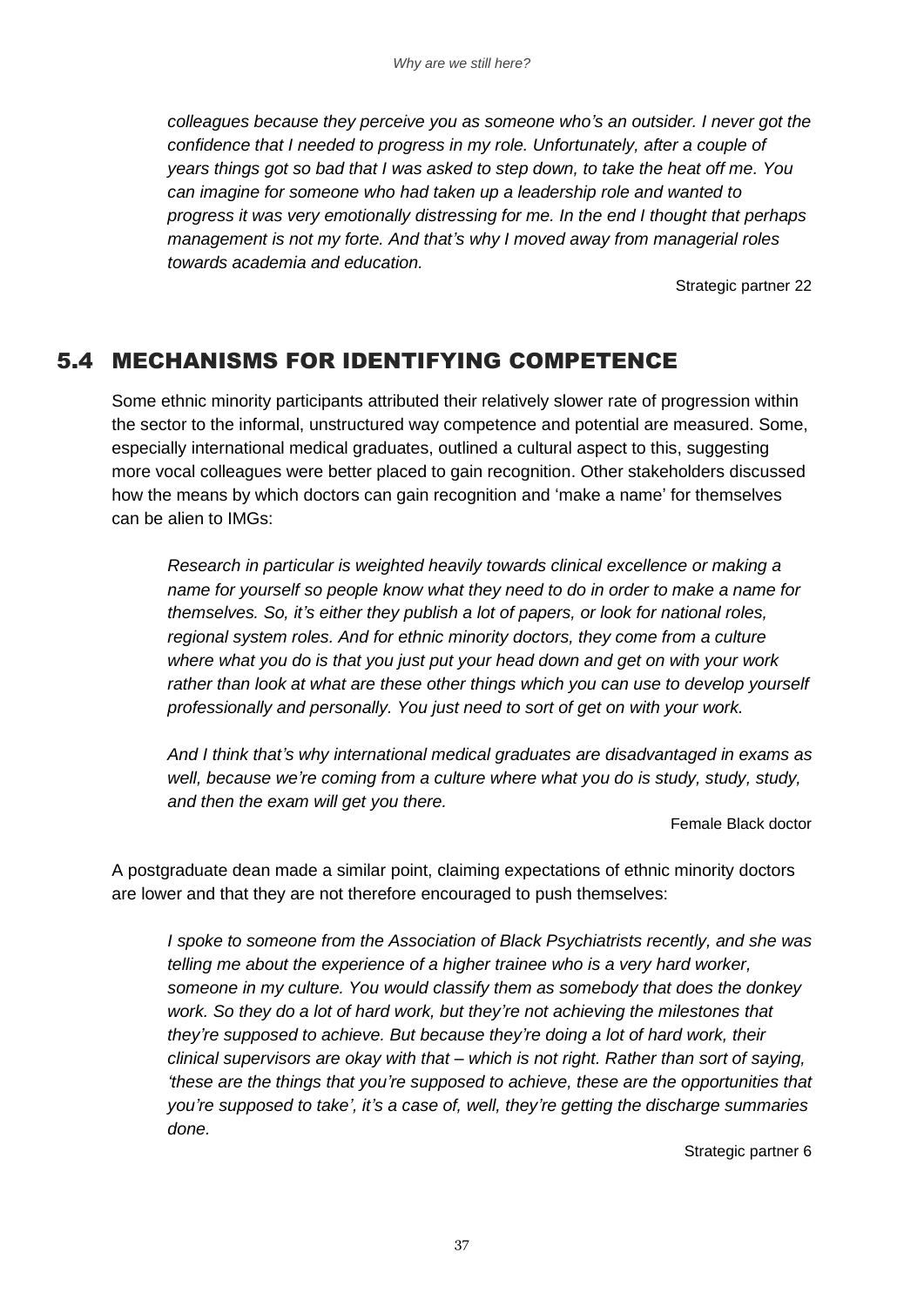*colleagues because they perceive you as someone who's an outsider. I never got the confidence that I needed to progress in my role. Unfortunately, after a couple of years things got so bad that I was asked to step down, to take the heat off me. You can imagine for someone who had taken up a leadership role and wanted to progress it was very emotionally distressing for me. In the end I thought that perhaps management is not my forte. And that's why I moved away from managerial roles towards academia and education.*

Strategic partner 22

## 5.4 MECHANISMS FOR IDENTIFYING COMPETENCE

Some ethnic minority participants attributed their relatively slower rate of progression within the sector to the informal, unstructured way competence and potential are measured. Some, especially international medical graduates, outlined a cultural aspect to this, suggesting more vocal colleagues were better placed to gain recognition. Other stakeholders discussed how the means by which doctors can gain recognition and 'make a name' for themselves can be alien to IMGs:

*Research in particular is weighted heavily towards clinical excellence or making a name for yourself so people know what they need to do in order to make a name for themselves. So, it's either they publish a lot of papers, or look for national roles, regional system roles. And for ethnic minority doctors, they come from a culture where what you do is that you just put your head down and get on with your work rather than look at what are these other things which you can use to develop yourself professionally and personally. You just need to sort of get on with your work.*

*And I think that's why international medical graduates are disadvantaged in exams as well, because we're coming from a culture where what you do is study, study, study, and then the exam will get you there.*

Female Black doctor

A postgraduate dean made a similar point, claiming expectations of ethnic minority doctors are lower and that they are not therefore encouraged to push themselves:

*I spoke to someone from the Association of Black Psychiatrists recently, and she was telling me about the experience of a higher trainee who is a very hard worker, someone in my culture. You would classify them as somebody that does the donkey work. So they do a lot of hard work, but they're not achieving the milestones that they're supposed to achieve. But because they're doing a lot of hard work, their clinical supervisors are okay with that – which is not right. Rather than sort of saying, 'these are the things that you're supposed to achieve, these are the opportunities that you're supposed to take', it's a case of, well, they're getting the discharge summaries done.*

Strategic partner 6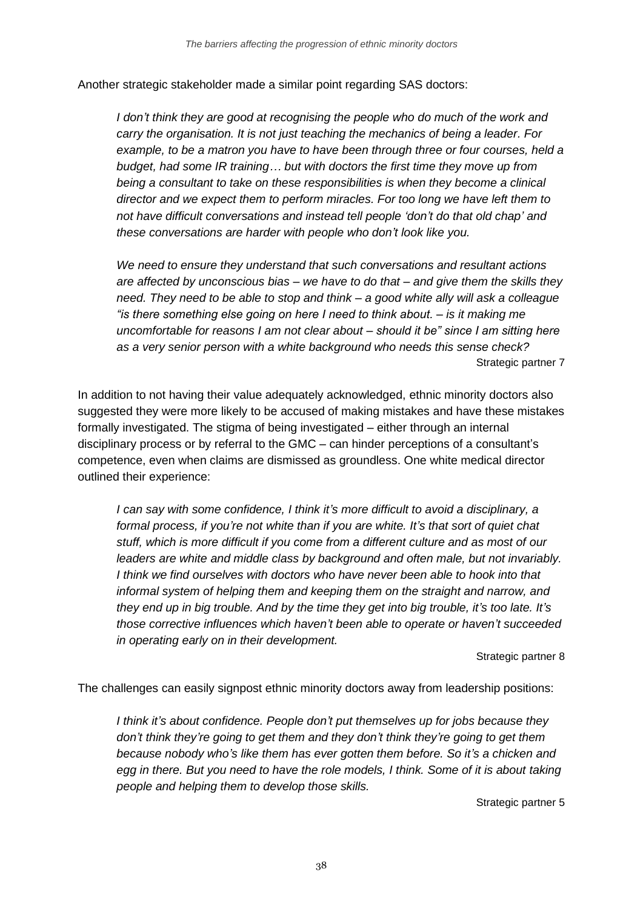Another strategic stakeholder made a similar point regarding SAS doctors:

> *I don't think they are good at recognising the people who do much of the work and carry the organisation. It is not just teaching the mechanics of being a leader. For example, to be a matron you have to have been through three or four courses, held a budget, had some IR training… but with doctors the first time they move up from being a consultant to take on these responsibilities is when they become a clinical director and we expect them to perform miracles. For too long we have left them to not have difficult conversations and instead tell people 'don't do that old chap' and these conversations are harder with people who don't look like you.*
>
> *We need to ensure they understand that such conversations and resultant actions are affected by unconscious bias – we have to do that – and give them the skills they need. They need to be able to stop and think – a good white ally will ask a colleague "is there something else going on here I need to think about. – is it making me uncomfortable for reasons I am not clear about – should it be" since I am sitting here as a very senior person with a white background who needs this sense check?*
>
> Strategic partner 7

In addition to not having their value adequately acknowledged, ethnic minority doctors also suggested they were more likely to be accused of making mistakes and have these mistakes formally investigated. The stigma of being investigated – either through an internal disciplinary process or by referral to the GMC – can hinder perceptions of a consultant's competence, even when claims are dismissed as groundless. One white medical director outlined their experience:

> *I can say with some confidence, I think it's more difficult to avoid a disciplinary, a formal process, if you're not white than if you are white. It's that sort of quiet chat stuff, which is more difficult if you come from a different culture and as most of our leaders are white and middle class by background and often male, but not invariably. I think we find ourselves with doctors who have never been able to hook into that informal system of helping them and keeping them on the straight and narrow, and they end up in big trouble. And by the time they get into big trouble, it's too late. It's those corrective influences which haven't been able to operate or haven't succeeded in operating early on in their development.*
>
> Strategic partner 8

The challenges can easily signpost ethnic minority doctors away from leadership positions:

> *I think it's about confidence. People don't put themselves up for jobs because they don't think they're going to get them and they don't think they're going to get them because nobody who's like them has ever gotten them before. So it's a chicken and egg in there. But you need to have the role models, I think. Some of it is about taking people and helping them to develop those skills.*
>
> Strategic partner 5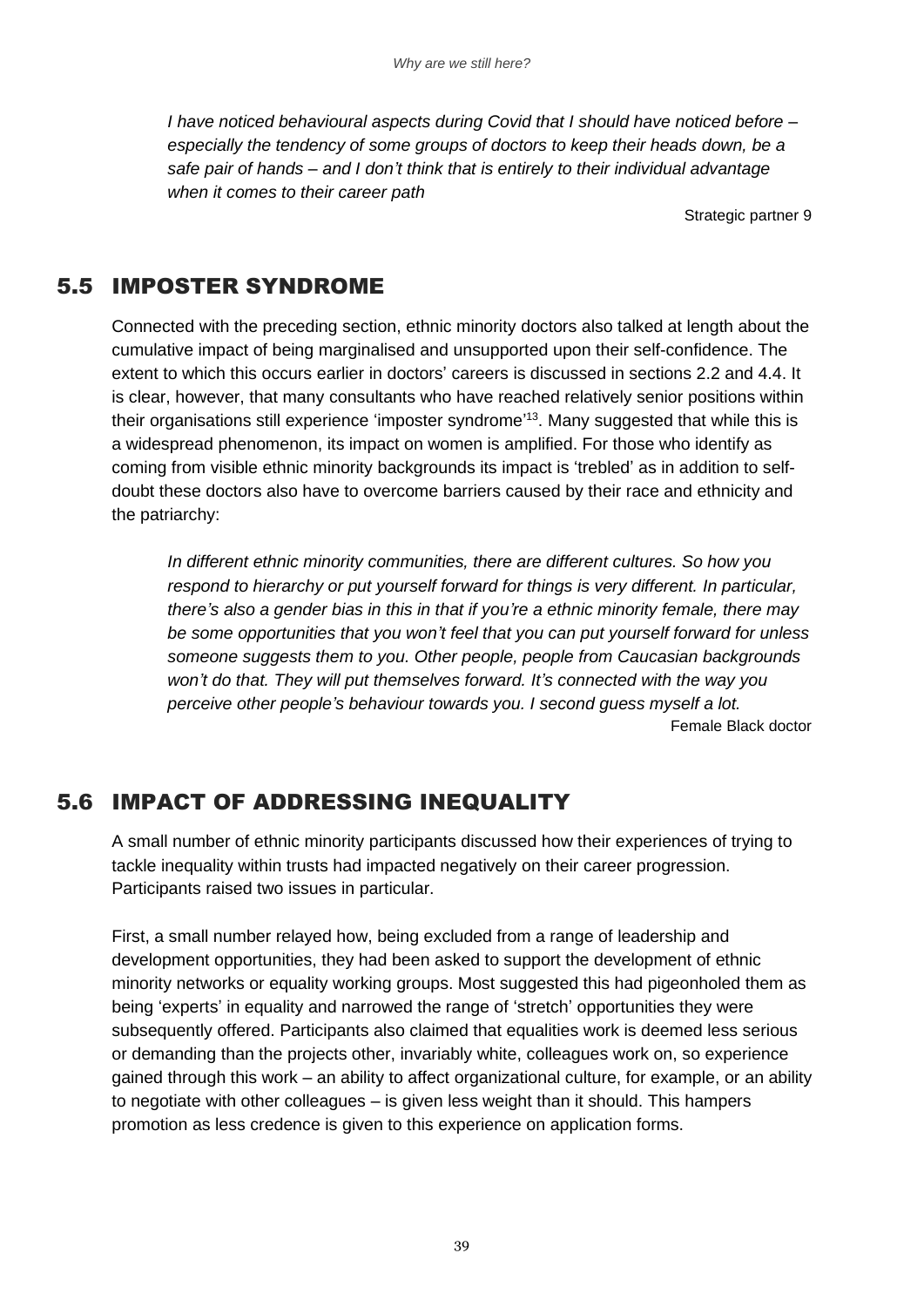*I have noticed behavioural aspects during Covid that I should have noticed before – especially the tendency of some groups of doctors to keep their heads down, be a safe pair of hands – and I don't think that is entirely to their individual advantage when it comes to their career path*

Strategic partner 9

## 5.5 IMPOSTER SYNDROME

Connected with the preceding section, ethnic minority doctors also talked at length about the cumulative impact of being marginalised and unsupported upon their self-confidence. The extent to which this occurs earlier in doctors' careers is discussed in sections 2.2 and 4.4. It is clear, however, that many consultants who have reached relatively senior positions within their organisations still experience 'imposter syndrome'[13]. Many suggested that while this is a widespread phenomenon, its impact on women is amplified. For those who identify as coming from visible ethnic minority backgrounds its impact is 'trebled' as in addition to self-doubt these doctors also have to overcome barriers caused by their race and ethnicity and the patriarchy:

*In different ethnic minority communities, there are different cultures. So how you respond to hierarchy or put yourself forward for things is very different. In particular, there's also a gender bias in this in that if you're a ethnic minority female, there may be some opportunities that you won't feel that you can put yourself forward for unless someone suggests them to you. Other people, people from Caucasian backgrounds won't do that. They will put themselves forward. It's connected with the way you perceive other people's behaviour towards you. I second guess myself a lot.*

Female Black doctor

## 5.6 IMPACT OF ADDRESSING INEQUALITY

A small number of ethnic minority participants discussed how their experiences of trying to tackle inequality within trusts had impacted negatively on their career progression. Participants raised two issues in particular.

First, a small number relayed how, being excluded from a range of leadership and development opportunities, they had been asked to support the development of ethnic minority networks or equality working groups. Most suggested this had pigeonholed them as being 'experts' in equality and narrowed the range of 'stretch' opportunities they were subsequently offered. Participants also claimed that equalities work is deemed less serious or demanding than the projects other, invariably white, colleagues work on, so experience gained through this work – an ability to affect organizational culture, for example, or an ability to negotiate with other colleagues – is given less weight than it should. This hampers promotion as less credence is given to this experience on application forms.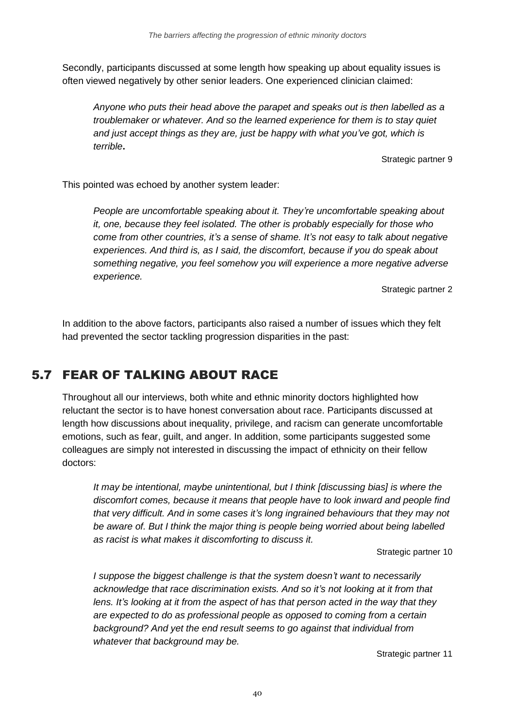Secondly, participants discussed at some length how speaking up about equality issues is often viewed negatively by other senior leaders. One experienced clinician claimed:

> *Anyone who puts their head above the parapet and speaks out is then labelled as a troublemaker or whatever. And so the learned experience for them is to stay quiet and just accept things as they are, just be happy with what you've got, which is terrible.*
>
> Strategic partner 9

This pointed was echoed by another system leader:

> *People are uncomfortable speaking about it. They're uncomfortable speaking about it, one, because they feel isolated. The other is probably especially for those who come from other countries, it's a sense of shame. It's not easy to talk about negative experiences. And third is, as I said, the discomfort, because if you do speak about something negative, you feel somehow you will experience a more negative adverse experience.*
>
> Strategic partner 2

In addition to the above factors, participants also raised a number of issues which they felt had prevented the sector tackling progression disparities in the past:

## 5.7 FEAR OF TALKING ABOUT RACE

Throughout all our interviews, both white and ethnic minority doctors highlighted how reluctant the sector is to have honest conversation about race. Participants discussed at length how discussions about inequality, privilege, and racism can generate uncomfortable emotions, such as fear, guilt, and anger. In addition, some participants suggested some colleagues are simply not interested in discussing the impact of ethnicity on their fellow doctors:

> *It may be intentional, maybe unintentional, but I think [discussing bias] is where the discomfort comes, because it means that people have to look inward and people find that very difficult. And in some cases it's long ingrained behaviours that they may not be aware of. But I think the major thing is people being worried about being labelled as racist is what makes it discomforting to discuss it.*
>
> Strategic partner 10

> *I suppose the biggest challenge is that the system doesn't want to necessarily acknowledge that race discrimination exists. And so it's not looking at it from that lens. It's looking at it from the aspect of has that person acted in the way that they are expected to do as professional people as opposed to coming from a certain background? And yet the end result seems to go against that individual from whatever that background may be.*
>
> Strategic partner 11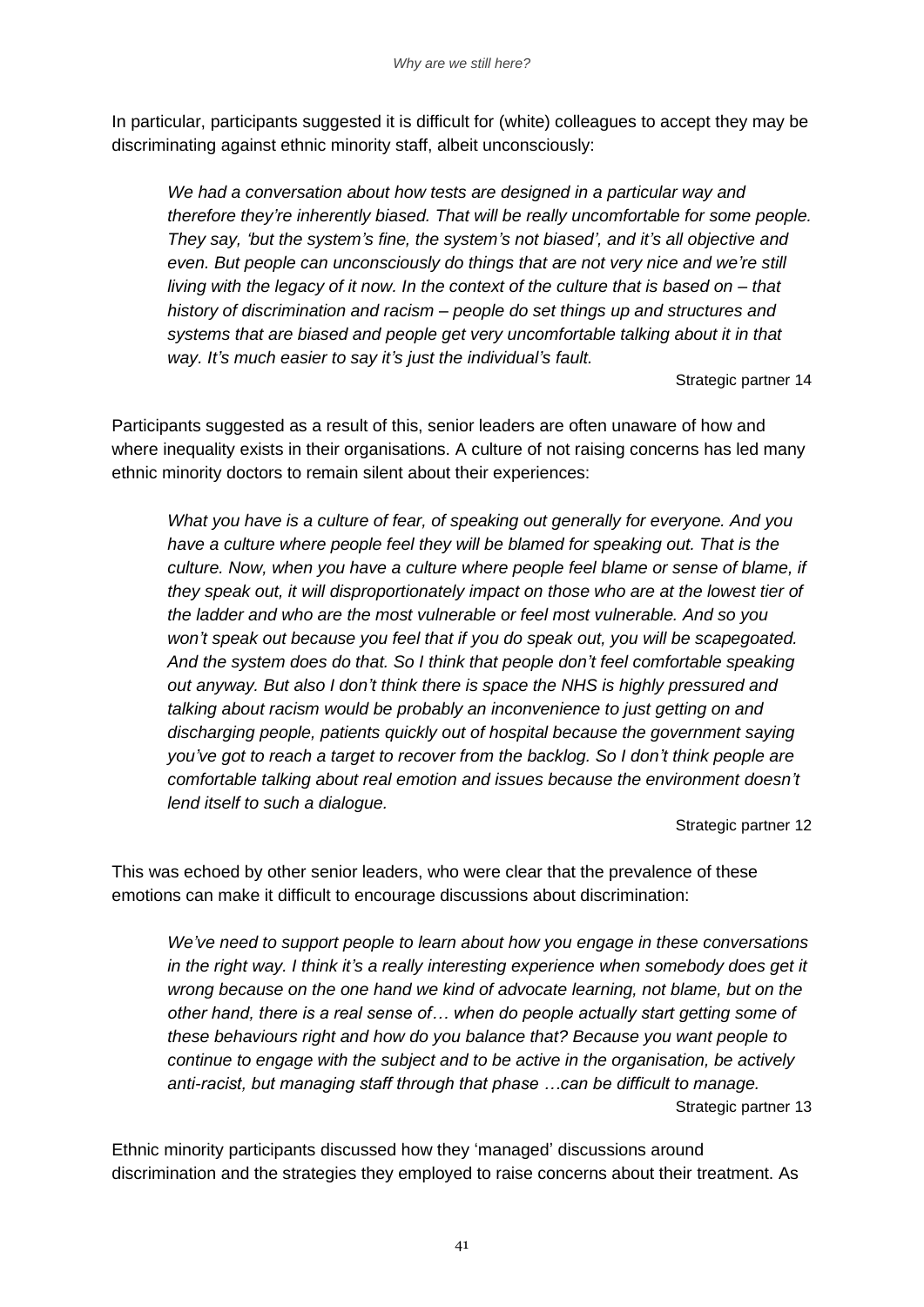In particular, participants suggested it is difficult for (white) colleagues to accept they may be discriminating against ethnic minority staff, albeit unconsciously:

> *We had a conversation about how tests are designed in a particular way and therefore they're inherently biased. That will be really uncomfortable for some people. They say, 'but the system's fine, the system's not biased', and it's all objective and even. But people can unconsciously do things that are not very nice and we're still living with the legacy of it now. In the context of the culture that is based on – that history of discrimination and racism – people do set things up and structures and systems that are biased and people get very uncomfortable talking about it in that way. It's much easier to say it's just the individual's fault.*
>
> Strategic partner 14

Participants suggested as a result of this, senior leaders are often unaware of how and where inequality exists in their organisations. A culture of not raising concerns has led many ethnic minority doctors to remain silent about their experiences:

> *What you have is a culture of fear, of speaking out generally for everyone. And you have a culture where people feel they will be blamed for speaking out. That is the culture. Now, when you have a culture where people feel blame or sense of blame, if they speak out, it will disproportionately impact on those who are at the lowest tier of the ladder and who are the most vulnerable or feel most vulnerable. And so you won't speak out because you feel that if you do speak out, you will be scapegoated. And the system does do that. So I think that people don't feel comfortable speaking out anyway. But also I don't think there is space the NHS is highly pressured and talking about racism would be probably an inconvenience to just getting on and discharging people, patients quickly out of hospital because the government saying you've got to reach a target to recover from the backlog. So I don't think people are comfortable talking about real emotion and issues because the environment doesn't lend itself to such a dialogue.*
>
> Strategic partner 12

This was echoed by other senior leaders, who were clear that the prevalence of these emotions can make it difficult to encourage discussions about discrimination:

> *We've need to support people to learn about how you engage in these conversations in the right way. I think it's a really interesting experience when somebody does get it wrong because on the one hand we kind of advocate learning, not blame, but on the other hand, there is a real sense of… when do people actually start getting some of these behaviours right and how do you balance that? Because you want people to continue to engage with the subject and to be active in the organisation, be actively anti-racist, but managing staff through that phase …can be difficult to manage.*
>
> Strategic partner 13

Ethnic minority participants discussed how they 'managed' discussions around discrimination and the strategies they employed to raise concerns about their treatment. As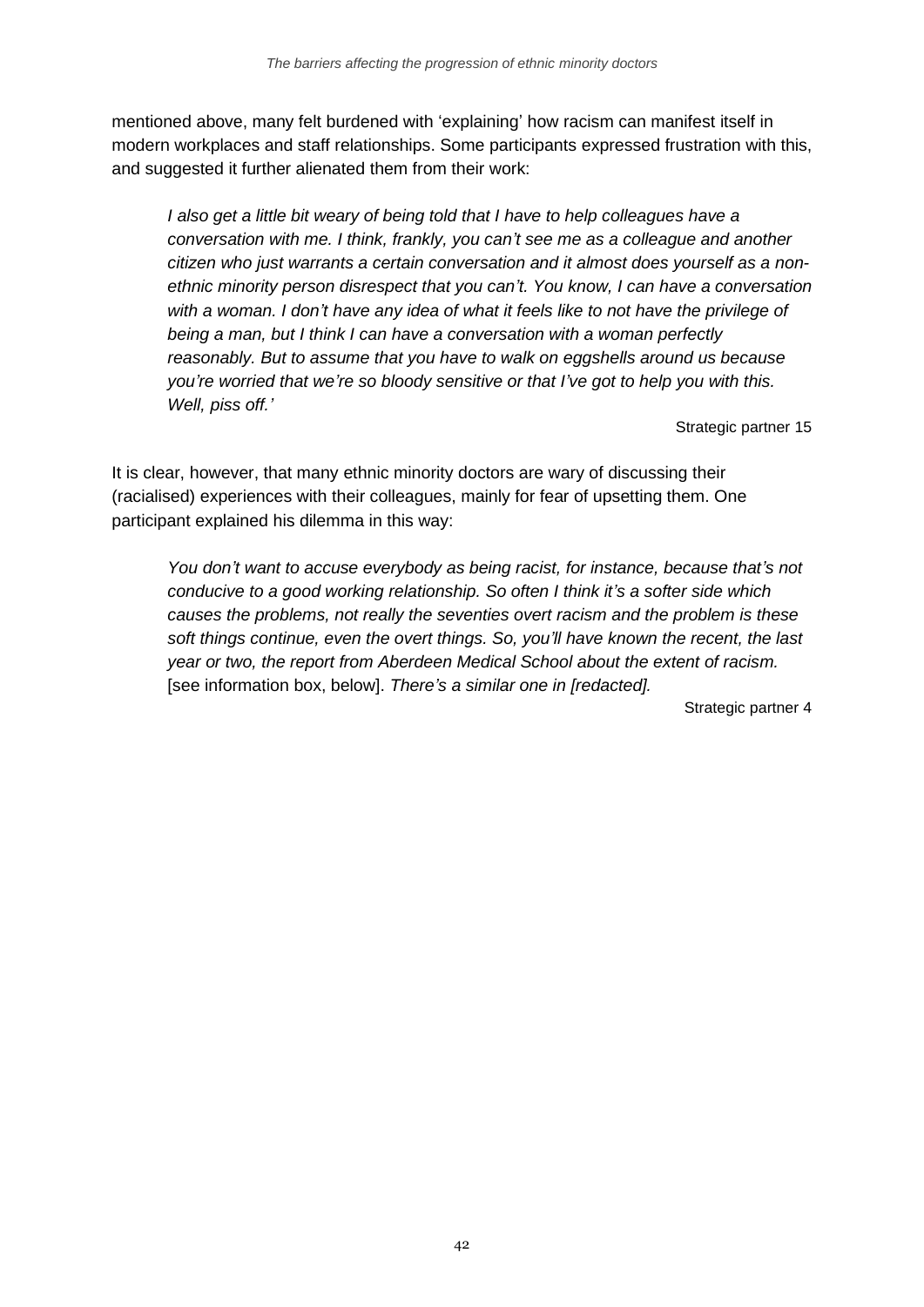mentioned above, many felt burdened with 'explaining' how racism can manifest itself in modern workplaces and staff relationships. Some participants expressed frustration with this, and suggested it further alienated them from their work:

> *I also get a little bit weary of being told that I have to help colleagues have a conversation with me. I think, frankly, you can't see me as a colleague and another citizen who just warrants a certain conversation and it almost does yourself as a non-ethnic minority person disrespect that you can't. You know, I can have a conversation with a woman. I don't have any idea of what it feels like to not have the privilege of being a man, but I think I can have a conversation with a woman perfectly reasonably. But to assume that you have to walk on eggshells around us because you're worried that we're so bloody sensitive or that I've got to help you with this. Well, piss off.'*
>
> Strategic partner 15

It is clear, however, that many ethnic minority doctors are wary of discussing their (racialised) experiences with their colleagues, mainly for fear of upsetting them. One participant explained his dilemma in this way:

> *You don't want to accuse everybody as being racist, for instance, because that's not conducive to a good working relationship. So often I think it's a softer side which causes the problems, not really the seventies overt racism and the problem is these soft things continue, even the overt things. So, you'll have known the recent, the last year or two, the report from Aberdeen Medical School about the extent of racism.* [see information box, below]. *There's a similar one in [redacted].*
>
> Strategic partner 4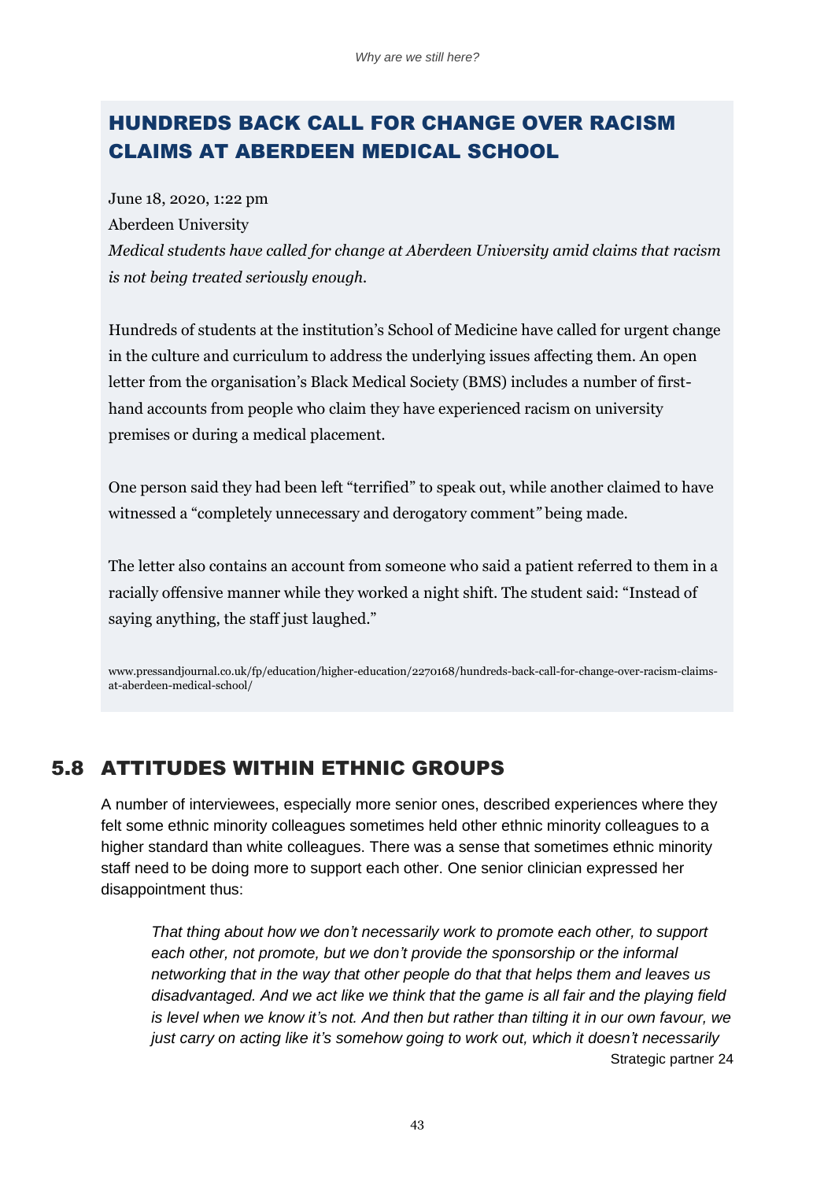## HUNDREDS BACK CALL FOR CHANGE OVER RACISM CLAIMS AT ABERDEEN MEDICAL SCHOOL

June 18, 2020, 1:22 pm

Aberdeen University

*Medical students have called for change at Aberdeen University amid claims that racism is not being treated seriously enough.*

Hundreds of students at the institution's School of Medicine have called for urgent change in the culture and curriculum to address the underlying issues affecting them. An open letter from the organisation's Black Medical Society (BMS) includes a number of first-hand accounts from people who claim they have experienced racism on university premises or during a medical placement.

One person said they had been left "terrified" to speak out, while another claimed to have witnessed a "completely unnecessary and derogatory comment" being made.

The letter also contains an account from someone who said a patient referred to them in a racially offensive manner while they worked a night shift. The student said: "Instead of saying anything, the staff just laughed."

www.pressandjournal.co.uk/fp/education/higher-education/2270168/hundreds-back-call-for-change-over-racism-claims-at-aberdeen-medical-school/

## 5.8 ATTITUDES WITHIN ETHNIC GROUPS

A number of interviewees, especially more senior ones, described experiences where they felt some ethnic minority colleagues sometimes held other ethnic minority colleagues to a higher standard than white colleagues. There was a sense that sometimes ethnic minority staff need to be doing more to support each other. One senior clinician expressed her disappointment thus:

> *That thing about how we don't necessarily work to promote each other, to support each other, not promote, but we don't provide the sponsorship or the informal networking that in the way that other people do that that helps them and leaves us disadvantaged. And we act like we think that the game is all fair and the playing field is level when we know it's not. And then but rather than tilting it in our own favour, we just carry on acting like it's somehow going to work out, which it doesn't necessarily*
>
> Strategic partner 24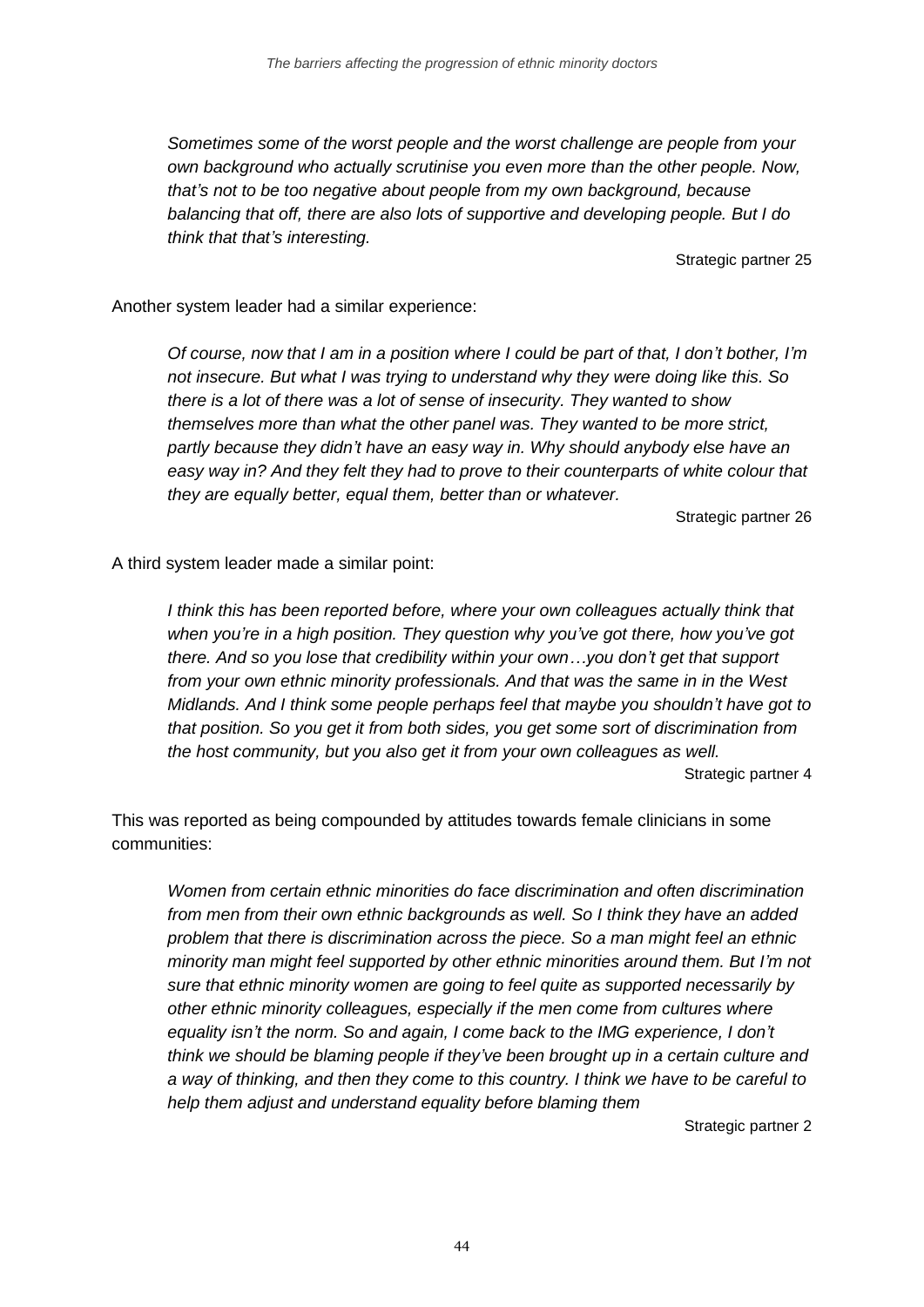> *Sometimes some of the worst people and the worst challenge are people from your own background who actually scrutinise you even more than the other people. Now, that's not to be too negative about people from my own background, because balancing that off, there are also lots of supportive and developing people. But I do think that that's interesting.*
>
> Strategic partner 25

Another system leader had a similar experience:

> *Of course, now that I am in a position where I could be part of that, I don't bother, I'm not insecure. But what I was trying to understand why they were doing like this. So there is a lot of there was a lot of sense of insecurity. They wanted to show themselves more than what the other panel was. They wanted to be more strict, partly because they didn't have an easy way in. Why should anybody else have an easy way in? And they felt they had to prove to their counterparts of white colour that they are equally better, equal them, better than or whatever.*
>
> Strategic partner 26

A third system leader made a similar point:

> *I think this has been reported before, where your own colleagues actually think that when you're in a high position. They question why you've got there, how you've got there. And so you lose that credibility within your own…you don't get that support from your own ethnic minority professionals. And that was the same in in the West Midlands. And I think some people perhaps feel that maybe you shouldn't have got to that position. So you get it from both sides, you get some sort of discrimination from the host community, but you also get it from your own colleagues as well.*
>
> Strategic partner 4

This was reported as being compounded by attitudes towards female clinicians in some communities:

> *Women from certain ethnic minorities do face discrimination and often discrimination from men from their own ethnic backgrounds as well. So I think they have an added problem that there is discrimination across the piece. So a man might feel an ethnic minority man might feel supported by other ethnic minorities around them. But I'm not sure that ethnic minority women are going to feel quite as supported necessarily by other ethnic minority colleagues, especially if the men come from cultures where equality isn't the norm. So and again, I come back to the IMG experience, I don't think we should be blaming people if they've been brought up in a certain culture and a way of thinking, and then they come to this country. I think we have to be careful to help them adjust and understand equality before blaming them*
>
> Strategic partner 2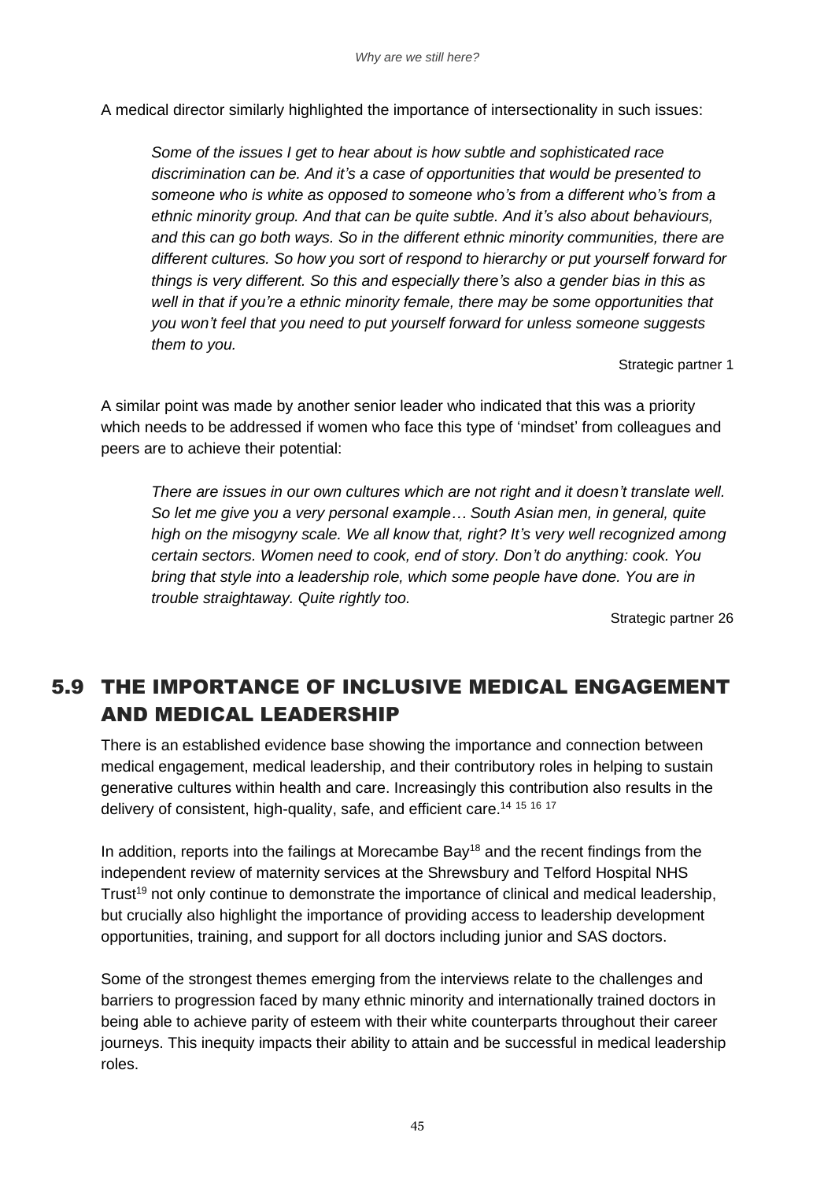A medical director similarly highlighted the importance of intersectionality in such issues:

> *Some of the issues I get to hear about is how subtle and sophisticated race discrimination can be. And it's a case of opportunities that would be presented to someone who is white as opposed to someone who's from a different who's from a ethnic minority group. And that can be quite subtle. And it's also about behaviours, and this can go both ways. So in the different ethnic minority communities, there are different cultures. So how you sort of respond to hierarchy or put yourself forward for things is very different. So this and especially there's also a gender bias in this as well in that if you're a ethnic minority female, there may be some opportunities that you won't feel that you need to put yourself forward for unless someone suggests them to you.*
>
> Strategic partner 1

A similar point was made by another senior leader who indicated that this was a priority which needs to be addressed if women who face this type of 'mindset' from colleagues and peers are to achieve their potential:

> *There are issues in our own cultures which are not right and it doesn't translate well. So let me give you a very personal example… South Asian men, in general, quite high on the misogyny scale. We all know that, right? It's very well recognized among certain sectors. Women need to cook, end of story. Don't do anything: cook. You bring that style into a leadership role, which some people have done. You are in trouble straightaway. Quite rightly too.*
>
> Strategic partner 26

## 5.9 THE IMPORTANCE OF INCLUSIVE MEDICAL ENGAGEMENT AND MEDICAL LEADERSHIP

There is an established evidence base showing the importance and connection between medical engagement, medical leadership, and their contributory roles in helping to sustain generative cultures within health and care. Increasingly this contribution also results in the delivery of consistent, high-quality, safe, and efficient care.[14 15 16 17]

In addition, reports into the failings at Morecambe Bay[18] and the recent findings from the independent review of maternity services at the Shrewsbury and Telford Hospital NHS Trust[19] not only continue to demonstrate the importance of clinical and medical leadership, but crucially also highlight the importance of providing access to leadership development opportunities, training, and support for all doctors including junior and SAS doctors.

Some of the strongest themes emerging from the interviews relate to the challenges and barriers to progression faced by many ethnic minority and internationally trained doctors in being able to achieve parity of esteem with their white counterparts throughout their career journeys. This inequity impacts their ability to attain and be successful in medical leadership roles.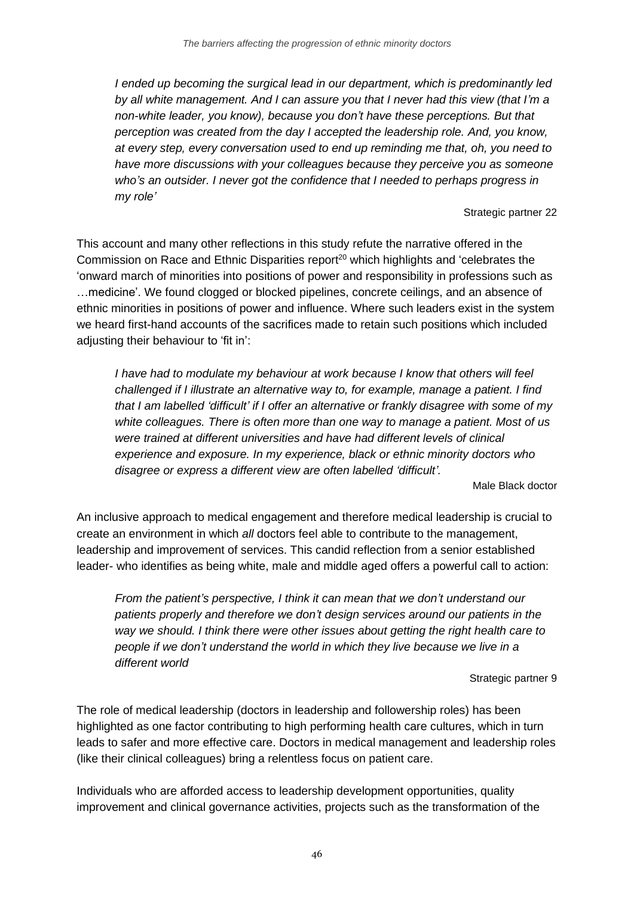*I ended up becoming the surgical lead in our department, which is predominantly led by all white management. And I can assure you that I never had this view (that I'm a non-white leader, you know), because you don't have these perceptions. But that perception was created from the day I accepted the leadership role. And, you know, at every step, every conversation used to end up reminding me that, oh, you need to have more discussions with your colleagues because they perceive you as someone who's an outsider. I never got the confidence that I needed to perhaps progress in my role'*

Strategic partner 22

This account and many other reflections in this study refute the narrative offered in the Commission on Race and Ethnic Disparities report[20] which highlights and 'celebrates the 'onward march of minorities into positions of power and responsibility in professions such as …medicine'. We found clogged or blocked pipelines, concrete ceilings, and an absence of ethnic minorities in positions of power and influence. Where such leaders exist in the system we heard first-hand accounts of the sacrifices made to retain such positions which included adjusting their behaviour to 'fit in':

*I have had to modulate my behaviour at work because I know that others will feel challenged if I illustrate an alternative way to, for example, manage a patient. I find that I am labelled 'difficult' if I offer an alternative or frankly disagree with some of my white colleagues. There is often more than one way to manage a patient. Most of us were trained at different universities and have had different levels of clinical experience and exposure. In my experience, black or ethnic minority doctors who disagree or express a different view are often labelled 'difficult'.*

Male Black doctor

An inclusive approach to medical engagement and therefore medical leadership is crucial to create an environment in which *all* doctors feel able to contribute to the management, leadership and improvement of services. This candid reflection from a senior established leader- who identifies as being white, male and middle aged offers a powerful call to action:

*From the patient's perspective, I think it can mean that we don't understand our patients properly and therefore we don't design services around our patients in the way we should. I think there were other issues about getting the right health care to people if we don't understand the world in which they live because we live in a different world*

Strategic partner 9

The role of medical leadership (doctors in leadership and followership roles) has been highlighted as one factor contributing to high performing health care cultures, which in turn leads to safer and more effective care. Doctors in medical management and leadership roles (like their clinical colleagues) bring a relentless focus on patient care.

Individuals who are afforded access to leadership development opportunities, quality improvement and clinical governance activities, projects such as the transformation of the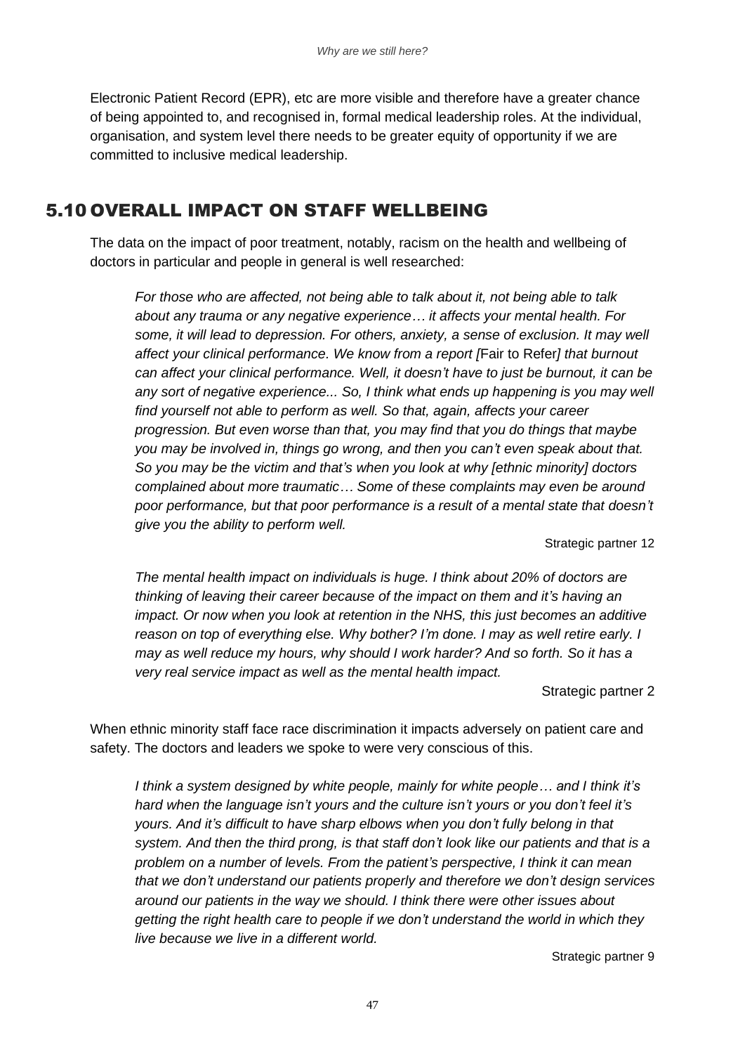Electronic Patient Record (EPR), etc are more visible and therefore have a greater chance of being appointed to, and recognised in, formal medical leadership roles. At the individual, organisation, and system level there needs to be greater equity of opportunity if we are committed to inclusive medical leadership.

## 5.10 OVERALL IMPACT ON STAFF WELLBEING

The data on the impact of poor treatment, notably, racism on the health and wellbeing of doctors in particular and people in general is well researched:

> *For those who are affected, not being able to talk about it, not being able to talk about any trauma or any negative experience… it affects your mental health. For some, it will lead to depression. For others, anxiety, a sense of exclusion. It may well affect your clinical performance. We know from a report [*Fair to Refer*] that burnout can affect your clinical performance. Well, it doesn't have to just be burnout, it can be any sort of negative experience... So, I think what ends up happening is you may well find yourself not able to perform as well. So that, again, affects your career progression. But even worse than that, you may find that you do things that maybe you may be involved in, things go wrong, and then you can't even speak about that. So you may be the victim and that's when you look at why [ethnic minority] doctors complained about more traumatic… Some of these complaints may even be around poor performance, but that poor performance is a result of a mental state that doesn't give you the ability to perform well.*
>
> Strategic partner 12

> *The mental health impact on individuals is huge. I think about 20% of doctors are thinking of leaving their career because of the impact on them and it's having an impact. Or now when you look at retention in the NHS, this just becomes an additive reason on top of everything else. Why bother? I'm done. I may as well retire early. I may as well reduce my hours, why should I work harder? And so forth. So it has a very real service impact as well as the mental health impact.*
>
> Strategic partner 2

When ethnic minority staff face race discrimination it impacts adversely on patient care and safety. The doctors and leaders we spoke to were very conscious of this.

> *I think a system designed by white people, mainly for white people… and I think it's hard when the language isn't yours and the culture isn't yours or you don't feel it's yours. And it's difficult to have sharp elbows when you don't fully belong in that system. And then the third prong, is that staff don't look like our patients and that is a problem on a number of levels. From the patient's perspective, I think it can mean that we don't understand our patients properly and therefore we don't design services around our patients in the way we should. I think there were other issues about getting the right health care to people if we don't understand the world in which they live because we live in a different world.*
>
> Strategic partner 9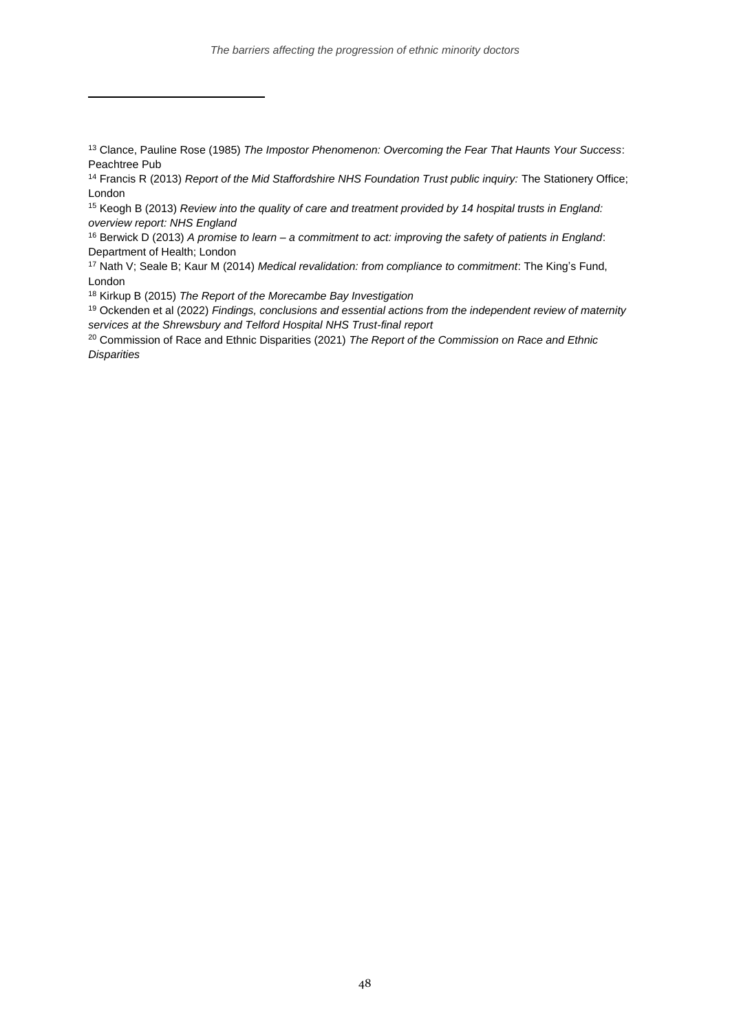---

[13] Clance, Pauline Rose (1985) *The Impostor Phenomenon: Overcoming the Fear That Haunts Your Success*: Peachtree Pub

[14] Francis R (2013) *Report of the Mid Staffordshire NHS Foundation Trust public inquiry:* The Stationery Office; London

[15] Keogh B (2013) *Review into the quality of care and treatment provided by 14 hospital trusts in England: overview report: NHS England*

[16] Berwick D (2013) *A promise to learn – a commitment to act: improving the safety of patients in England*: Department of Health; London

[17] Nath V; Seale B; Kaur M (2014) *Medical revalidation: from compliance to commitment*: The King's Fund, London

[18] Kirkup B (2015) *The Report of the Morecambe Bay Investigation*

[19] Ockenden et al (2022) *Findings, conclusions and essential actions from the independent review of maternity services at the Shrewsbury and Telford Hospital NHS Trust-final report*

[20] Commission of Race and Ethnic Disparities (2021) *The Report of the Commission on Race and Ethnic Disparities*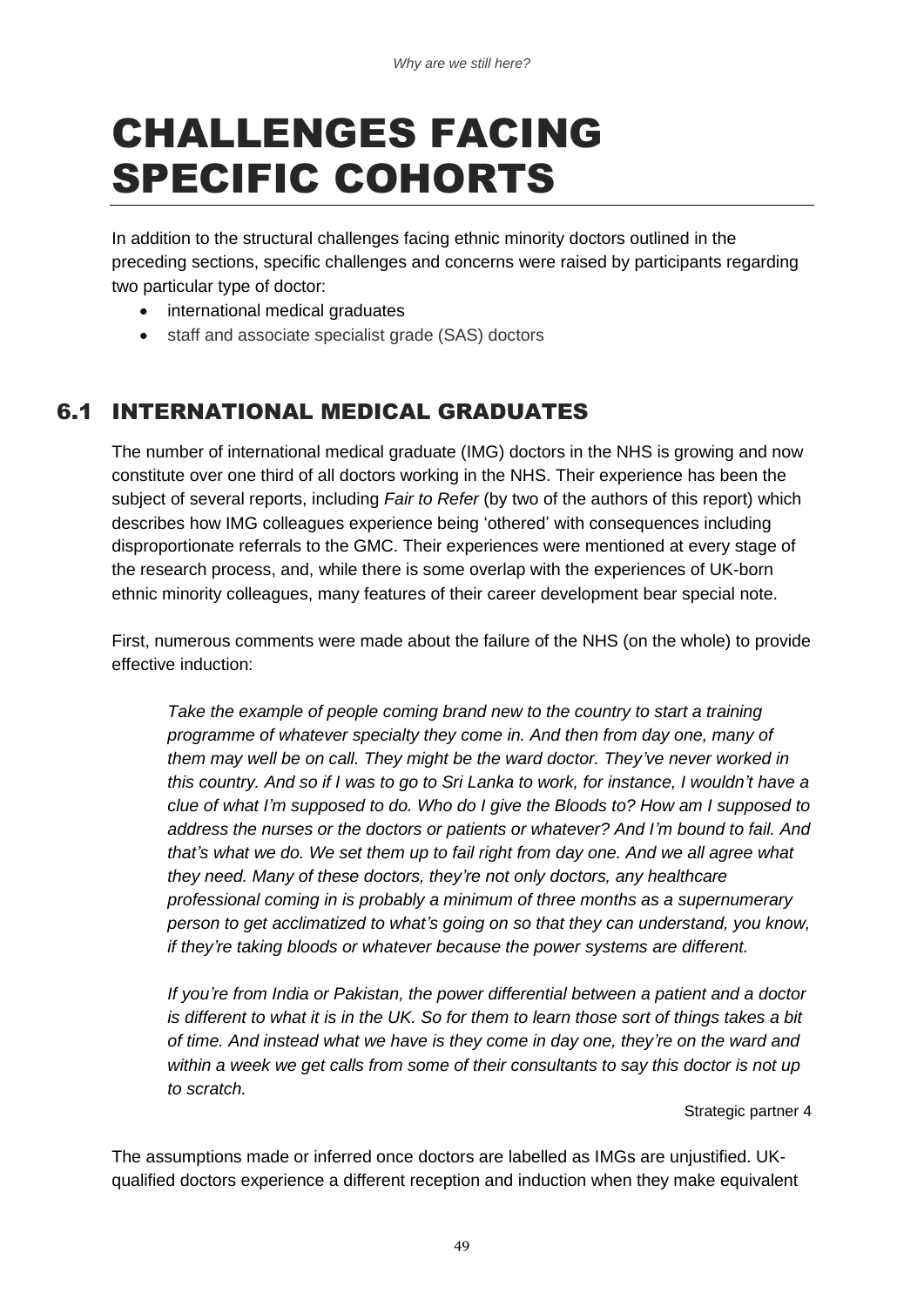# CHALLENGES FACING SPECIFIC COHORTS

In addition to the structural challenges facing ethnic minority doctors outlined in the preceding sections, specific challenges and concerns were raised by participants regarding two particular type of doctor:

- international medical graduates
- staff and associate specialist grade (SAS) doctors

## 6.1 INTERNATIONAL MEDICAL GRADUATES

The number of international medical graduate (IMG) doctors in the NHS is growing and now constitute over one third of all doctors working in the NHS. Their experience has been the subject of several reports, including *Fair to Refer* (by two of the authors of this report) which describes how IMG colleagues experience being 'othered' with consequences including disproportionate referrals to the GMC. Their experiences were mentioned at every stage of the research process, and, while there is some overlap with the experiences of UK-born ethnic minority colleagues, many features of their career development bear special note.

First, numerous comments were made about the failure of the NHS (on the whole) to provide effective induction:

> *Take the example of people coming brand new to the country to start a training programme of whatever specialty they come in. And then from day one, many of them may well be on call. They might be the ward doctor. They've never worked in this country. And so if I was to go to Sri Lanka to work, for instance, I wouldn't have a clue of what I'm supposed to do. Who do I give the Bloods to? How am I supposed to address the nurses or the doctors or patients or whatever? And I'm bound to fail. And that's what we do. We set them up to fail right from day one. And we all agree what they need. Many of these doctors, they're not only doctors, any healthcare professional coming in is probably a minimum of three months as a supernumerary person to get acclimatized to what's going on so that they can understand, you know, if they're taking bloods or whatever because the power systems are different.*
>
> *If you're from India or Pakistan, the power differential between a patient and a doctor is different to what it is in the UK. So for them to learn those sort of things takes a bit of time. And instead what we have is they come in day one, they're on the ward and within a week we get calls from some of their consultants to say this doctor is not up to scratch.*
>
> Strategic partner 4

The assumptions made or inferred once doctors are labelled as IMGs are unjustified. UK-qualified doctors experience a different reception and induction when they make equivalent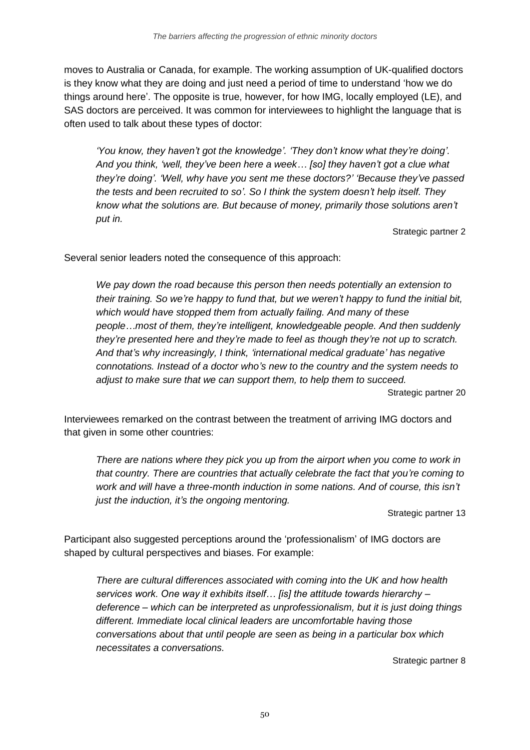moves to Australia or Canada, for example. The working assumption of UK-qualified doctors is they know what they are doing and just need a period of time to understand 'how we do things around here'. The opposite is true, however, for how IMG, locally employed (LE), and SAS doctors are perceived. It was common for interviewees to highlight the language that is often used to talk about these types of doctor:

> *'You know, they haven't got the knowledge'. 'They don't know what they're doing'. And you think, 'well, they've been here a week… [so] they haven't got a clue what they're doing'. 'Well, why have you sent me these doctors?' 'Because they've passed the tests and been recruited to so'. So I think the system doesn't help itself. They know what the solutions are. But because of money, primarily those solutions aren't put in.*
>
> Strategic partner 2

Several senior leaders noted the consequence of this approach:

> *We pay down the road because this person then needs potentially an extension to their training. So we're happy to fund that, but we weren't happy to fund the initial bit, which would have stopped them from actually failing. And many of these people…most of them, they're intelligent, knowledgeable people. And then suddenly they're presented here and they're made to feel as though they're not up to scratch. And that's why increasingly, I think, 'international medical graduate' has negative connotations. Instead of a doctor who's new to the country and the system needs to adjust to make sure that we can support them, to help them to succeed.*
>
> Strategic partner 20

Interviewees remarked on the contrast between the treatment of arriving IMG doctors and that given in some other countries:

> *There are nations where they pick you up from the airport when you come to work in that country. There are countries that actually celebrate the fact that you're coming to work and will have a three-month induction in some nations. And of course, this isn't just the induction, it's the ongoing mentoring.*
>
> Strategic partner 13

Participant also suggested perceptions around the 'professionalism' of IMG doctors are shaped by cultural perspectives and biases. For example:

> *There are cultural differences associated with coming into the UK and how health services work. One way it exhibits itself… [is] the attitude towards hierarchy – deference – which can be interpreted as unprofessionalism, but it is just doing things different. Immediate local clinical leaders are uncomfortable having those conversations about that until people are seen as being in a particular box which necessitates a conversations.*
>
> Strategic partner 8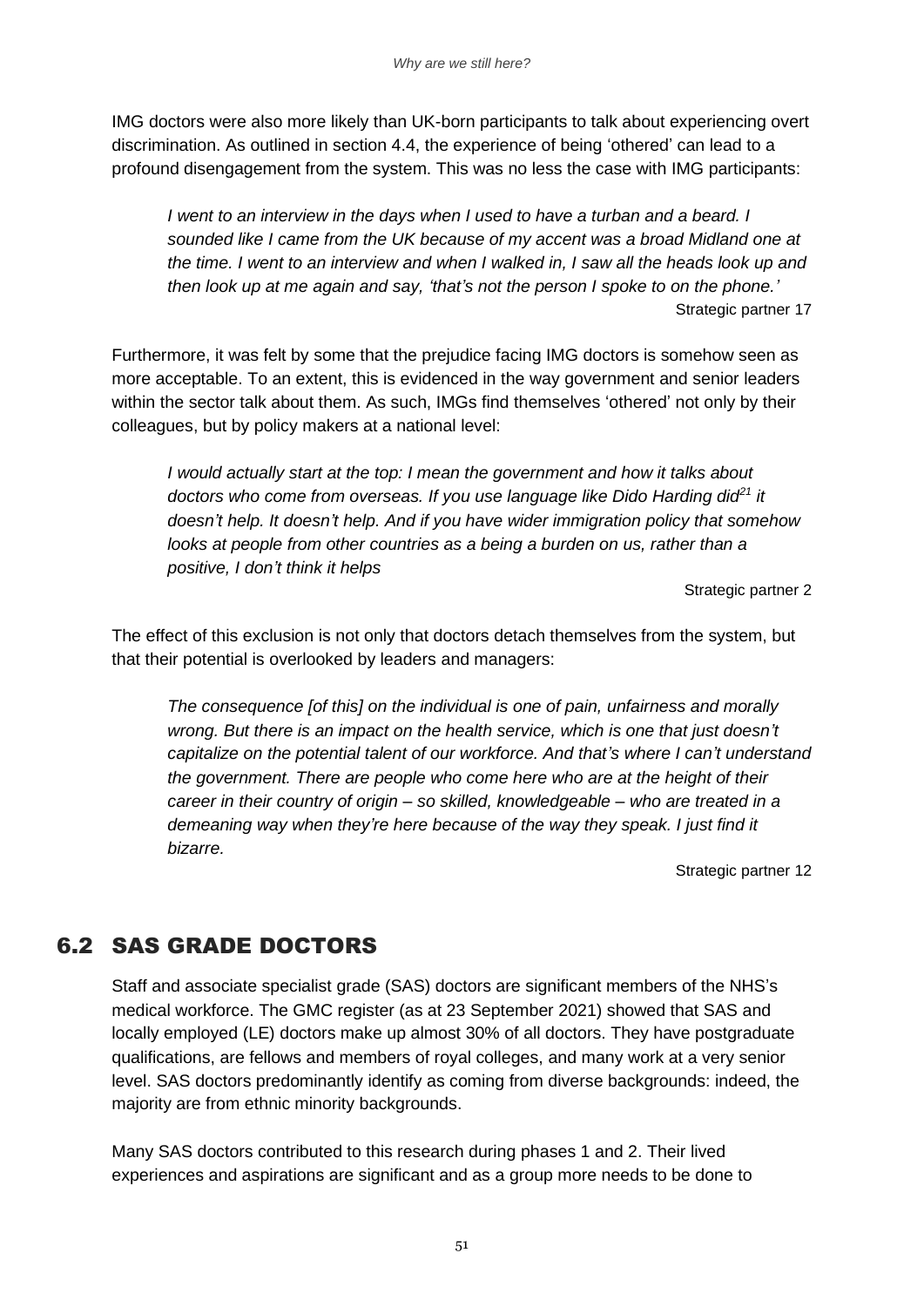IMG doctors were also more likely than UK-born participants to talk about experiencing overt discrimination. As outlined in section 4.4, the experience of being 'othered' can lead to a profound disengagement from the system. This was no less the case with IMG participants:

> *I went to an interview in the days when I used to have a turban and a beard. I sounded like I came from the UK because of my accent was a broad Midland one at the time. I went to an interview and when I walked in, I saw all the heads look up and then look up at me again and say, 'that's not the person I spoke to on the phone.'*
>
> Strategic partner 17

Furthermore, it was felt by some that the prejudice facing IMG doctors is somehow seen as more acceptable. To an extent, this is evidenced in the way government and senior leaders within the sector talk about them. As such, IMGs find themselves 'othered' not only by their colleagues, but by policy makers at a national level:

> *I would actually start at the top: I mean the government and how it talks about doctors who come from overseas. If you use language like Dido Harding did[21] it doesn't help. It doesn't help. And if you have wider immigration policy that somehow looks at people from other countries as a being a burden on us, rather than a positive, I don't think it helps*
>
> Strategic partner 2

The effect of this exclusion is not only that doctors detach themselves from the system, but that their potential is overlooked by leaders and managers:

> *The consequence [of this] on the individual is one of pain, unfairness and morally wrong. But there is an impact on the health service, which is one that just doesn't capitalize on the potential talent of our workforce. And that's where I can't understand the government. There are people who come here who are at the height of their career in their country of origin – so skilled, knowledgeable – who are treated in a demeaning way when they're here because of the way they speak. I just find it bizarre.*
>
> Strategic partner 12

## 6.2 SAS GRADE DOCTORS

Staff and associate specialist grade (SAS) doctors are significant members of the NHS's medical workforce. The GMC register (as at 23 September 2021) showed that SAS and locally employed (LE) doctors make up almost 30% of all doctors. They have postgraduate qualifications, are fellows and members of royal colleges, and many work at a very senior level. SAS doctors predominantly identify as coming from diverse backgrounds: indeed, the majority are from ethnic minority backgrounds.

Many SAS doctors contributed to this research during phases 1 and 2. Their lived experiences and aspirations are significant and as a group more needs to be done to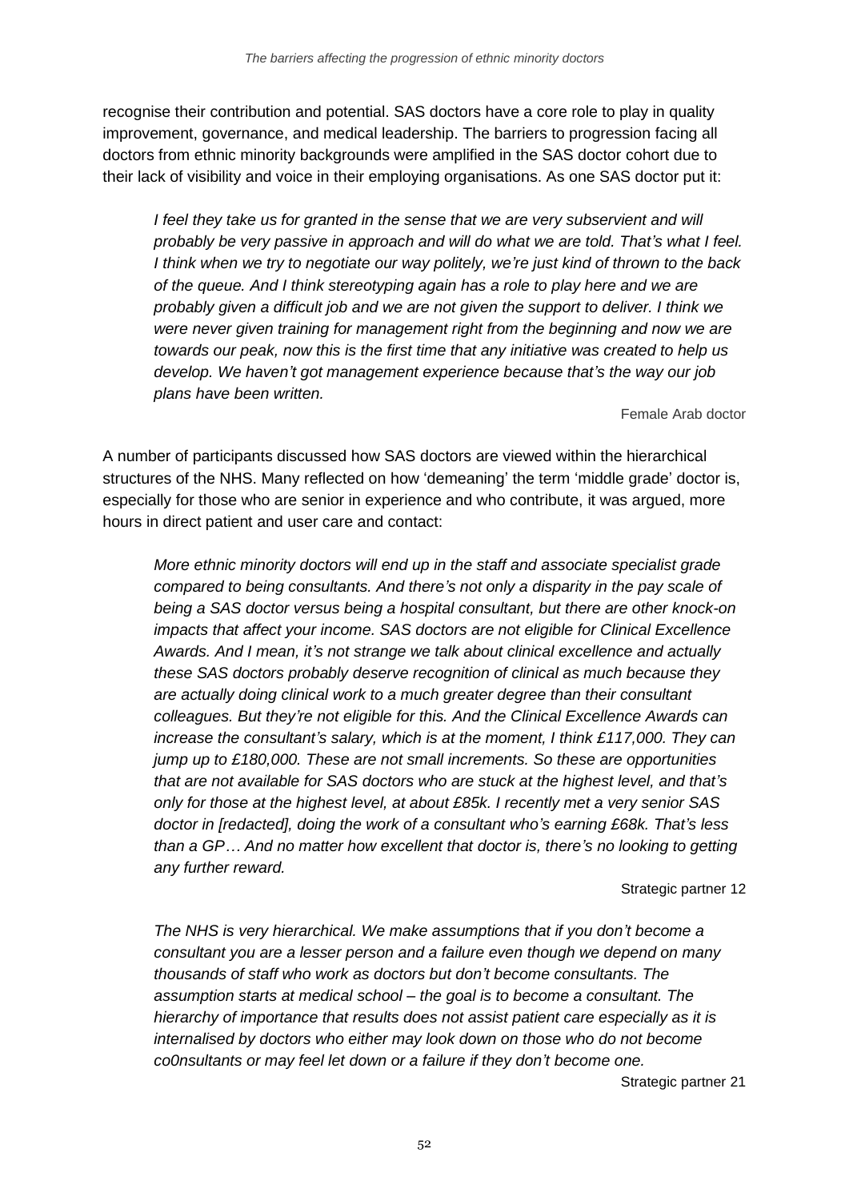recognise their contribution and potential. SAS doctors have a core role to play in quality improvement, governance, and medical leadership. The barriers to progression facing all doctors from ethnic minority backgrounds were amplified in the SAS doctor cohort due to their lack of visibility and voice in their employing organisations. As one SAS doctor put it:

> *I feel they take us for granted in the sense that we are very subservient and will probably be very passive in approach and will do what we are told. That's what I feel. I think when we try to negotiate our way politely, we're just kind of thrown to the back of the queue. And I think stereotyping again has a role to play here and we are probably given a difficult job and we are not given the support to deliver. I think we were never given training for management right from the beginning and now we are towards our peak, now this is the first time that any initiative was created to help us develop. We haven't got management experience because that's the way our job plans have been written.*
>
> Female Arab doctor

A number of participants discussed how SAS doctors are viewed within the hierarchical structures of the NHS. Many reflected on how 'demeaning' the term 'middle grade' doctor is, especially for those who are senior in experience and who contribute, it was argued, more hours in direct patient and user care and contact:

> *More ethnic minority doctors will end up in the staff and associate specialist grade compared to being consultants. And there's not only a disparity in the pay scale of being a SAS doctor versus being a hospital consultant, but there are other knock-on impacts that affect your income. SAS doctors are not eligible for Clinical Excellence Awards. And I mean, it's not strange we talk about clinical excellence and actually these SAS doctors probably deserve recognition of clinical as much because they are actually doing clinical work to a much greater degree than their consultant colleagues. But they're not eligible for this. And the Clinical Excellence Awards can increase the consultant's salary, which is at the moment, I think £117,000. They can jump up to £180,000. These are not small increments. So these are opportunities that are not available for SAS doctors who are stuck at the highest level, and that's only for those at the highest level, at about £85k. I recently met a very senior SAS doctor in [redacted], doing the work of a consultant who's earning £68k. That's less than a GP… And no matter how excellent that doctor is, there's no looking to getting any further reward.*
>
> Strategic partner 12

> *The NHS is very hierarchical. We make assumptions that if you don't become a consultant you are a lesser person and a failure even though we depend on many thousands of staff who work as doctors but don't become consultants. The assumption starts at medical school – the goal is to become a consultant. The hierarchy of importance that results does not assist patient care especially as it is internalised by doctors who either may look down on those who do not become co0nsultants or may feel let down or a failure if they don't become one.*
>
> Strategic partner 21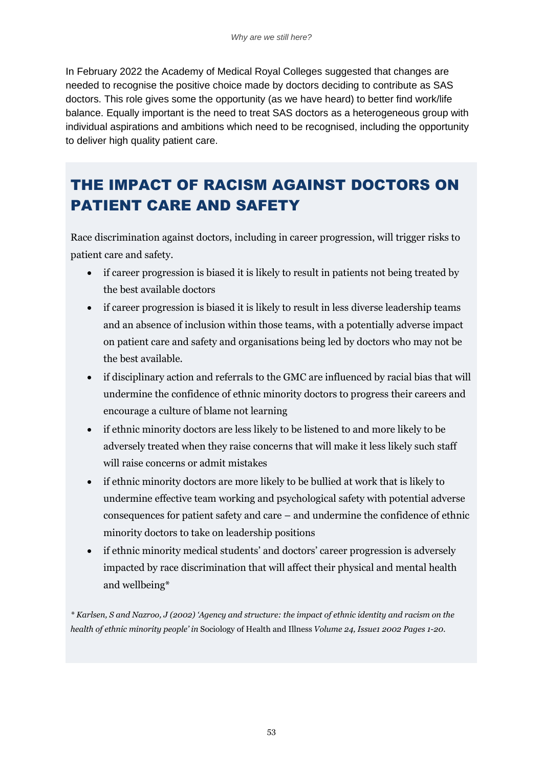In February 2022 the Academy of Medical Royal Colleges suggested that changes are needed to recognise the positive choice made by doctors deciding to contribute as SAS doctors. This role gives some the opportunity (as we have heard) to better find work/life balance. Equally important is the need to treat SAS doctors as a heterogeneous group with individual aspirations and ambitions which need to be recognised, including the opportunity to deliver high quality patient care.

## THE IMPACT OF RACISM AGAINST DOCTORS ON PATIENT CARE AND SAFETY

Race discrimination against doctors, including in career progression, will trigger risks to patient care and safety.

- if career progression is biased it is likely to result in patients not being treated by the best available doctors
- if career progression is biased it is likely to result in less diverse leadership teams and an absence of inclusion within those teams, with a potentially adverse impact on patient care and safety and organisations being led by doctors who may not be the best available.
- if disciplinary action and referrals to the GMC are influenced by racial bias that will undermine the confidence of ethnic minority doctors to progress their careers and encourage a culture of blame not learning
- if ethnic minority doctors are less likely to be listened to and more likely to be adversely treated when they raise concerns that will make it less likely such staff will raise concerns or admit mistakes
- if ethnic minority doctors are more likely to be bullied at work that is likely to undermine effective team working and psychological safety with potential adverse consequences for patient safety and care – and undermine the confidence of ethnic minority doctors to take on leadership positions
- if ethnic minority medical students' and doctors' career progression is adversely impacted by race discrimination that will affect their physical and mental health and wellbeing*

*\* Karlsen, S and Nazroo, J (2002) 'Agency and structure: the impact of ethnic identity and racism on the health of ethnic minority people' in* Sociology of Health and Illness *Volume 24, Issue1 2002 Pages 1-20.*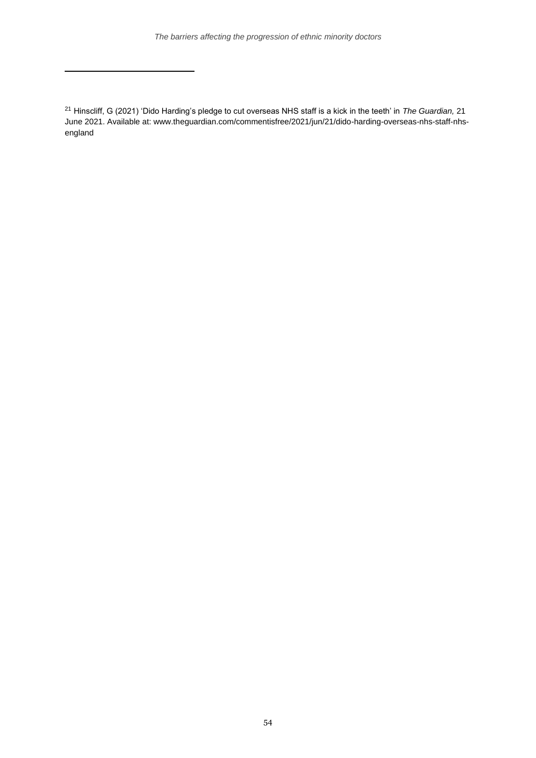[21] Hinscliff, G (2021) 'Dido Harding's pledge to cut overseas NHS staff is a kick in the teeth' in *The Guardian,* 21 June 2021. Available at: www.theguardian.com/commentisfree/2021/jun/21/dido-harding-overseas-nhs-staff-nhs-england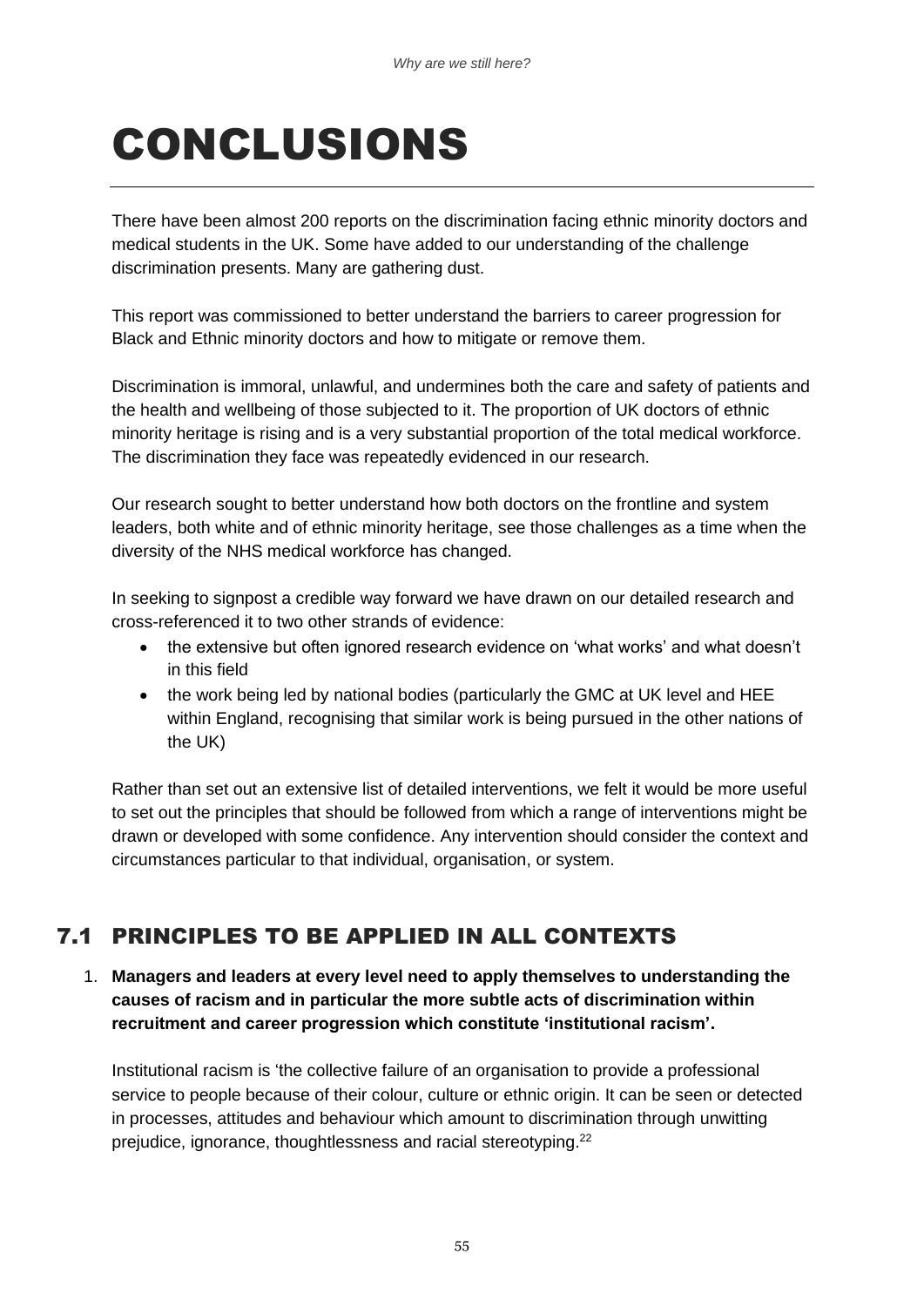# CONCLUSIONS

There have been almost 200 reports on the discrimination facing ethnic minority doctors and medical students in the UK. Some have added to our understanding of the challenge discrimination presents. Many are gathering dust.

This report was commissioned to better understand the barriers to career progression for Black and Ethnic minority doctors and how to mitigate or remove them.

Discrimination is immoral, unlawful, and undermines both the care and safety of patients and the health and wellbeing of those subjected to it. The proportion of UK doctors of ethnic minority heritage is rising and is a very substantial proportion of the total medical workforce. The discrimination they face was repeatedly evidenced in our research.

Our research sought to better understand how both doctors on the frontline and system leaders, both white and of ethnic minority heritage, see those challenges as a time when the diversity of the NHS medical workforce has changed.

In seeking to signpost a credible way forward we have drawn on our detailed research and cross-referenced it to two other strands of evidence:

- the extensive but often ignored research evidence on 'what works' and what doesn't in this field
- the work being led by national bodies (particularly the GMC at UK level and HEE within England, recognising that similar work is being pursued in the other nations of the UK)

Rather than set out an extensive list of detailed interventions, we felt it would be more useful to set out the principles that should be followed from which a range of interventions might be drawn or developed with some confidence. Any intervention should consider the context and circumstances particular to that individual, organisation, or system.

## 7.1 PRINCIPLES TO BE APPLIED IN ALL CONTEXTS

1. **Managers and leaders at every level need to apply themselves to understanding the causes of racism and in particular the more subtle acts of discrimination within recruitment and career progression which constitute 'institutional racism'.**

   Institutional racism is 'the collective failure of an organisation to provide a professional service to people because of their colour, culture or ethnic origin. It can be seen or detected in processes, attitudes and behaviour which amount to discrimination through unwitting prejudice, ignorance, thoughtlessness and racial stereotyping.[22]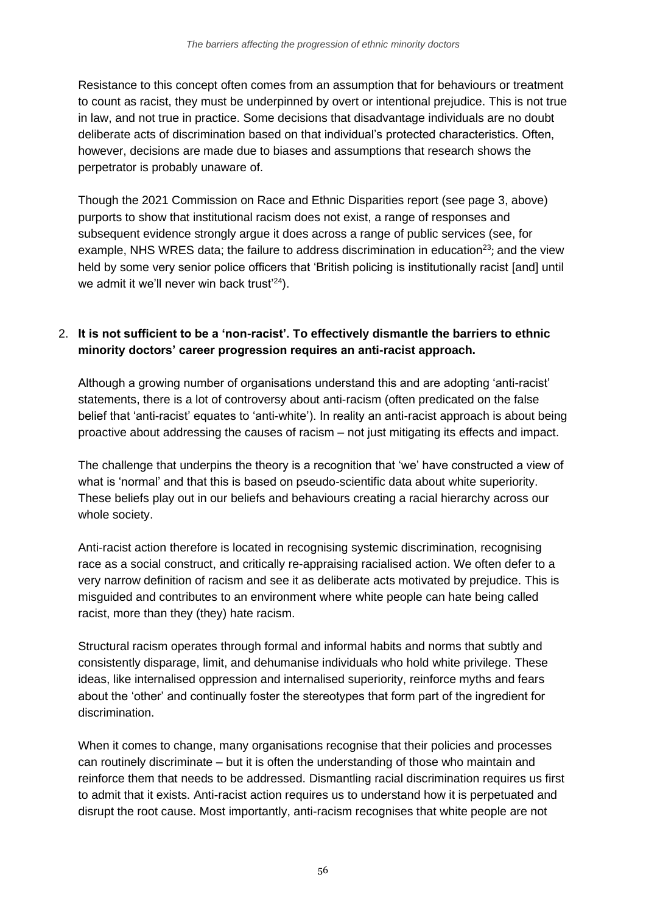Resistance to this concept often comes from an assumption that for behaviours or treatment to count as racist, they must be underpinned by overt or intentional prejudice. This is not true in law, and not true in practice. Some decisions that disadvantage individuals are no doubt deliberate acts of discrimination based on that individual's protected characteristics. Often, however, decisions are made due to biases and assumptions that research shows the perpetrator is probably unaware of.

Though the 2021 Commission on Race and Ethnic Disparities report (see page 3, above) purports to show that institutional racism does not exist, a range of responses and subsequent evidence strongly argue it does across a range of public services (see, for example, NHS WRES data; the failure to address discrimination in education[23]; and the view held by some very senior police officers that 'British policing is institutionally racist [and] until we admit it we'll never win back trust'[24]).

2. **It is not sufficient to be a 'non-racist'. To effectively dismantle the barriers to ethnic minority doctors' career progression requires an anti-racist approach.**

   Although a growing number of organisations understand this and are adopting 'anti-racist' statements, there is a lot of controversy about anti-racism (often predicated on the false belief that 'anti-racist' equates to 'anti-white'). In reality an anti-racist approach is about being proactive about addressing the causes of racism – not just mitigating its effects and impact.

   The challenge that underpins the theory is a recognition that 'we' have constructed a view of what is 'normal' and that this is based on pseudo-scientific data about white superiority. These beliefs play out in our beliefs and behaviours creating a racial hierarchy across our whole society.

   Anti-racist action therefore is located in recognising systemic discrimination, recognising race as a social construct, and critically re-appraising racialised action. We often defer to a very narrow definition of racism and see it as deliberate acts motivated by prejudice. This is misguided and contributes to an environment where white people can hate being called racist, more than they (they) hate racism.

   Structural racism operates through formal and informal habits and norms that subtly and consistently disparage, limit, and dehumanise individuals who hold white privilege. These ideas, like internalised oppression and internalised superiority, reinforce myths and fears about the 'other' and continually foster the stereotypes that form part of the ingredient for discrimination.

   When it comes to change, many organisations recognise that their policies and processes can routinely discriminate – but it is often the understanding of those who maintain and reinforce them that needs to be addressed. Dismantling racial discrimination requires us first to admit that it exists. Anti-racist action requires us to understand how it is perpetuated and disrupt the root cause. Most importantly, anti-racism recognises that white people are not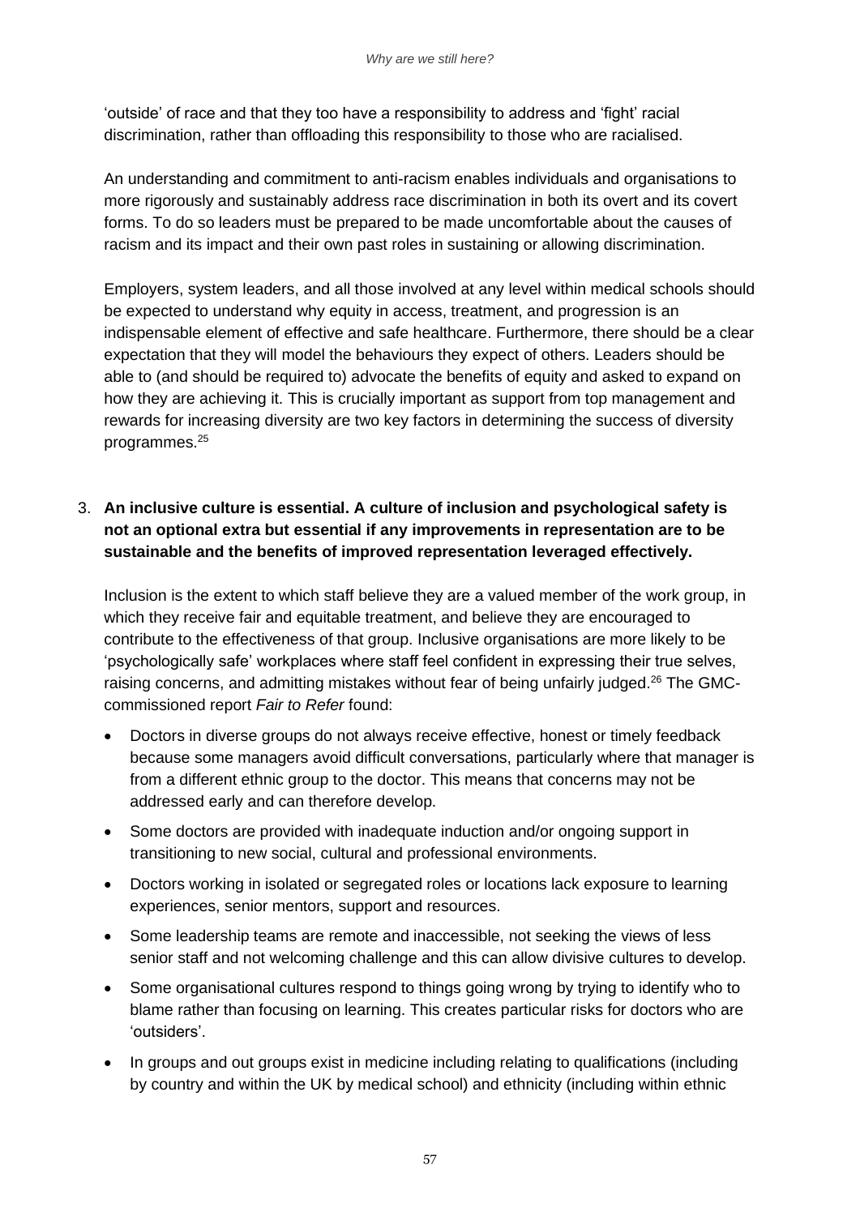'outside' of race and that they too have a responsibility to address and 'fight' racial discrimination, rather than offloading this responsibility to those who are racialised.

An understanding and commitment to anti-racism enables individuals and organisations to more rigorously and sustainably address race discrimination in both its overt and its covert forms. To do so leaders must be prepared to be made uncomfortable about the causes of racism and its impact and their own past roles in sustaining or allowing discrimination.

Employers, system leaders, and all those involved at any level within medical schools should be expected to understand why equity in access, treatment, and progression is an indispensable element of effective and safe healthcare. Furthermore, there should be a clear expectation that they will model the behaviours they expect of others. Leaders should be able to (and should be required to) advocate the benefits of equity and asked to expand on how they are achieving it. This is crucially important as support from top management and rewards for increasing diversity are two key factors in determining the success of diversity programmes.[25]

3. **An inclusive culture is essential. A culture of inclusion and psychological safety is not an optional extra but essential if any improvements in representation are to be sustainable and the benefits of improved representation leveraged effectively.**

   Inclusion is the extent to which staff believe they are a valued member of the work group, in which they receive fair and equitable treatment, and believe they are encouraged to contribute to the effectiveness of that group. Inclusive organisations are more likely to be 'psychologically safe' workplaces where staff feel confident in expressing their true selves, raising concerns, and admitting mistakes without fear of being unfairly judged.[26] The GMC-commissioned report *Fair to Refer* found:

   - Doctors in diverse groups do not always receive effective, honest or timely feedback because some managers avoid difficult conversations, particularly where that manager is from a different ethnic group to the doctor. This means that concerns may not be addressed early and can therefore develop.
   - Some doctors are provided with inadequate induction and/or ongoing support in transitioning to new social, cultural and professional environments.
   - Doctors working in isolated or segregated roles or locations lack exposure to learning experiences, senior mentors, support and resources.
   - Some leadership teams are remote and inaccessible, not seeking the views of less senior staff and not welcoming challenge and this can allow divisive cultures to develop.
   - Some organisational cultures respond to things going wrong by trying to identify who to blame rather than focusing on learning. This creates particular risks for doctors who are 'outsiders'.
   - In groups and out groups exist in medicine including relating to qualifications (including by country and within the UK by medical school) and ethnicity (including within ethnic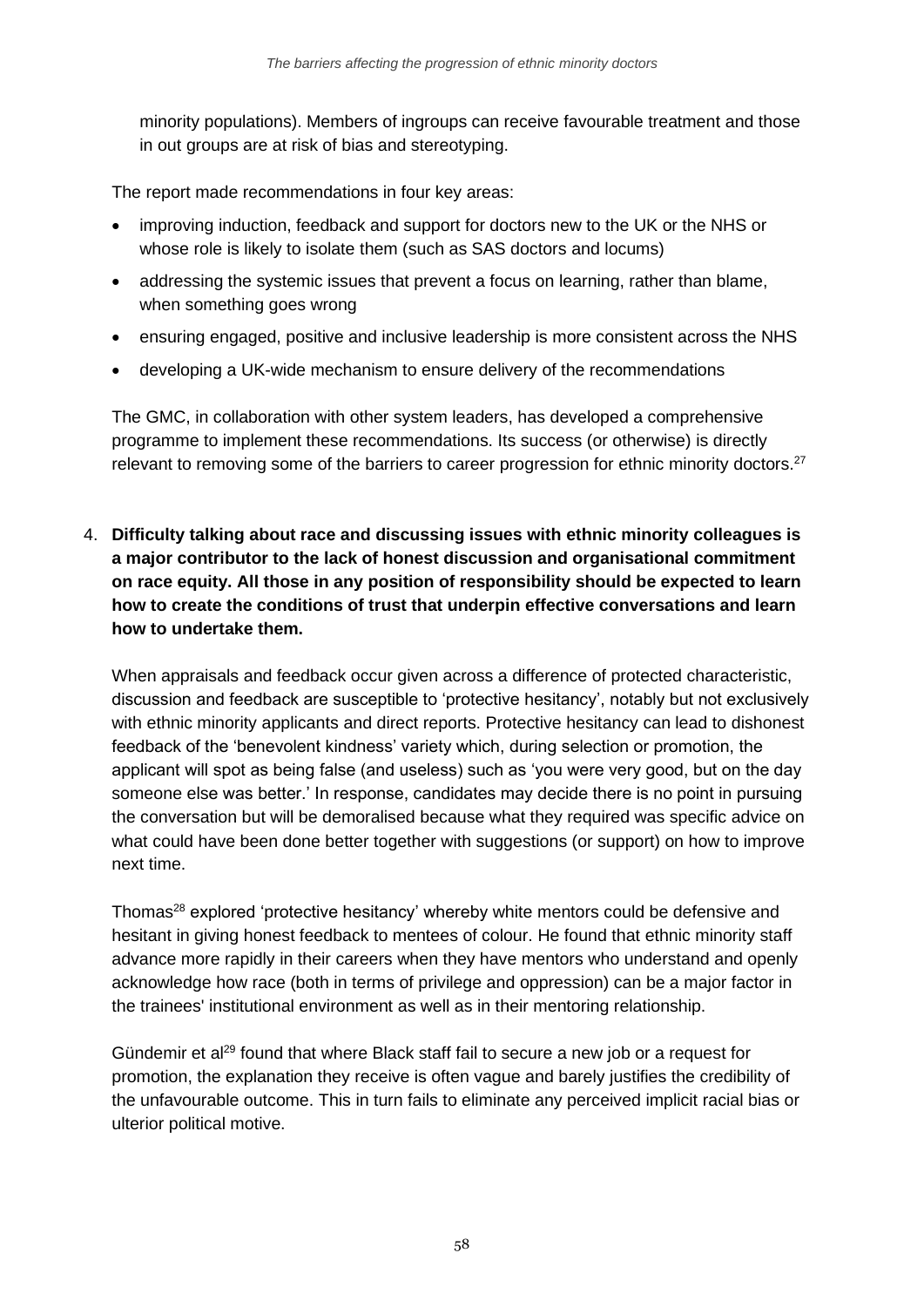minority populations). Members of ingroups can receive favourable treatment and those in out groups are at risk of bias and stereotyping.

The report made recommendations in four key areas:

- improving induction, feedback and support for doctors new to the UK or the NHS or whose role is likely to isolate them (such as SAS doctors and locums)
- addressing the systemic issues that prevent a focus on learning, rather than blame, when something goes wrong
- ensuring engaged, positive and inclusive leadership is more consistent across the NHS
- developing a UK-wide mechanism to ensure delivery of the recommendations

The GMC, in collaboration with other system leaders, has developed a comprehensive programme to implement these recommendations. Its success (or otherwise) is directly relevant to removing some of the barriers to career progression for ethnic minority doctors.[27]

4. **Difficulty talking about race and discussing issues with ethnic minority colleagues is a major contributor to the lack of honest discussion and organisational commitment on race equity. All those in any position of responsibility should be expected to learn how to create the conditions of trust that underpin effective conversations and learn how to undertake them.**

When appraisals and feedback occur given across a difference of protected characteristic, discussion and feedback are susceptible to 'protective hesitancy', notably but not exclusively with ethnic minority applicants and direct reports. Protective hesitancy can lead to dishonest feedback of the 'benevolent kindness' variety which, during selection or promotion, the applicant will spot as being false (and useless) such as 'you were very good, but on the day someone else was better.' In response, candidates may decide there is no point in pursuing the conversation but will be demoralised because what they required was specific advice on what could have been done better together with suggestions (or support) on how to improve next time.

Thomas[28] explored 'protective hesitancy' whereby white mentors could be defensive and hesitant in giving honest feedback to mentees of colour. He found that ethnic minority staff advance more rapidly in their careers when they have mentors who understand and openly acknowledge how race (both in terms of privilege and oppression) can be a major factor in the trainees' institutional environment as well as in their mentoring relationship.

Gündemir et al[29] found that where Black staff fail to secure a new job or a request for promotion, the explanation they receive is often vague and barely justifies the credibility of the unfavourable outcome. This in turn fails to eliminate any perceived implicit racial bias or ulterior political motive.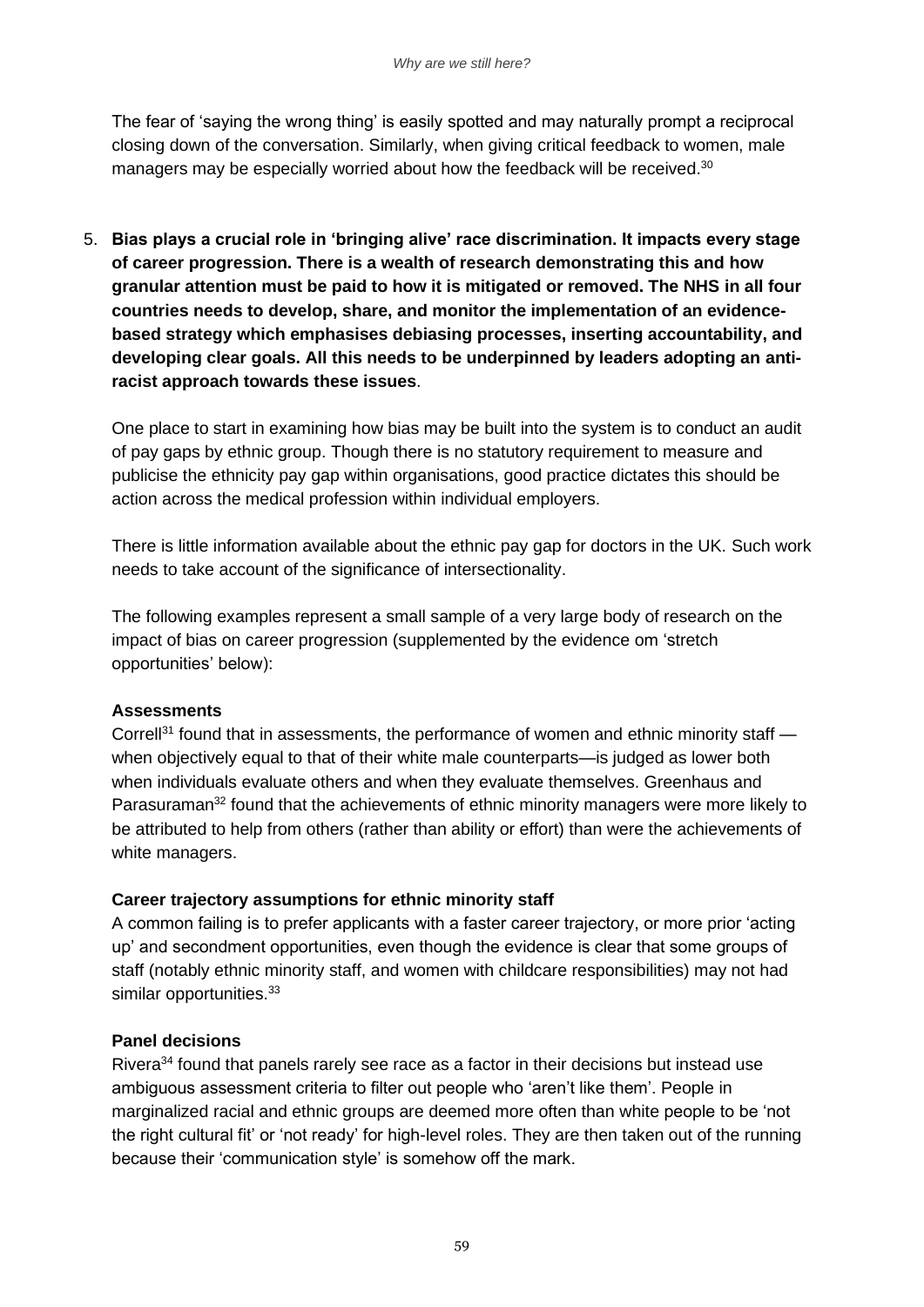The fear of 'saying the wrong thing' is easily spotted and may naturally prompt a reciprocal closing down of the conversation. Similarly, when giving critical feedback to women, male managers may be especially worried about how the feedback will be received.[30]

5. **Bias plays a crucial role in 'bringing alive' race discrimination. It impacts every stage of career progression. There is a wealth of research demonstrating this and how granular attention must be paid to how it is mitigated or removed. The NHS in all four countries needs to develop, share, and monitor the implementation of an evidence-based strategy which emphasises debiasing processes, inserting accountability, and developing clear goals. All this needs to be underpinned by leaders adopting an anti-racist approach towards these issues**.

   One place to start in examining how bias may be built into the system is to conduct an audit of pay gaps by ethnic group. Though there is no statutory requirement to measure and publicise the ethnicity pay gap within organisations, good practice dictates this should be action across the medical profession within individual employers.

   There is little information available about the ethnic pay gap for doctors in the UK. Such work needs to take account of the significance of intersectionality.

   The following examples represent a small sample of a very large body of research on the impact of bias on career progression (supplemented by the evidence om 'stretch opportunities' below):

   **Assessments**
   Correll[31] found that in assessments, the performance of women and ethnic minority staff — when objectively equal to that of their white male counterparts—is judged as lower both when individuals evaluate others and when they evaluate themselves. Greenhaus and Parasuraman[32] found that the achievements of ethnic minority managers were more likely to be attributed to help from others (rather than ability or effort) than were the achievements of white managers.

   **Career trajectory assumptions for ethnic minority staff**
   A common failing is to prefer applicants with a faster career trajectory, or more prior 'acting up' and secondment opportunities, even though the evidence is clear that some groups of staff (notably ethnic minority staff, and women with childcare responsibilities) may not had similar opportunities.[33]

   **Panel decisions**
   Rivera[34] found that panels rarely see race as a factor in their decisions but instead use ambiguous assessment criteria to filter out people who 'aren't like them'. People in marginalized racial and ethnic groups are deemed more often than white people to be 'not the right cultural fit' or 'not ready' for high-level roles. They are then taken out of the running because their 'communication style' is somehow off the mark.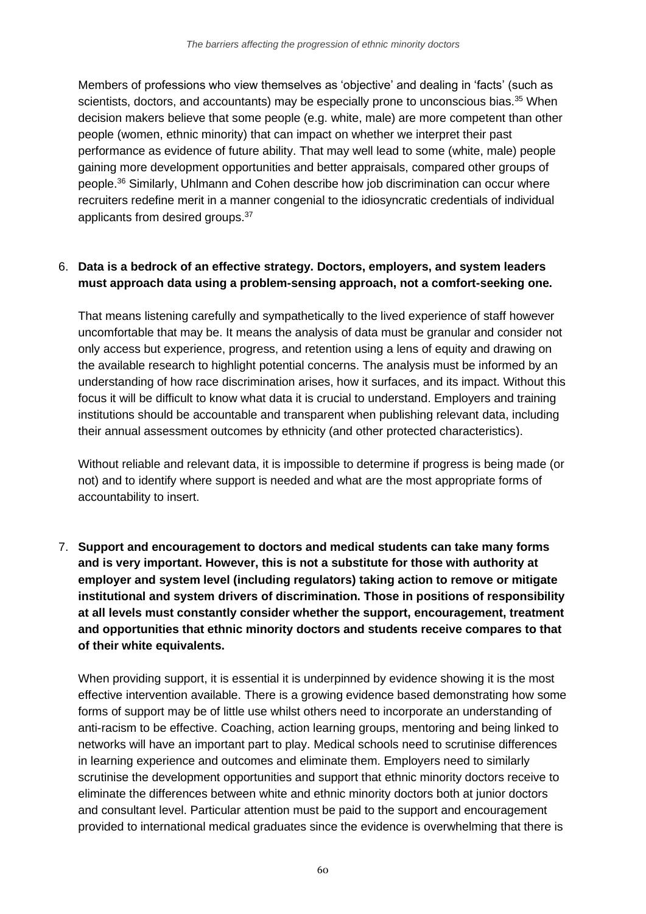Members of professions who view themselves as 'objective' and dealing in 'facts' (such as scientists, doctors, and accountants) may be especially prone to unconscious bias.[35] When decision makers believe that some people (e.g. white, male) are more competent than other people (women, ethnic minority) that can impact on whether we interpret their past performance as evidence of future ability. That may well lead to some (white, male) people gaining more development opportunities and better appraisals, compared other groups of people.[36] Similarly, Uhlmann and Cohen describe how job discrimination can occur where recruiters redefine merit in a manner congenial to the idiosyncratic credentials of individual applicants from desired groups.[37]

6. **Data is a bedrock of an effective strategy. Doctors, employers, and system leaders must approach data using a problem-sensing approach, not a comfort-seeking one.**

   That means listening carefully and sympathetically to the lived experience of staff however uncomfortable that may be. It means the analysis of data must be granular and consider not only access but experience, progress, and retention using a lens of equity and drawing on the available research to highlight potential concerns. The analysis must be informed by an understanding of how race discrimination arises, how it surfaces, and its impact. Without this focus it will be difficult to know what data it is crucial to understand. Employers and training institutions should be accountable and transparent when publishing relevant data, including their annual assessment outcomes by ethnicity (and other protected characteristics).

   Without reliable and relevant data, it is impossible to determine if progress is being made (or not) and to identify where support is needed and what are the most appropriate forms of accountability to insert.

7. **Support and encouragement to doctors and medical students can take many forms and is very important. However, this is not a substitute for those with authority at employer and system level (including regulators) taking action to remove or mitigate institutional and system drivers of discrimination. Those in positions of responsibility at all levels must constantly consider whether the support, encouragement, treatment and opportunities that ethnic minority doctors and students receive compares to that of their white equivalents.**

   When providing support, it is essential it is underpinned by evidence showing it is the most effective intervention available. There is a growing evidence based demonstrating how some forms of support may be of little use whilst others need to incorporate an understanding of anti-racism to be effective. Coaching, action learning groups, mentoring and being linked to networks will have an important part to play. Medical schools need to scrutinise differences in learning experience and outcomes and eliminate them. Employers need to similarly scrutinise the development opportunities and support that ethnic minority doctors receive to eliminate the differences between white and ethnic minority doctors both at junior doctors and consultant level. Particular attention must be paid to the support and encouragement provided to international medical graduates since the evidence is overwhelming that there is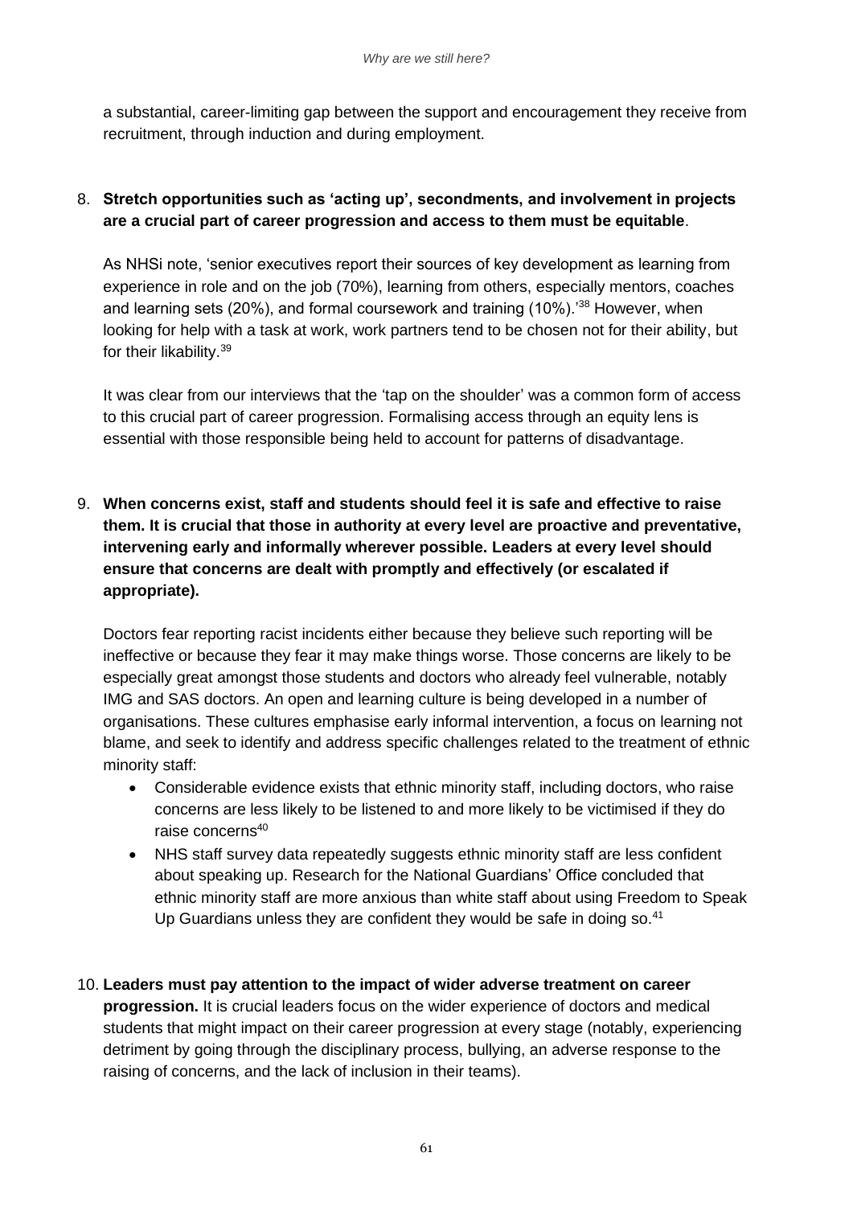a substantial, career-limiting gap between the support and encouragement they receive from recruitment, through induction and during employment.

8. **Stretch opportunities such as 'acting up', secondments, and involvement in projects are a crucial part of career progression and access to them must be equitable**.

   As NHSi note, 'senior executives report their sources of key development as learning from experience in role and on the job (70%), learning from others, especially mentors, coaches and learning sets (20%), and formal coursework and training (10%).'[38] However, when looking for help with a task at work, work partners tend to be chosen not for their ability, but for their likability.[39]

   It was clear from our interviews that the 'tap on the shoulder' was a common form of access to this crucial part of career progression. Formalising access through an equity lens is essential with those responsible being held to account for patterns of disadvantage.

9. **When concerns exist, staff and students should feel it is safe and effective to raise them. It is crucial that those in authority at every level are proactive and preventative, intervening early and informally wherever possible. Leaders at every level should ensure that concerns are dealt with promptly and effectively (or escalated if appropriate).**

   Doctors fear reporting racist incidents either because they believe such reporting will be ineffective or because they fear it may make things worse. Those concerns are likely to be especially great amongst those students and doctors who already feel vulnerable, notably IMG and SAS doctors. An open and learning culture is being developed in a number of organisations. These cultures emphasise early informal intervention, a focus on learning not blame, and seek to identify and address specific challenges related to the treatment of ethnic minority staff:

   - Considerable evidence exists that ethnic minority staff, including doctors, who raise concerns are less likely to be listened to and more likely to be victimised if they do raise concerns[40]
   - NHS staff survey data repeatedly suggests ethnic minority staff are less confident about speaking up. Research for the National Guardians' Office concluded that ethnic minority staff are more anxious than white staff about using Freedom to Speak Up Guardians unless they are confident they would be safe in doing so.[41]

10. **Leaders must pay attention to the impact of wider adverse treatment on career progression.** It is crucial leaders focus on the wider experience of doctors and medical students that might impact on their career progression at every stage (notably, experiencing detriment by going through the disciplinary process, bullying, an adverse response to the raising of concerns, and the lack of inclusion in their teams).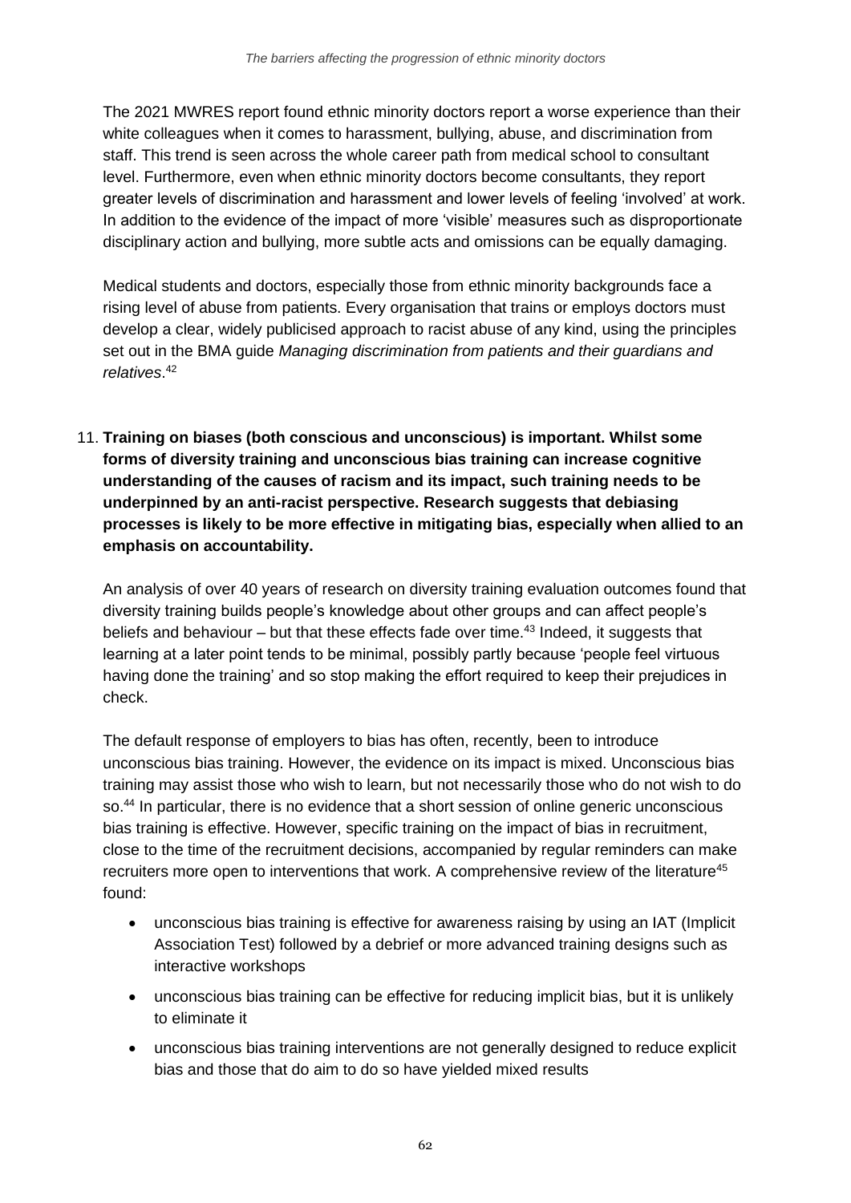The 2021 MWRES report found ethnic minority doctors report a worse experience than their white colleagues when it comes to harassment, bullying, abuse, and discrimination from staff. This trend is seen across the whole career path from medical school to consultant level. Furthermore, even when ethnic minority doctors become consultants, they report greater levels of discrimination and harassment and lower levels of feeling 'involved' at work. In addition to the evidence of the impact of more 'visible' measures such as disproportionate disciplinary action and bullying, more subtle acts and omissions can be equally damaging.

Medical students and doctors, especially those from ethnic minority backgrounds face a rising level of abuse from patients. Every organisation that trains or employs doctors must develop a clear, widely publicised approach to racist abuse of any kind, using the principles set out in the BMA guide *Managing discrimination from patients and their guardians and relatives*.[42]

11. **Training on biases (both conscious and unconscious) is important. Whilst some forms of diversity training and unconscious bias training can increase cognitive understanding of the causes of racism and its impact, such training needs to be underpinned by an anti-racist perspective. Research suggests that debiasing processes is likely to be more effective in mitigating bias, especially when allied to an emphasis on accountability.**

    An analysis of over 40 years of research on diversity training evaluation outcomes found that diversity training builds people's knowledge about other groups and can affect people's beliefs and behaviour – but that these effects fade over time.[43] Indeed, it suggests that learning at a later point tends to be minimal, possibly partly because 'people feel virtuous having done the training' and so stop making the effort required to keep their prejudices in check.

    The default response of employers to bias has often, recently, been to introduce unconscious bias training. However, the evidence on its impact is mixed. Unconscious bias training may assist those who wish to learn, but not necessarily those who do not wish to do so.[44] In particular, there is no evidence that a short session of online generic unconscious bias training is effective. However, specific training on the impact of bias in recruitment, close to the time of the recruitment decisions, accompanied by regular reminders can make recruiters more open to interventions that work. A comprehensive review of the literature[45] found:

    - unconscious bias training is effective for awareness raising by using an IAT (Implicit Association Test) followed by a debrief or more advanced training designs such as interactive workshops
    - unconscious bias training can be effective for reducing implicit bias, but it is unlikely to eliminate it
    - unconscious bias training interventions are not generally designed to reduce explicit bias and those that do aim to do so have yielded mixed results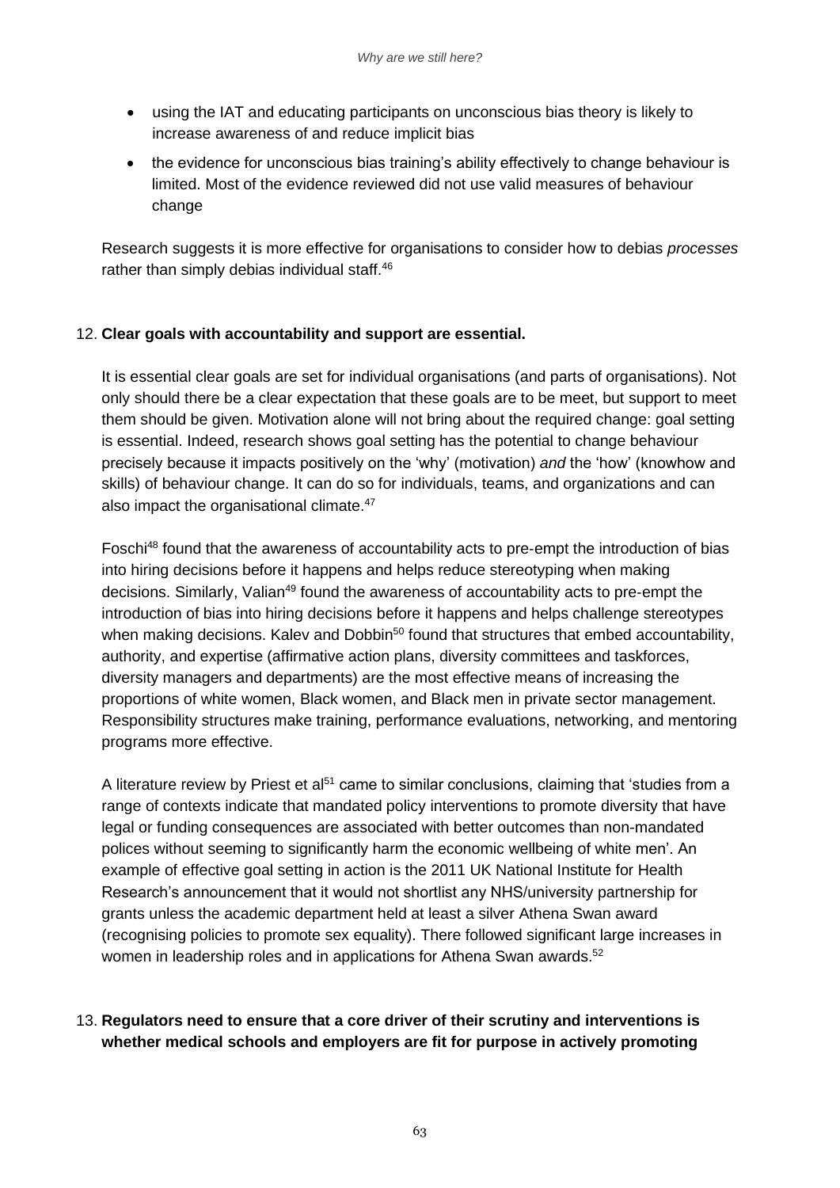- using the IAT and educating participants on unconscious bias theory is likely to increase awareness of and reduce implicit bias
- the evidence for unconscious bias training's ability effectively to change behaviour is limited. Most of the evidence reviewed did not use valid measures of behaviour change

Research suggests it is more effective for organisations to consider how to debias *processes* rather than simply debias individual staff.[46]

12. **Clear goals with accountability and support are essential.**

It is essential clear goals are set for individual organisations (and parts of organisations). Not only should there be a clear expectation that these goals are to be meet, but support to meet them should be given. Motivation alone will not bring about the required change: goal setting is essential. Indeed, research shows goal setting has the potential to change behaviour precisely because it impacts positively on the 'why' (motivation) *and* the 'how' (knowhow and skills) of behaviour change. It can do so for individuals, teams, and organizations and can also impact the organisational climate.[47]

Foschi[48] found that the awareness of accountability acts to pre-empt the introduction of bias into hiring decisions before it happens and helps reduce stereotyping when making decisions. Similarly, Valian[49] found the awareness of accountability acts to pre-empt the introduction of bias into hiring decisions before it happens and helps challenge stereotypes when making decisions. Kalev and Dobbin[50] found that structures that embed accountability, authority, and expertise (affirmative action plans, diversity committees and taskforces, diversity managers and departments) are the most effective means of increasing the proportions of white women, Black women, and Black men in private sector management. Responsibility structures make training, performance evaluations, networking, and mentoring programs more effective.

A literature review by Priest et al[51] came to similar conclusions, claiming that 'studies from a range of contexts indicate that mandated policy interventions to promote diversity that have legal or funding consequences are associated with better outcomes than non-mandated polices without seeming to significantly harm the economic wellbeing of white men'. An example of effective goal setting in action is the 2011 UK National Institute for Health Research's announcement that it would not shortlist any NHS/university partnership for grants unless the academic department held at least a silver Athena Swan award (recognising policies to promote sex equality). There followed significant large increases in women in leadership roles and in applications for Athena Swan awards.[52]

13. **Regulators need to ensure that a core driver of their scrutiny and interventions is whether medical schools and employers are fit for purpose in actively promoting**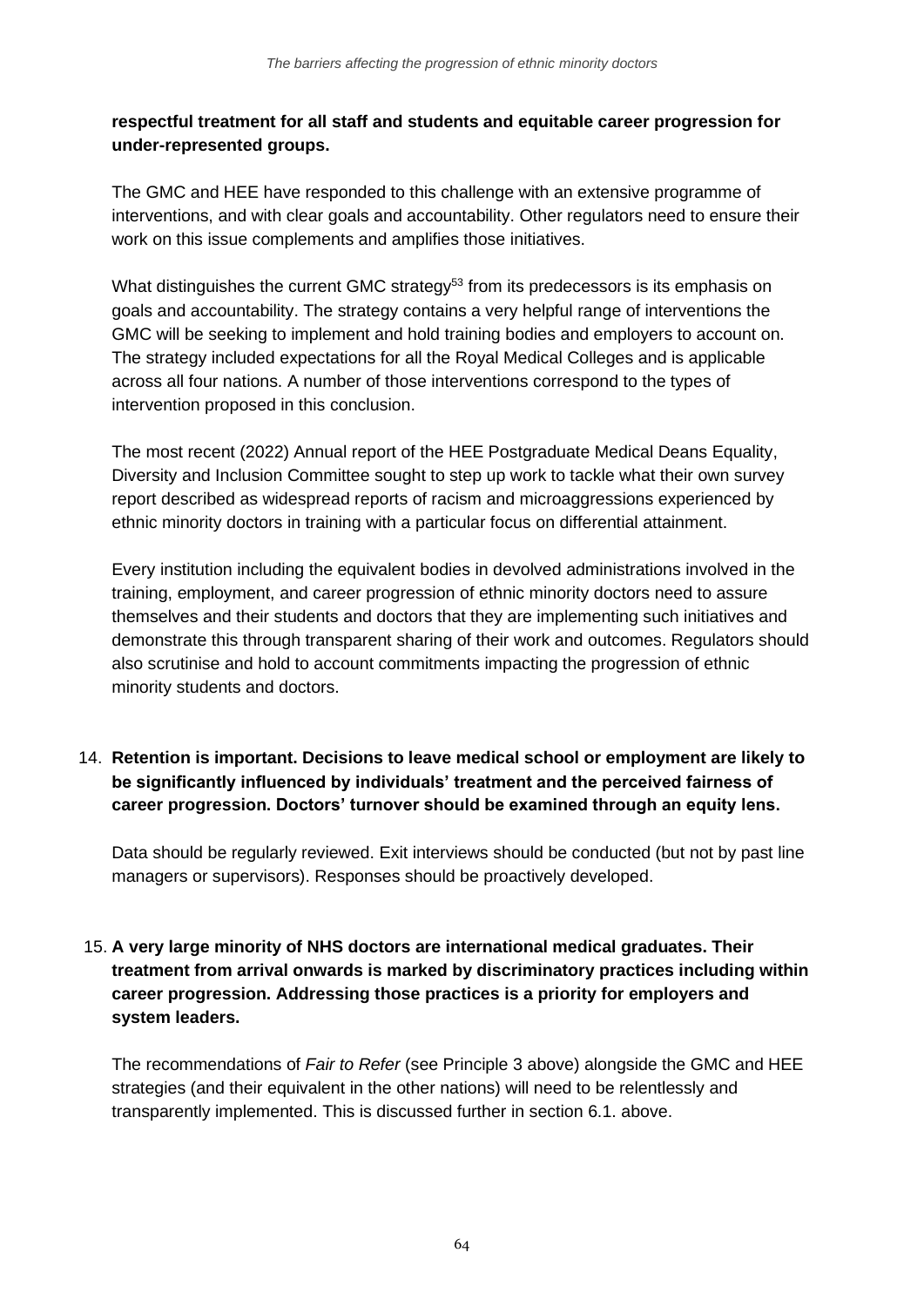**respectful treatment for all staff and students and equitable career progression for under-represented groups.**

The GMC and HEE have responded to this challenge with an extensive programme of interventions, and with clear goals and accountability. Other regulators need to ensure their work on this issue complements and amplifies those initiatives.

What distinguishes the current GMC strategy[53] from its predecessors is its emphasis on goals and accountability. The strategy contains a very helpful range of interventions the GMC will be seeking to implement and hold training bodies and employers to account on. The strategy included expectations for all the Royal Medical Colleges and is applicable across all four nations. A number of those interventions correspond to the types of intervention proposed in this conclusion.

The most recent (2022) Annual report of the HEE Postgraduate Medical Deans Equality, Diversity and Inclusion Committee sought to step up work to tackle what their own survey report described as widespread reports of racism and microaggressions experienced by ethnic minority doctors in training with a particular focus on differential attainment.

Every institution including the equivalent bodies in devolved administrations involved in the training, employment, and career progression of ethnic minority doctors need to assure themselves and their students and doctors that they are implementing such initiatives and demonstrate this through transparent sharing of their work and outcomes. Regulators should also scrutinise and hold to account commitments impacting the progression of ethnic minority students and doctors.

14. **Retention is important. Decisions to leave medical school or employment are likely to be significantly influenced by individuals' treatment and the perceived fairness of career progression. Doctors' turnover should be examined through an equity lens.**

    Data should be regularly reviewed. Exit interviews should be conducted (but not by past line managers or supervisors). Responses should be proactively developed.

15. **A very large minority of NHS doctors are international medical graduates. Their treatment from arrival onwards is marked by discriminatory practices including within career progression. Addressing those practices is a priority for employers and system leaders.**

    The recommendations of *Fair to Refer* (see Principle 3 above) alongside the GMC and HEE strategies (and their equivalent in the other nations) will need to be relentlessly and transparently implemented. This is discussed further in section 6.1. above.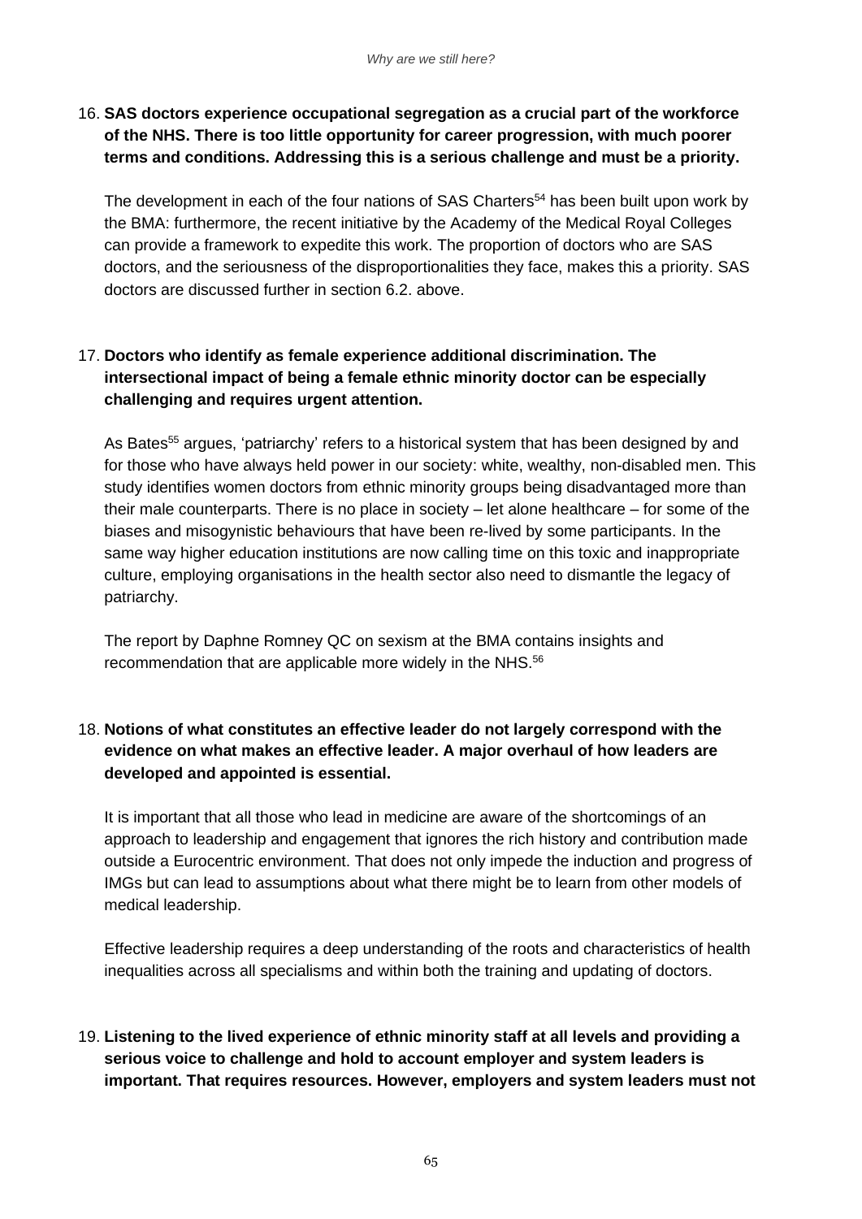16. **SAS doctors experience occupational segregation as a crucial part of the workforce of the NHS. There is too little opportunity for career progression, with much poorer terms and conditions. Addressing this is a serious challenge and must be a priority.**

    The development in each of the four nations of SAS Charters[54] has been built upon work by the BMA: furthermore, the recent initiative by the Academy of the Medical Royal Colleges can provide a framework to expedite this work. The proportion of doctors who are SAS doctors, and the seriousness of the disproportionalities they face, makes this a priority. SAS doctors are discussed further in section 6.2. above.

17. **Doctors who identify as female experience additional discrimination. The intersectional impact of being a female ethnic minority doctor can be especially challenging and requires urgent attention.**

    As Bates[55] argues, 'patriarchy' refers to a historical system that has been designed by and for those who have always held power in our society: white, wealthy, non-disabled men. This study identifies women doctors from ethnic minority groups being disadvantaged more than their male counterparts. There is no place in society – let alone healthcare – for some of the biases and misogynistic behaviours that have been re-lived by some participants. In the same way higher education institutions are now calling time on this toxic and inappropriate culture, employing organisations in the health sector also need to dismantle the legacy of patriarchy.

    The report by Daphne Romney QC on sexism at the BMA contains insights and recommendation that are applicable more widely in the NHS.[56]

18. **Notions of what constitutes an effective leader do not largely correspond with the evidence on what makes an effective leader. A major overhaul of how leaders are developed and appointed is essential.**

    It is important that all those who lead in medicine are aware of the shortcomings of an approach to leadership and engagement that ignores the rich history and contribution made outside a Eurocentric environment. That does not only impede the induction and progress of IMGs but can lead to assumptions about what there might be to learn from other models of medical leadership.

    Effective leadership requires a deep understanding of the roots and characteristics of health inequalities across all specialisms and within both the training and updating of doctors.

19. **Listening to the lived experience of ethnic minority staff at all levels and providing a serious voice to challenge and hold to account employer and system leaders is important. That requires resources. However, employers and system leaders must not**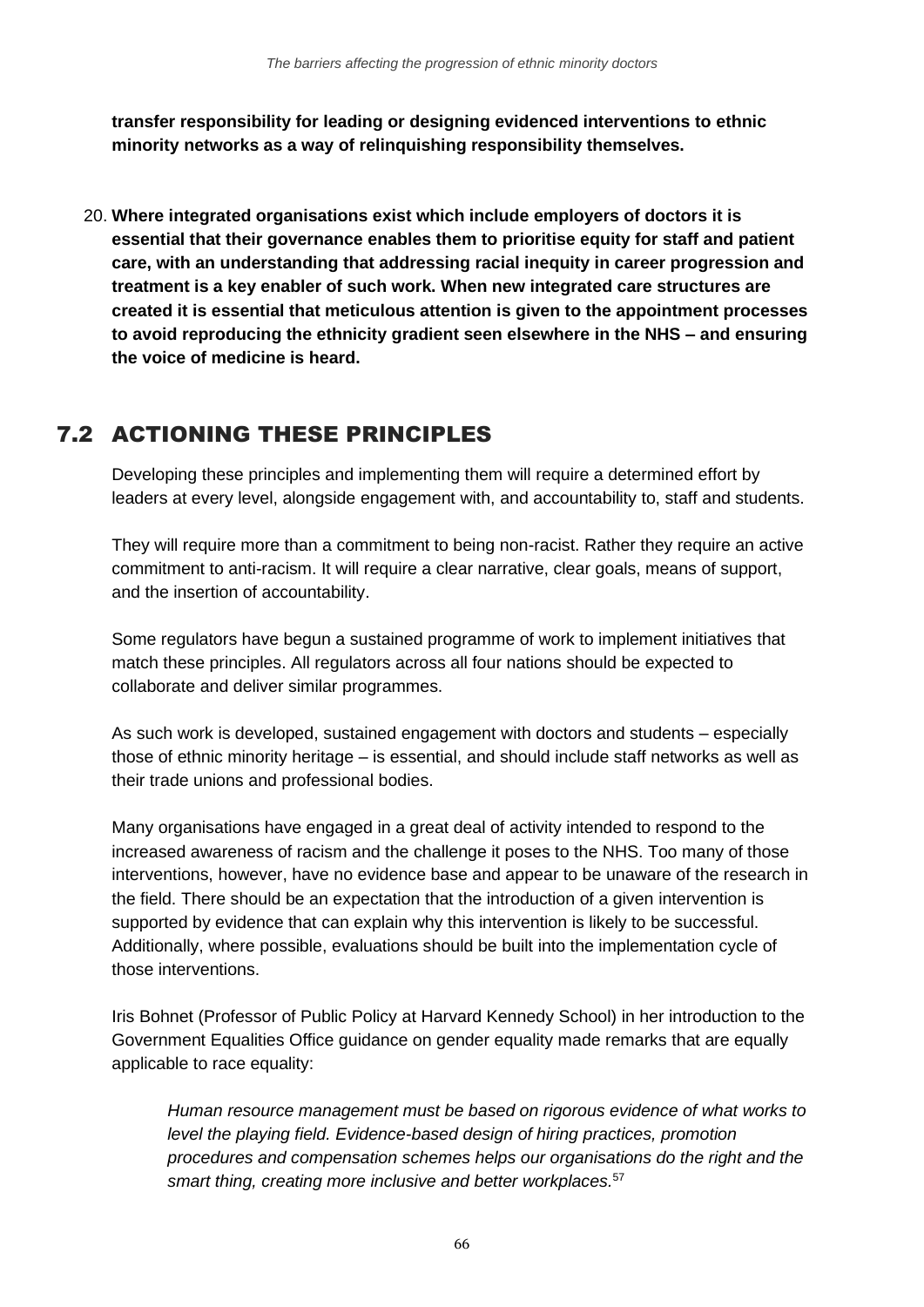**transfer responsibility for leading or designing evidenced interventions to ethnic minority networks as a way of relinquishing responsibility themselves.**

20. **Where integrated organisations exist which include employers of doctors it is essential that their governance enables them to prioritise equity for staff and patient care, with an understanding that addressing racial inequity in career progression and treatment is a key enabler of such work. When new integrated care structures are created it is essential that meticulous attention is given to the appointment processes to avoid reproducing the ethnicity gradient seen elsewhere in the NHS – and ensuring the voice of medicine is heard.**

## 7.2 ACTIONING THESE PRINCIPLES

Developing these principles and implementing them will require a determined effort by leaders at every level, alongside engagement with, and accountability to, staff and students.

They will require more than a commitment to being non-racist. Rather they require an active commitment to anti-racism. It will require a clear narrative, clear goals, means of support, and the insertion of accountability.

Some regulators have begun a sustained programme of work to implement initiatives that match these principles. All regulators across all four nations should be expected to collaborate and deliver similar programmes.

As such work is developed, sustained engagement with doctors and students – especially those of ethnic minority heritage – is essential, and should include staff networks as well as their trade unions and professional bodies.

Many organisations have engaged in a great deal of activity intended to respond to the increased awareness of racism and the challenge it poses to the NHS. Too many of those interventions, however, have no evidence base and appear to be unaware of the research in the field. There should be an expectation that the introduction of a given intervention is supported by evidence that can explain why this intervention is likely to be successful. Additionally, where possible, evaluations should be built into the implementation cycle of those interventions.

Iris Bohnet (Professor of Public Policy at Harvard Kennedy School) in her introduction to the Government Equalities Office guidance on gender equality made remarks that are equally applicable to race equality:

> *Human resource management must be based on rigorous evidence of what works to level the playing field. Evidence-based design of hiring practices, promotion procedures and compensation schemes helps our organisations do the right and the smart thing, creating more inclusive and better workplaces.*[57]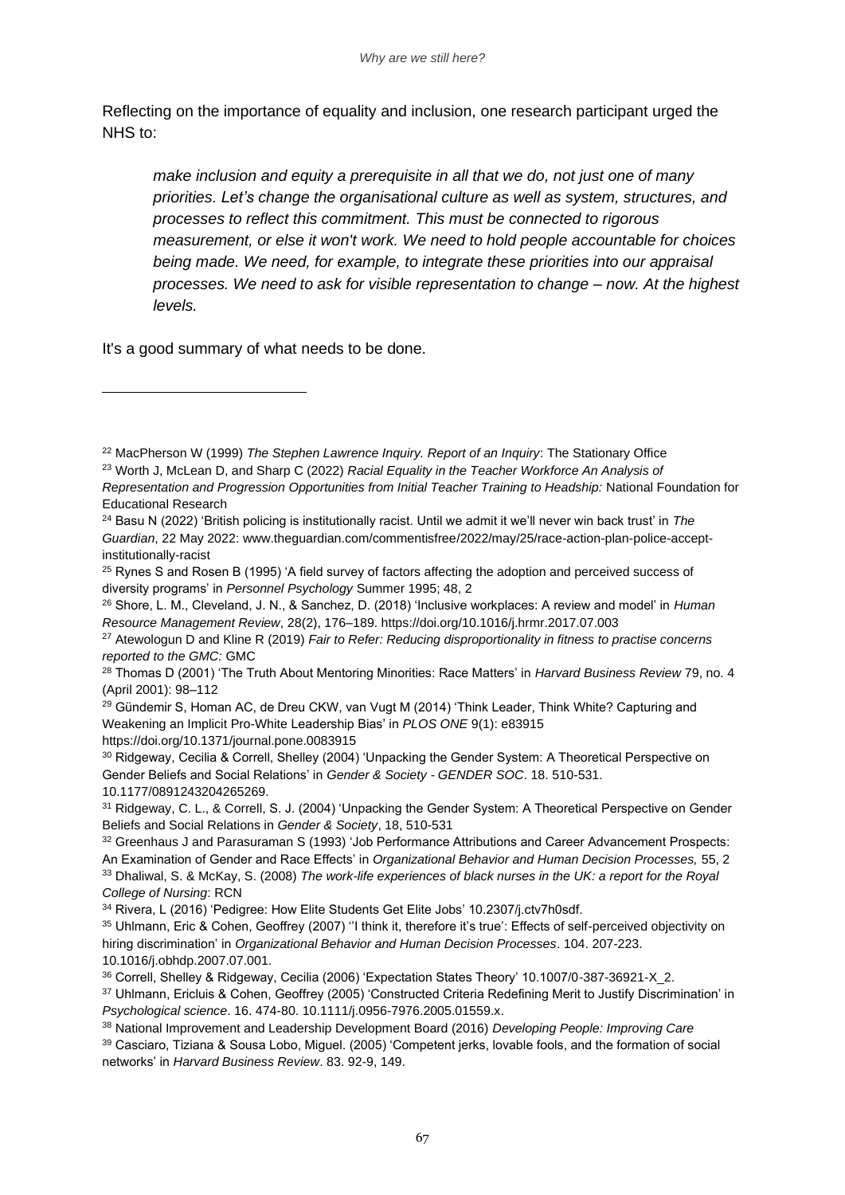Reflecting on the importance of equality and inclusion, one research participant urged the NHS to:

> *make inclusion and equity a prerequisite in all that we do, not just one of many priorities. Let's change the organisational culture as well as system, structures, and processes to reflect this commitment. This must be connected to rigorous measurement, or else it won't work. We need to hold people accountable for choices being made. We need, for example, to integrate these priorities into our appraisal processes. We need to ask for visible representation to change – now. At the highest levels.*

It's a good summary of what needs to be done.

---

[22] MacPherson W (1999) *The Stephen Lawrence Inquiry. Report of an Inquiry*: The Stationary Office

[23] Worth J, McLean D, and Sharp C (2022) *Racial Equality in the Teacher Workforce An Analysis of Representation and Progression Opportunities from Initial Teacher Training to Headship:* National Foundation for Educational Research

[24] Basu N (2022) 'British policing is institutionally racist. Until we admit it we'll never win back trust' in *The Guardian*, 22 May 2022: www.theguardian.com/commentisfree/2022/may/25/race-action-plan-police-accept-institutionally-racist

[25] Rynes S and Rosen B (1995) 'A field survey of factors affecting the adoption and perceived success of diversity programs' in *Personnel Psychology* Summer 1995; 48, 2

[26] Shore, L. M., Cleveland, J. N., & Sanchez, D. (2018) 'Inclusive workplaces: A review and model' in *Human Resource Management Review*, 28(2), 176–189. https://doi.org/10.1016/j.hrmr.2017.07.003

[27] Atewologun D and Kline R (2019) *Fair to Refer: Reducing disproportionality in fitness to practise concerns reported to the GMC:* GMC

[28] Thomas D (2001) 'The Truth About Mentoring Minorities: Race Matters' in *Harvard Business Review* 79, no. 4 (April 2001): 98–112

[29] Gündemir S, Homan AC, de Dreu CKW, van Vugt M (2014) 'Think Leader, Think White? Capturing and Weakening an Implicit Pro-White Leadership Bias' in *PLOS ONE* 9(1): e83915 https://doi.org/10.1371/journal.pone.0083915

[30] Ridgeway, Cecilia & Correll, Shelley (2004) 'Unpacking the Gender System: A Theoretical Perspective on Gender Beliefs and Social Relations' in *Gender & Society - GENDER SOC*. 18. 510-531. 10.1177/0891243204265269.

[31] Ridgeway, C. L., & Correll, S. J. (2004) 'Unpacking the Gender System: A Theoretical Perspective on Gender Beliefs and Social Relations in *Gender & Society*, 18, 510-531

[32] Greenhaus J and Parasuraman S (1993) 'Job Performance Attributions and Career Advancement Prospects: An Examination of Gender and Race Effects' in *Organizational Behavior and Human Decision Processes,* 55, 2

[33] Dhaliwal, S. & McKay, S. (2008) *The work-life experiences of black nurses in the UK: a report for the Royal College of Nursing*: RCN

[34] Rivera, L (2016) 'Pedigree: How Elite Students Get Elite Jobs' 10.2307/j.ctv7h0sdf.

[35] Uhlmann, Eric & Cohen, Geoffrey (2007) ''I think it, therefore it's true': Effects of self-perceived objectivity on hiring discrimination' in *Organizational Behavior and Human Decision Processes*. 104. 207-223. 10.1016/j.obhdp.2007.07.001.

[36] Correll, Shelley & Ridgeway, Cecilia (2006) 'Expectation States Theory' 10.1007/0-387-36921-X_2.

[37] Uhlmann, Ericluis & Cohen, Geoffrey (2005) 'Constructed Criteria Redefining Merit to Justify Discrimination' in *Psychological science*. 16. 474-80. 10.1111/j.0956-7976.2005.01559.x.

[38] National Improvement and Leadership Development Board (2016) *Developing People: Improving Care*

[39] Casciaro, Tiziana & Sousa Lobo, Miguel. (2005) 'Competent jerks, lovable fools, and the formation of social networks' in *Harvard Business Review*. 83. 92-9, 149.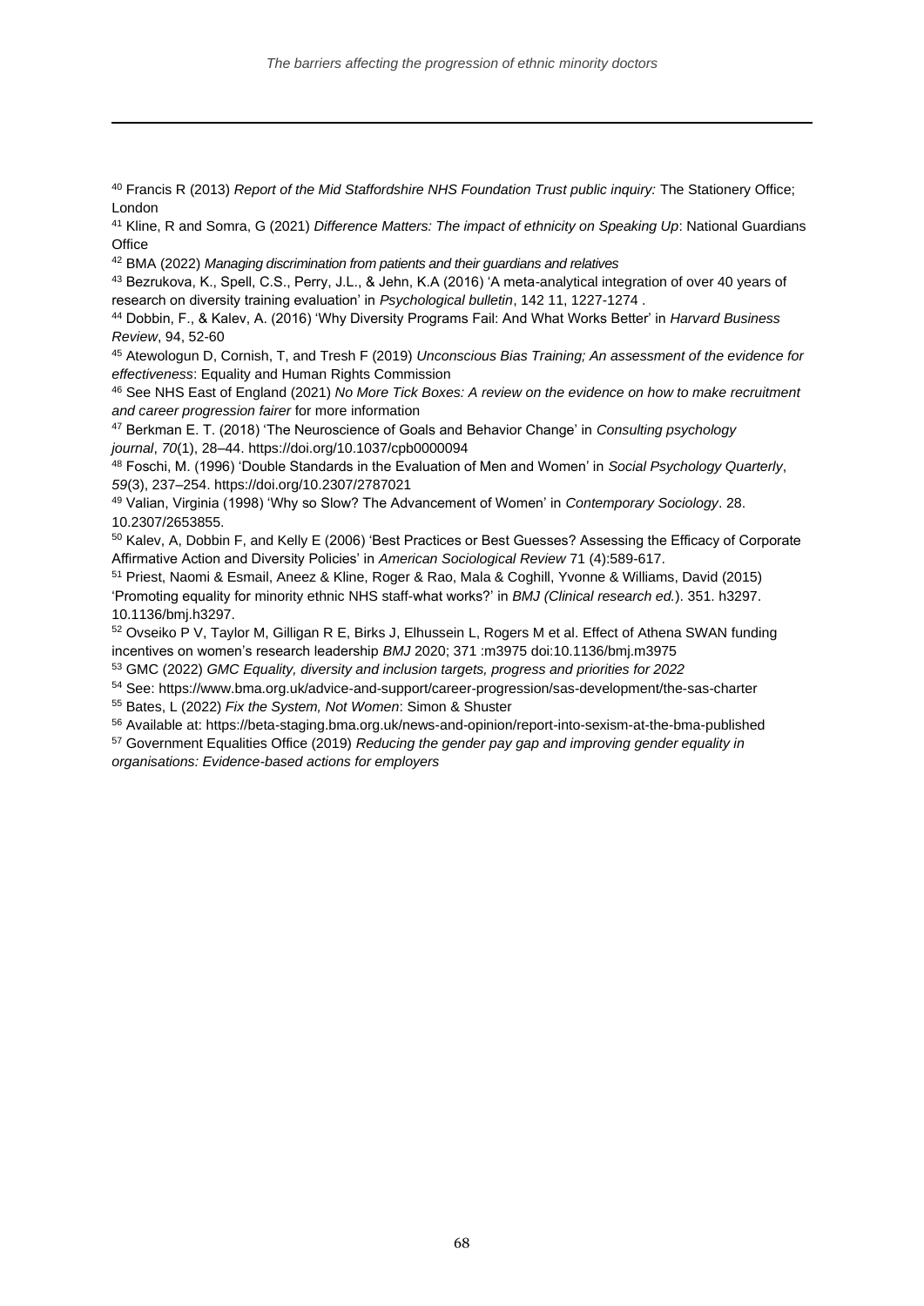[40] Francis R (2013) *Report of the Mid Staffordshire NHS Foundation Trust public inquiry:* The Stationery Office; London

[41] Kline, R and Somra, G (2021) *Difference Matters: The impact of ethnicity on Speaking Up*: National Guardians Office

[42] BMA (2022) *Managing discrimination from patients and their guardians and relatives*

[43] Bezrukova, K., Spell, C.S., Perry, J.L., & Jehn, K.A (2016) 'A meta-analytical integration of over 40 years of research on diversity training evaluation' in *Psychological bulletin*, 142 11, 1227-1274 .

[44] Dobbin, F., & Kalev, A. (2016) 'Why Diversity Programs Fail: And What Works Better' in *Harvard Business Review*, 94, 52-60

[45] Atewologun D, Cornish, T, and Tresh F (2019) *Unconscious Bias Training; An assessment of the evidence for effectiveness*: Equality and Human Rights Commission

[46] See NHS East of England (2021) *No More Tick Boxes: A review on the evidence on how to make recruitment and career progression fairer* for more information

[47] Berkman E. T. (2018) 'The Neuroscience of Goals and Behavior Change' in *Consulting psychology journal*, *70*(1), 28–44. https://doi.org/10.1037/cpb0000094

[48] Foschi, M. (1996) 'Double Standards in the Evaluation of Men and Women' in *Social Psychology Quarterly*, *59*(3), 237–254. https://doi.org/10.2307/2787021

[49] Valian, Virginia (1998) 'Why so Slow? The Advancement of Women' in *Contemporary Sociology*. 28. 10.2307/2653855.

[50] Kalev, A, Dobbin F, and Kelly E (2006) 'Best Practices or Best Guesses? Assessing the Efficacy of Corporate Affirmative Action and Diversity Policies' in *American Sociological Review* 71 (4):589-617.

[51] Priest, Naomi & Esmail, Aneez & Kline, Roger & Rao, Mala & Coghill, Yvonne & Williams, David (2015) 'Promoting equality for minority ethnic NHS staff-what works?' in *BMJ (Clinical research ed.*). 351. h3297. 10.1136/bmj.h3297.

[52] Ovseiko P V, Taylor M, Gilligan R E, Birks J, Elhussein L, Rogers M et al. Effect of Athena SWAN funding incentives on women's research leadership *BMJ* 2020; 371 :m3975 doi:10.1136/bmj.m3975

[53] GMC (2022) *GMC Equality, diversity and inclusion targets, progress and priorities for 2022*

[54] See: https://www.bma.org.uk/advice-and-support/career-progression/sas-development/the-sas-charter

[55] Bates, L (2022) *Fix the System, Not Women*: Simon & Shuster

[56] Available at: https://beta-staging.bma.org.uk/news-and-opinion/report-into-sexism-at-the-bma-published

[57] Government Equalities Office (2019) *Reducing the gender pay gap and improving gender equality in organisations: Evidence-based actions for employers*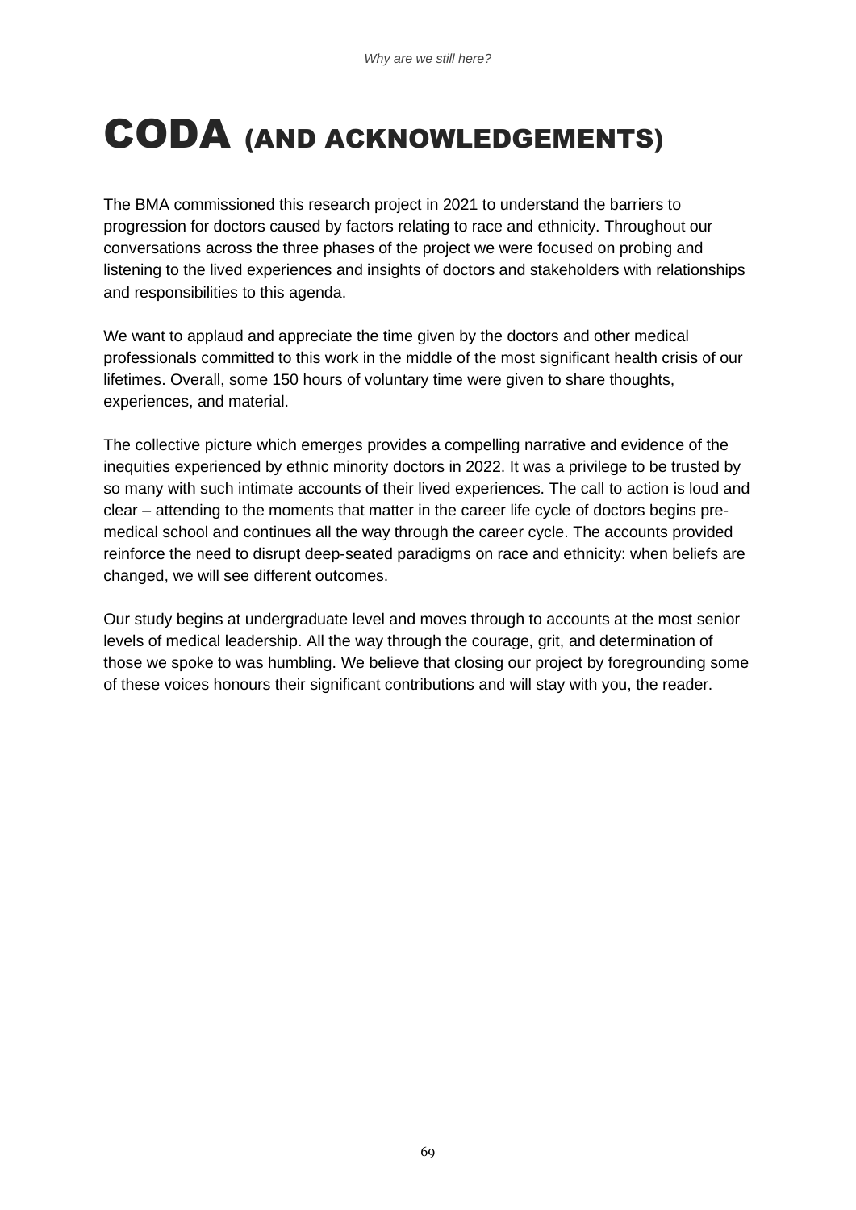# CODA (AND ACKNOWLEDGEMENTS)

The BMA commissioned this research project in 2021 to understand the barriers to progression for doctors caused by factors relating to race and ethnicity. Throughout our conversations across the three phases of the project we were focused on probing and listening to the lived experiences and insights of doctors and stakeholders with relationships and responsibilities to this agenda.

We want to applaud and appreciate the time given by the doctors and other medical professionals committed to this work in the middle of the most significant health crisis of our lifetimes. Overall, some 150 hours of voluntary time were given to share thoughts, experiences, and material.

The collective picture which emerges provides a compelling narrative and evidence of the inequities experienced by ethnic minority doctors in 2022. It was a privilege to be trusted by so many with such intimate accounts of their lived experiences. The call to action is loud and clear – attending to the moments that matter in the career life cycle of doctors begins pre-medical school and continues all the way through the career cycle. The accounts provided reinforce the need to disrupt deep-seated paradigms on race and ethnicity: when beliefs are changed, we will see different outcomes.

Our study begins at undergraduate level and moves through to accounts at the most senior levels of medical leadership. All the way through the courage, grit, and determination of those we spoke to was humbling. We believe that closing our project by foregrounding some of these voices honours their significant contributions and will stay with you, the reader.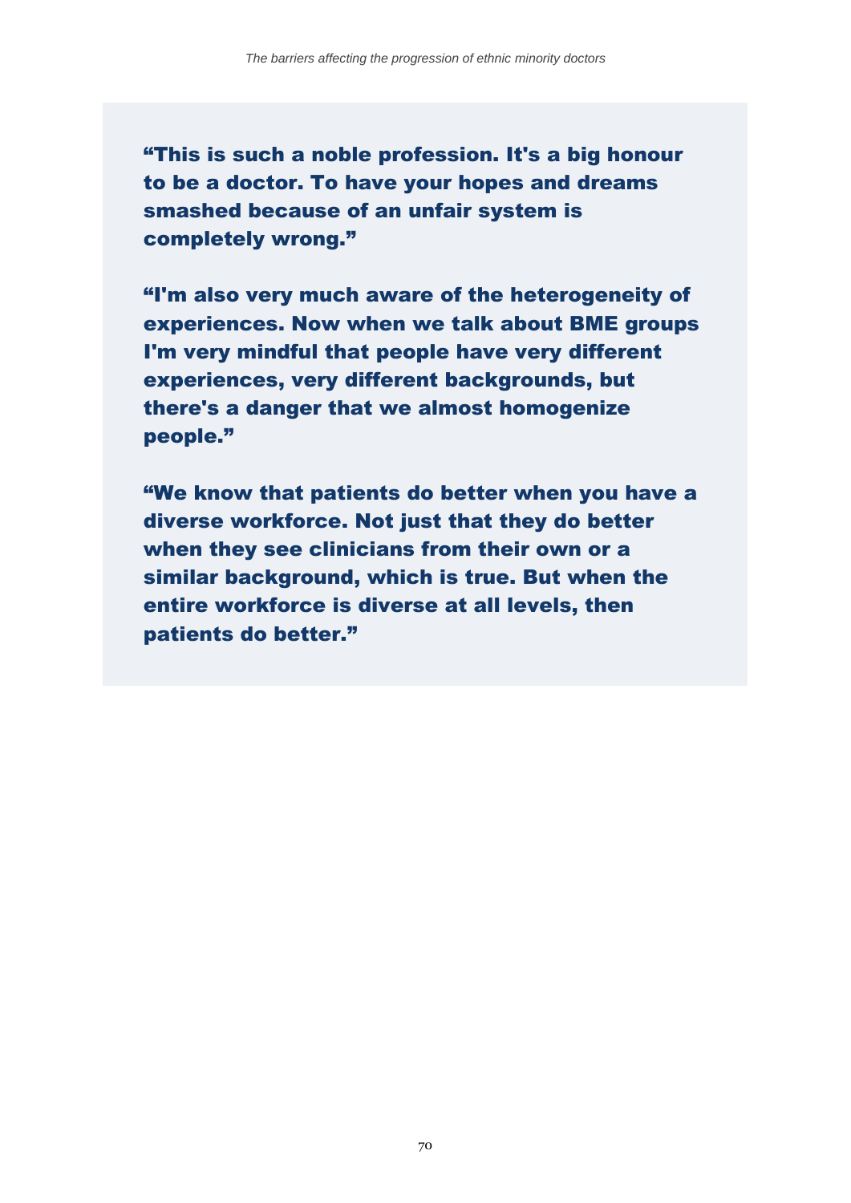**“This is such a noble profession. It's a big honour to be a doctor. To have your hopes and dreams smashed because of an unfair system is completely wrong.”**

**“I'm also very much aware of the heterogeneity of experiences. Now when we talk about BME groups I'm very mindful that people have very different experiences, very different backgrounds, but there's a danger that we almost homogenize people.”**

**“We know that patients do better when you have a diverse workforce. Not just that they do better when they see clinicians from their own or a similar background, which is true. But when the entire workforce is diverse at all levels, then patients do better.”**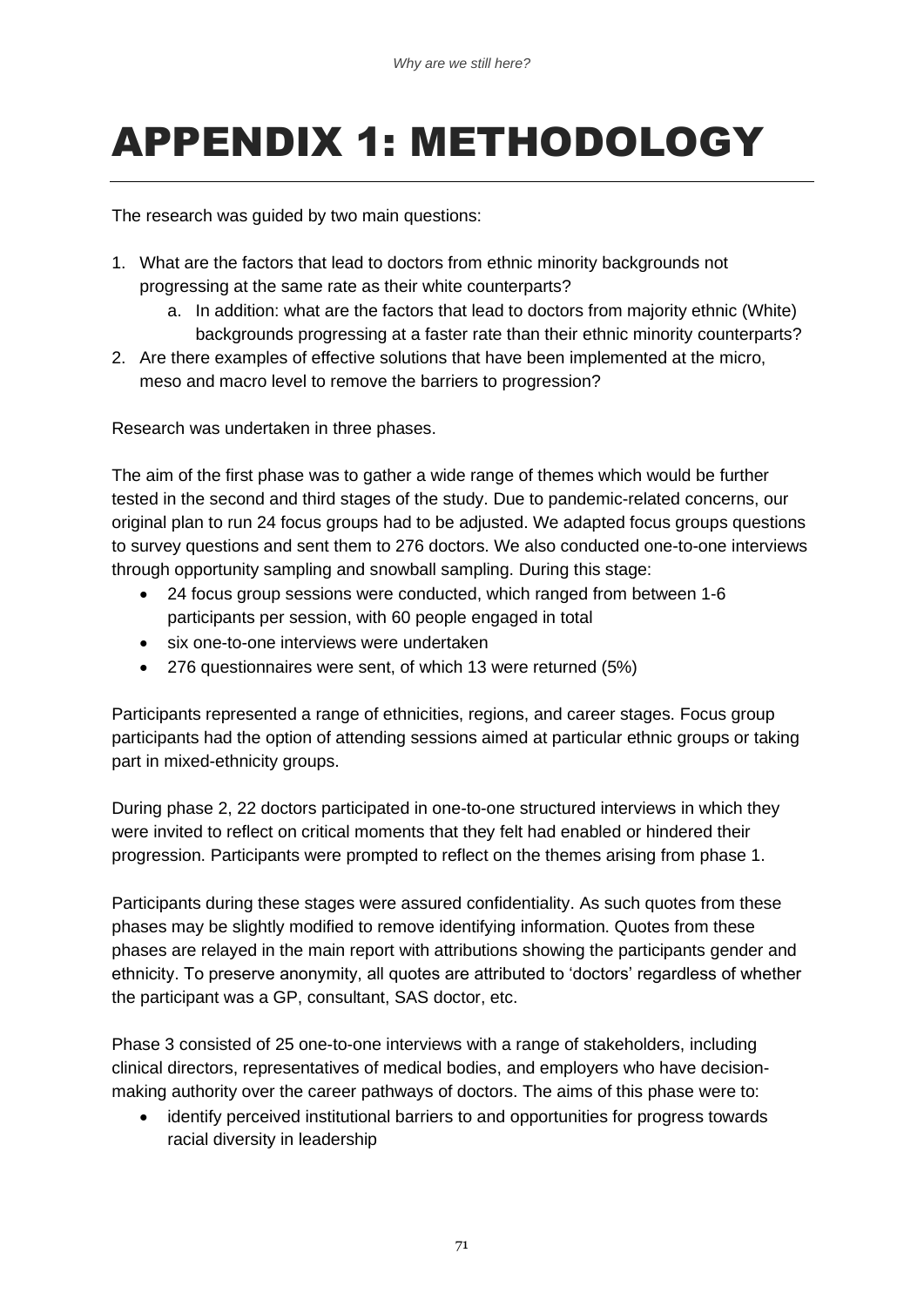# APPENDIX 1: METHODOLOGY

The research was guided by two main questions:

1. What are the factors that lead to doctors from ethnic minority backgrounds not progressing at the same rate as their white counterparts?
    a. In addition: what are the factors that lead to doctors from majority ethnic (White) backgrounds progressing at a faster rate than their ethnic minority counterparts?
2. Are there examples of effective solutions that have been implemented at the micro, meso and macro level to remove the barriers to progression?

Research was undertaken in three phases.

The aim of the first phase was to gather a wide range of themes which would be further tested in the second and third stages of the study. Due to pandemic-related concerns, our original plan to run 24 focus groups had to be adjusted. We adapted focus groups questions to survey questions and sent them to 276 doctors. We also conducted one-to-one interviews through opportunity sampling and snowball sampling. During this stage:

- 24 focus group sessions were conducted, which ranged from between 1-6 participants per session, with 60 people engaged in total
- six one-to-one interviews were undertaken
- 276 questionnaires were sent, of which 13 were returned (5%)

Participants represented a range of ethnicities, regions, and career stages. Focus group participants had the option of attending sessions aimed at particular ethnic groups or taking part in mixed-ethnicity groups.

During phase 2, 22 doctors participated in one-to-one structured interviews in which they were invited to reflect on critical moments that they felt had enabled or hindered their progression. Participants were prompted to reflect on the themes arising from phase 1.

Participants during these stages were assured confidentiality. As such quotes from these phases may be slightly modified to remove identifying information. Quotes from these phases are relayed in the main report with attributions showing the participants gender and ethnicity. To preserve anonymity, all quotes are attributed to 'doctors' regardless of whether the participant was a GP, consultant, SAS doctor, etc.

Phase 3 consisted of 25 one-to-one interviews with a range of stakeholders, including clinical directors, representatives of medical bodies, and employers who have decision-making authority over the career pathways of doctors. The aims of this phase were to:

- identify perceived institutional barriers to and opportunities for progress towards racial diversity in leadership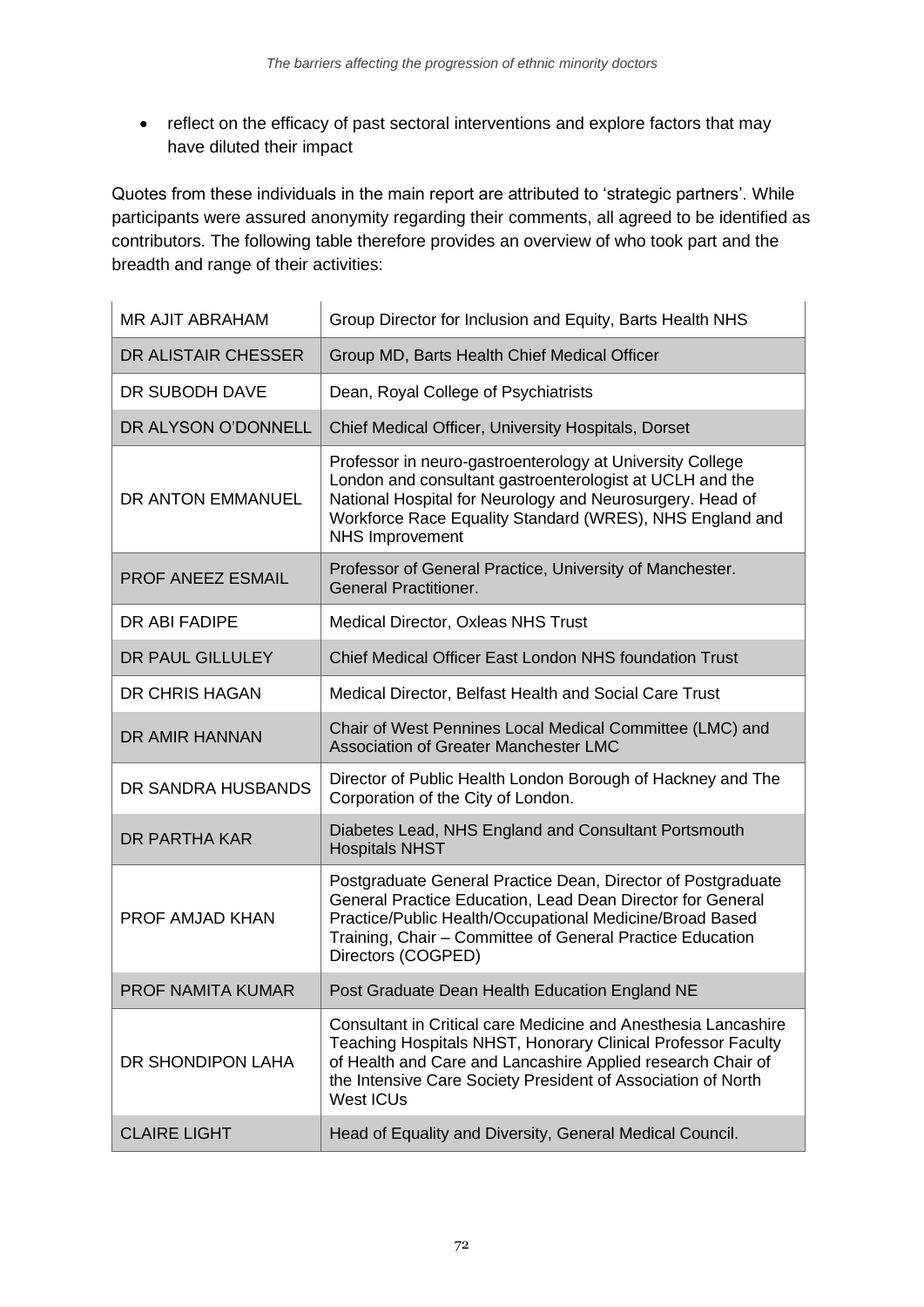- reflect on the efficacy of past sectoral interventions and explore factors that may have diluted their impact

Quotes from these individuals in the main report are attributed to 'strategic partners'. While participants were assured anonymity regarding their comments, all agreed to be identified as contributors. The following table therefore provides an overview of who took part and the breadth and range of their activities:

| | |
|---|---|
| MR AJIT ABRAHAM | Group Director for Inclusion and Equity, Barts Health NHS |
| DR ALISTAIR CHESSER | Group MD, Barts Health Chief Medical Officer |
| DR SUBODH DAVE | Dean, Royal College of Psychiatrists |
| DR ALYSON O'DONNELL | Chief Medical Officer, University Hospitals, Dorset |
| DR ANTON EMMANUEL | Professor in neuro-gastroenterology at University College London and consultant gastroenterologist at UCLH and the National Hospital for Neurology and Neurosurgery. Head of Workforce Race Equality Standard (WRES), NHS England and NHS Improvement |
| PROF ANEEZ ESMAIL | Professor of General Practice, University of Manchester. General Practitioner. |
| DR ABI FADIPE | Medical Director, Oxleas NHS Trust |
| DR PAUL GILLULEY | Chief Medical Officer East London NHS foundation Trust |
| DR CHRIS HAGAN | Medical Director, Belfast Health and Social Care Trust |
| DR AMIR HANNAN | Chair of West Pennines Local Medical Committee (LMC) and Association of Greater Manchester LMC |
| DR SANDRA HUSBANDS | Director of Public Health London Borough of Hackney and The Corporation of the City of London. |
| DR PARTHA KAR | Diabetes Lead, NHS England and Consultant Portsmouth Hospitals NHST |
| PROF AMJAD KHAN | Postgraduate General Practice Dean, Director of Postgraduate General Practice Education, Lead Dean Director for General Practice/Public Health/Occupational Medicine/Broad Based Training, Chair – Committee of General Practice Education Directors (COGPED) |
| PROF NAMITA KUMAR | Post Graduate Dean Health Education England NE |
| DR SHONDIPON LAHA | Consultant in Critical care Medicine and Anesthesia Lancashire Teaching Hospitals NHST, Honorary Clinical Professor Faculty of Health and Care and Lancashire Applied research Chair of the Intensive Care Society President of Association of North West ICUs |
| CLAIRE LIGHT | Head of Equality and Diversity, General Medical Council. |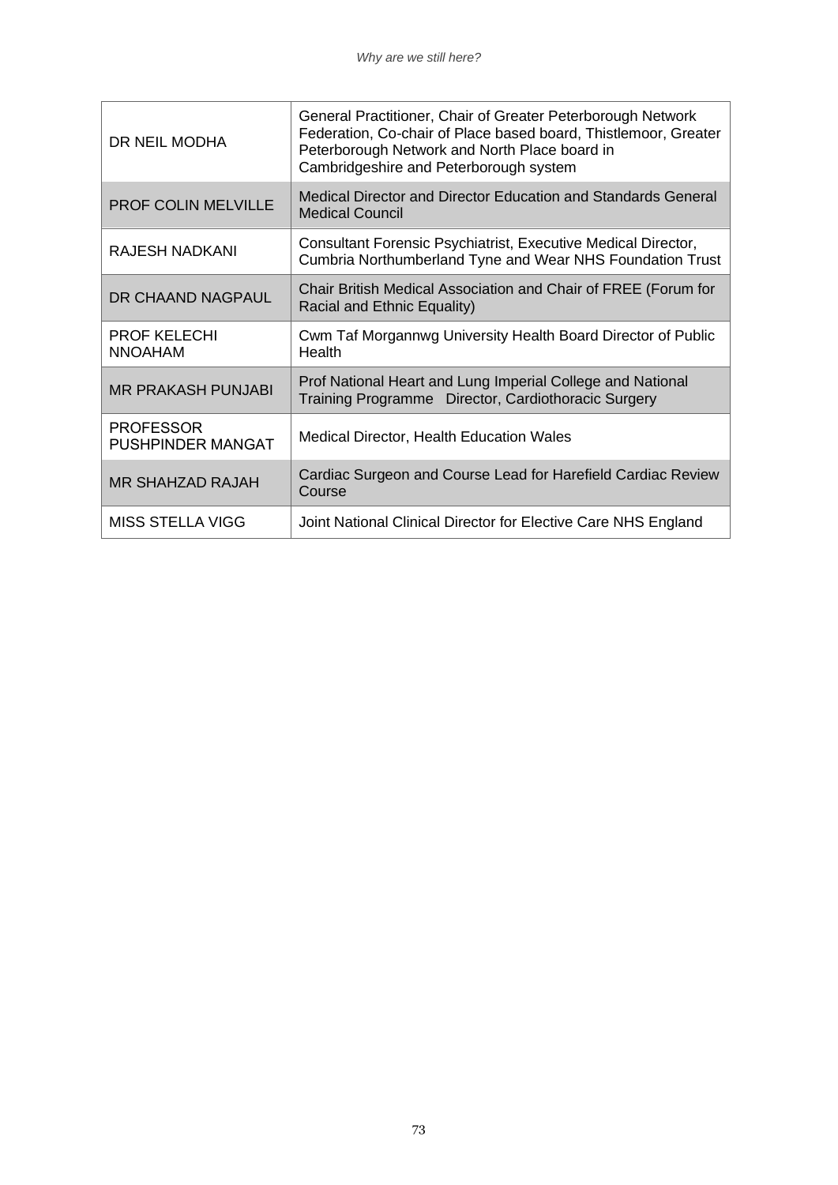| | |
|---|---|
| DR NEIL MODHA | General Practitioner, Chair of Greater Peterborough Network Federation, Co-chair of Place based board, Thistlemoor, Greater Peterborough Network and North Place board in Cambridgeshire and Peterborough system |
| PROF COLIN MELVILLE | Medical Director and Director Education and Standards General Medical Council |
| RAJESH NADKANI | Consultant Forensic Psychiatrist, Executive Medical Director, Cumbria Northumberland Tyne and Wear NHS Foundation Trust |
| DR CHAAND NAGPAUL | Chair British Medical Association and Chair of FREE (Forum for Racial and Ethnic Equality) |
| PROF KELECHI NNOAHAM | Cwm Taf Morgannwg University Health Board Director of Public Health |
| MR PRAKASH PUNJABI | Prof National Heart and Lung Imperial College and National Training Programme Director, Cardiothoracic Surgery |
| PROFESSOR PUSHPINDER MANGAT | Medical Director, Health Education Wales |
| MR SHAHZAD RAJAH | Cardiac Surgeon and Course Lead for Harefield Cardiac Review Course |
| MISS STELLA VIGG | Joint National Clinical Director for Elective Care NHS England |